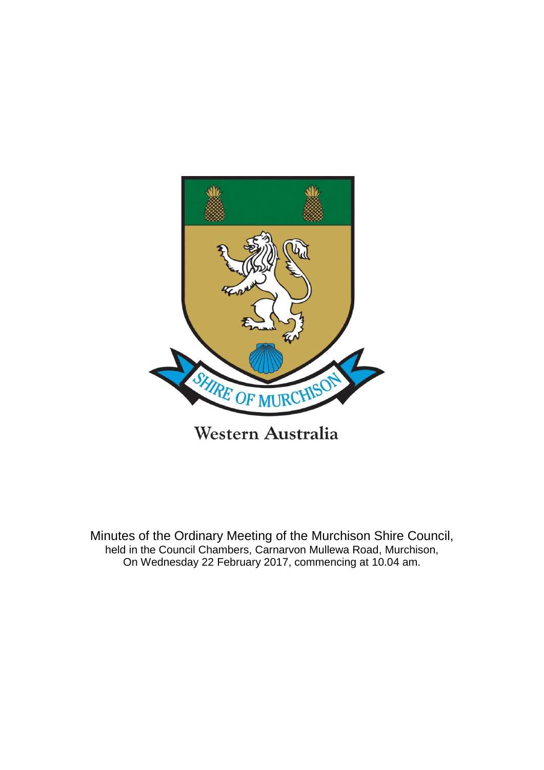SHIRE OF MURCHISON

Western Australia

Minutes of the Ordinary Meeting of the Murchison Shire Council,
held in the Council Chambers, Carnarvon Mullewa Road, Murchison,
On Wednesday 22 February 2017, commencing at 10.04 am.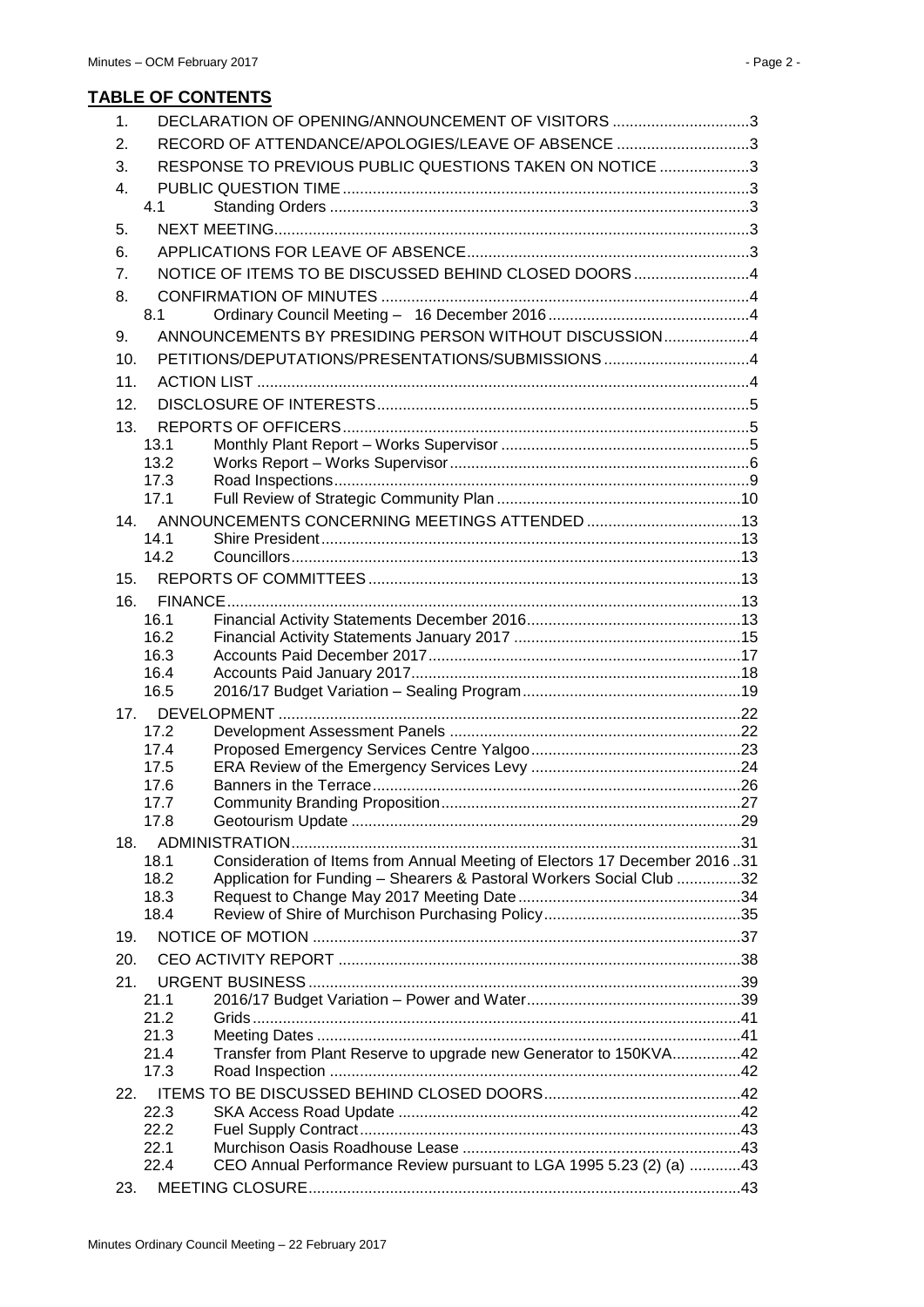## TABLE OF CONTENTS

| | | | |
|---|---|---|---|
| 1. | | DECLARATION OF OPENING/ANNOUNCEMENT OF VISITORS | 3 |
| 2. | | RECORD OF ATTENDANCE/APOLOGIES/LEAVE OF ABSENCE | 3 |
| 3. | | RESPONSE TO PREVIOUS PUBLIC QUESTIONS TAKEN ON NOTICE | 3 |
| 4. | | PUBLIC QUESTION TIME | 3 |
| | 4.1 | Standing Orders | 3 |
| 5. | | NEXT MEETING | 3 |
| 6. | | APPLICATIONS FOR LEAVE OF ABSENCE | 3 |
| 7. | | NOTICE OF ITEMS TO BE DISCUSSED BEHIND CLOSED DOORS | 4 |
| 8. | | CONFIRMATION OF MINUTES | 4 |
| | 8.1 | Ordinary Council Meeting – 16 December 2016 | 4 |
| 9. | | ANNOUNCEMENTS BY PRESIDING PERSON WITHOUT DISCUSSION | 4 |
| 10. | | PETITIONS/DEPUTATIONS/PRESENTATIONS/SUBMISSIONS | 4 |
| 11. | | ACTION LIST | 4 |
| 12. | | DISCLOSURE OF INTERESTS | 5 |
| 13. | | REPORTS OF OFFICERS | 5 |
| | 13.1 | Monthly Plant Report – Works Supervisor | 5 |
| | 13.2 | Works Report – Works Supervisor | 6 |
| | 17.3 | Road Inspections | 9 |
| | 17.1 | Full Review of Strategic Community Plan | 10 |
| 14. | | ANNOUNCEMENTS CONCERNING MEETINGS ATTENDED | 13 |
| | 14.1 | Shire President | 13 |
| | 14.2 | Councillors | 13 |
| 15. | | REPORTS OF COMMITTEES | 13 |
| 16. | | FINANCE | 13 |
| | 16.1 | Financial Activity Statements December 2016 | 13 |
| | 16.2 | Financial Activity Statements January 2017 | 15 |
| | 16.3 | Accounts Paid December 2017 | 17 |
| | 16.4 | Accounts Paid January 2017 | 18 |
| | 16.5 | 2016/17 Budget Variation – Sealing Program | 19 |
| 17. | | DEVELOPMENT | 22 |
| | 17.2 | Development Assessment Panels | 22 |
| | 17.4 | Proposed Emergency Services Centre Yalgoo | 23 |
| | 17.5 | ERA Review of the Emergency Services Levy | 24 |
| | 17.6 | Banners in the Terrace | 26 |
| | 17.7 | Community Branding Proposition | 27 |
| | 17.8 | Geotourism Update | 29 |
| 18. | | ADMINISTRATION | 31 |
| | 18.1 | Consideration of Items from Annual Meeting of Electors 17 December 2016 | 31 |
| | 18.2 | Application for Funding – Shearers & Pastoral Workers Social Club | 32 |
| | 18.3 | Request to Change May 2017 Meeting Date | 34 |
| | 18.4 | Review of Shire of Murchison Purchasing Policy | 35 |
| 19. | | NOTICE OF MOTION | 37 |
| 20. | | CEO ACTIVITY REPORT | 38 |
| 21. | | URGENT BUSINESS | 39 |
| | 21.1 | 2016/17 Budget Variation – Power and Water | 39 |
| | 21.2 | Grids | 41 |
| | 21.3 | Meeting Dates | 41 |
| | 21.4 | Transfer from Plant Reserve to upgrade new Generator to 150KVA | 42 |
| | 17.3 | Road Inspection | 42 |
| 22. | | ITEMS TO BE DISCUSSED BEHIND CLOSED DOORS | 42 |
| | 22.3 | SKA Access Road Update | 42 |
| | 22.2 | Fuel Supply Contract | 43 |
| | 22.1 | Murchison Oasis Roadhouse Lease | 43 |
| | 22.4 | CEO Annual Performance Review pursuant to LGA 1995 5.23 (2) (a) | 43 |
| 23. | | MEETING CLOSURE | 43 |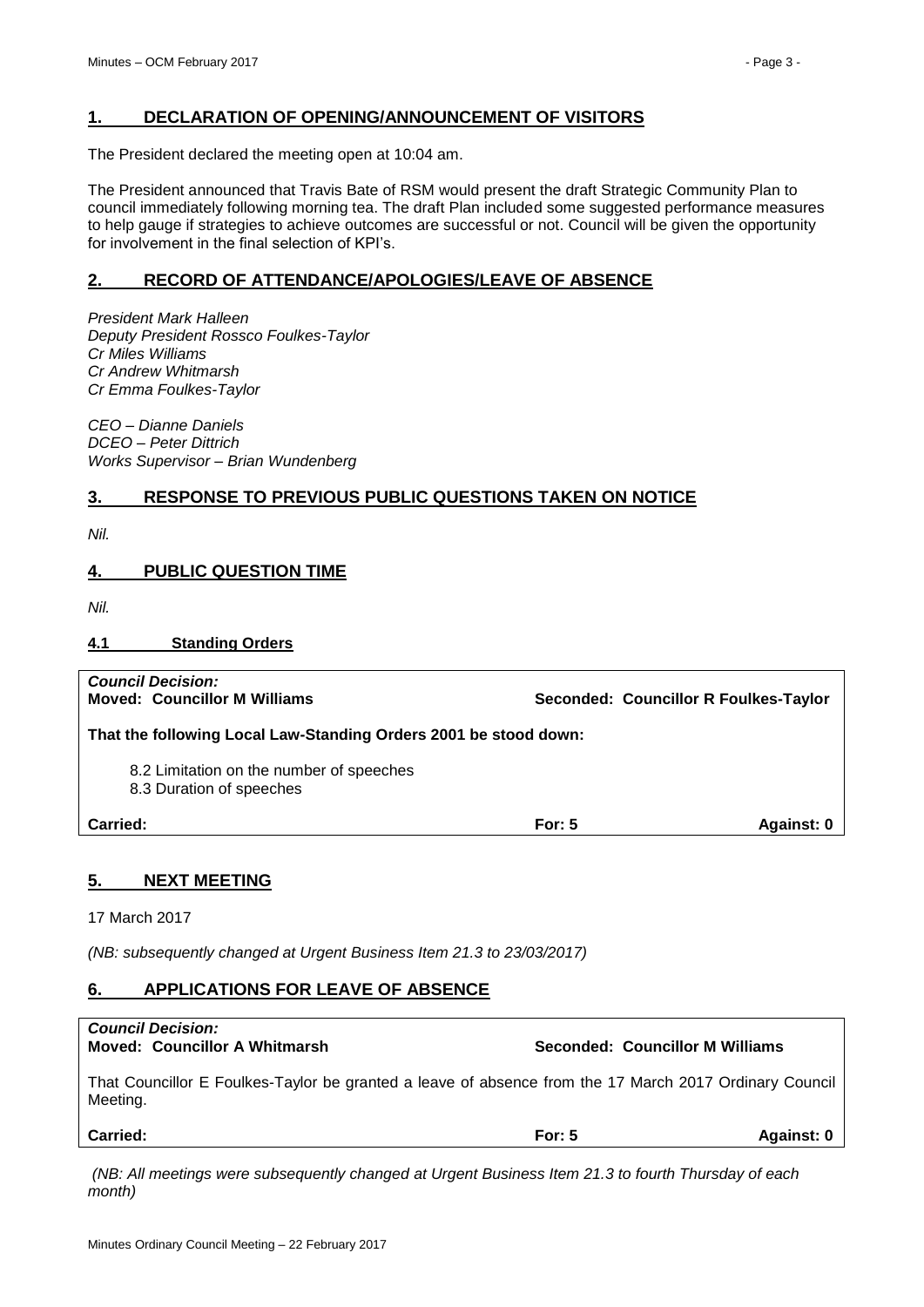## 1. DECLARATION OF OPENING/ANNOUNCEMENT OF VISITORS

The President declared the meeting open at 10:04 am.

The President announced that Travis Bate of RSM would present the draft Strategic Community Plan to council immediately following morning tea. The draft Plan included some suggested performance measures to help gauge if strategies to achieve outcomes are successful or not. Council will be given the opportunity for involvement in the final selection of KPI's.

## 2. RECORD OF ATTENDANCE/APOLOGIES/LEAVE OF ABSENCE

*President Mark Halleen*
*Deputy President Rossco Foulkes-Taylor*
*Cr Miles Williams*
*Cr Andrew Whitmarsh*
*Cr Emma Foulkes-Taylor*

*CEO – Dianne Daniels*
*DCEO – Peter Dittrich*
*Works Supervisor – Brian Wundenberg*

## 3. RESPONSE TO PREVIOUS PUBLIC QUESTIONS TAKEN ON NOTICE

*Nil.*

## 4. PUBLIC QUESTION TIME

*Nil.*

### 4.1 Standing Orders

***Council Decision:***
**Moved: Councillor M Williams** **Seconded: Councillor R Foulkes-Taylor**

**That the following Local Law-Standing Orders 2001 be stood down:**

8.2 Limitation on the number of speeches
8.3 Duration of speeches

**Carried:** **For: 5** **Against: 0**

## 5. NEXT MEETING

17 March 2017

*(NB: subsequently changed at Urgent Business Item 21.3 to 23/03/2017)*

## 6. APPLICATIONS FOR LEAVE OF ABSENCE

***Council Decision:***
**Moved: Councillor A Whitmarsh** **Seconded: Councillor M Williams**

That Councillor E Foulkes-Taylor be granted a leave of absence from the 17 March 2017 Ordinary Council Meeting.

**Carried:** **For: 5** **Against: 0**

*(NB: All meetings were subsequently changed at Urgent Business Item 21.3 to fourth Thursday of each month)*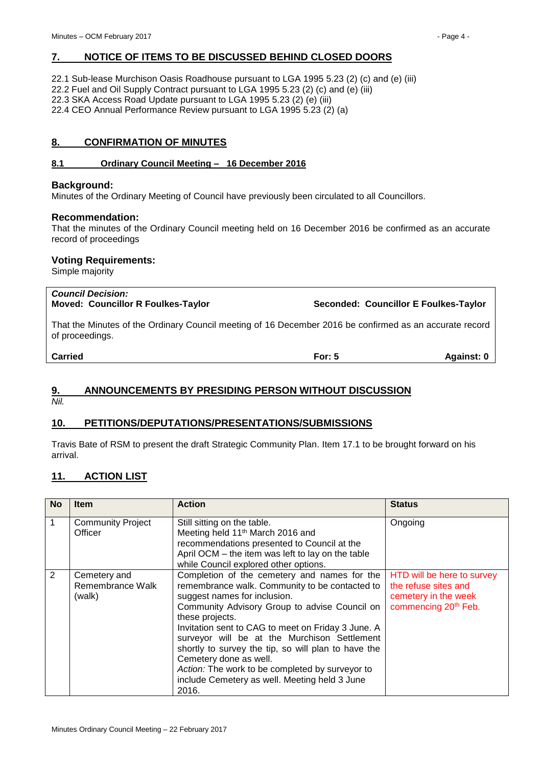## 7. NOTICE OF ITEMS TO BE DISCUSSED BEHIND CLOSED DOORS

22.1 Sub-lease Murchison Oasis Roadhouse pursuant to LGA 1995 5.23 (2) (c) and (e) (iii)
22.2 Fuel and Oil Supply Contract pursuant to LGA 1995 5.23 (2) (c) and (e) (iii)
22.3 SKA Access Road Update pursuant to LGA 1995 5.23 (2) (e) (iii)
22.4 CEO Annual Performance Review pursuant to LGA 1995 5.23 (2) (a)

## 8. CONFIRMATION OF MINUTES

### 8.1 Ordinary Council Meeting – 16 December 2016

**Background:**
Minutes of the Ordinary Meeting of Council have previously been circulated to all Councillors.

**Recommendation:**
That the minutes of the Ordinary Council meeting held on 16 December 2016 be confirmed as an accurate record of proceedings

**Voting Requirements:**
Simple majority

***Council Decision:***
**Moved: Councillor R Foulkes-Taylor** **Seconded: Councillor E Foulkes-Taylor**

That the Minutes of the Ordinary Council meeting of 16 December 2016 be confirmed as an accurate record of proceedings.

**Carried** **For: 5** **Against: 0**

## 9. ANNOUNCEMENTS BY PRESIDING PERSON WITHOUT DISCUSSION

*Nil.*

## 10. PETITIONS/DEPUTATIONS/PRESENTATIONS/SUBMISSIONS

Travis Bate of RSM to present the draft Strategic Community Plan. Item 17.1 to be brought forward on his arrival.

## 11. ACTION LIST

| No | Item | Action | Status |
|---|---|---|---|
| 1 | Community Project Officer | Still sitting on the table.<br>Meeting held 11th March 2016 and recommendations presented to Council at the April OCM – the item was left to lay on the table while Council explored other options. | Ongoing |
| 2 | Cemetery and Remembrance Walk (walk) | Completion of the cemetery and names for the remembrance walk. Community to be contacted to suggest names for inclusion.<br>Community Advisory Group to advise Council on these projects.<br>Invitation sent to CAG to meet on Friday 3 June. A surveyor will be at the Murchison Settlement shortly to survey the tip, so will plan to have the Cemetery done as well.<br>*Action:* The work to be completed by surveyor to include Cemetery as well. Meeting held 3 June 2016. | HTD will be here to survey the refuse sites and cemetery in the week commencing 20th Feb. |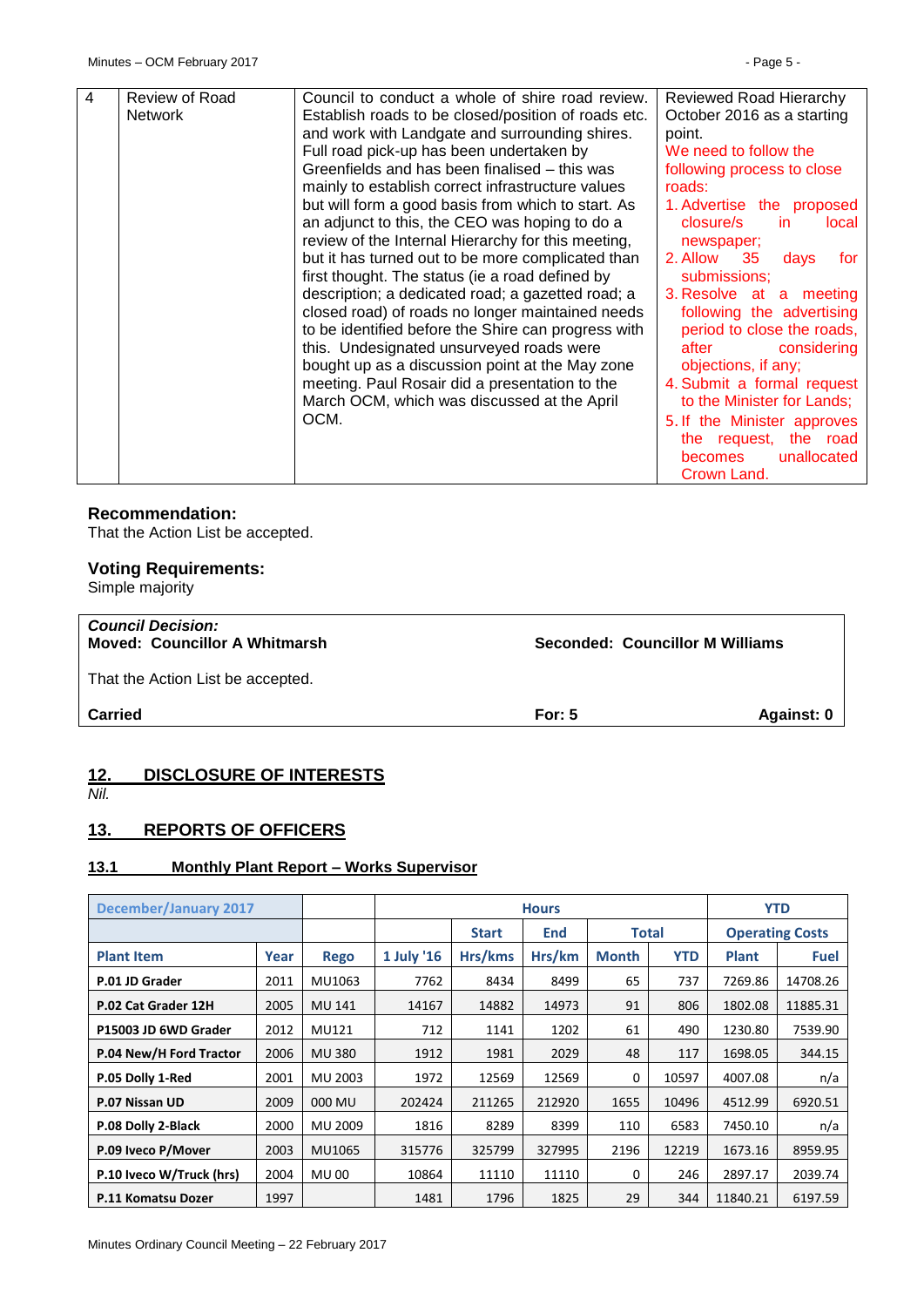| 4 | Review of Road Network | Council to conduct a whole of shire road review. Establish roads to be closed/position of roads etc. and work with Landgate and surrounding shires. Full road pick-up has been undertaken by Greenfields and has been finalised – this was mainly to establish correct infrastructure values but will form a good basis from which to start. As an adjunct to this, the CEO was hoping to do a review of the Internal Hierarchy for this meeting, but it has turned out to be more complicated than first thought. The status (ie a road defined by description; a dedicated road; a gazetted road; a closed road) of roads no longer maintained needs to be identified before the Shire can progress with this. Undesignated unsurveyed roads were bought up as a discussion point at the May zone meeting. Paul Rosair did a presentation to the March OCM, which was discussed at the April OCM. | Reviewed Road Hierarchy October 2016 as a starting point. We need to follow the following process to close roads: 1. Advertise the proposed closure/s in local newspaper; 2. Allow 35 days for submissions; 3. Resolve at a meeting following the advertising period to close the roads, after considering objections, if any; 4. Submit a formal request to the Minister for Lands; 5. If the Minister approves the request, the road becomes unallocated Crown Land. |
|---|---|---|---|

### Recommendation:
That the Action List be accepted.

### Voting Requirements:
Simple majority

| ***Council Decision:*** **Moved: Councillor A Whitmarsh** | **Seconded: Councillor M Williams** | |
|---|---|---|
| That the Action List be accepted. | | |
| **Carried** | **For: 5** | **Against: 0** |

## 12. DISCLOSURE OF INTERESTS

*Nil.*

## 13. REPORTS OF OFFICERS

### 13.1 Monthly Plant Report – Works Supervisor

| December/January 2017 | | | Hours | | | | | YTD | |
|---|---|---|---|---|---|---|---|---|---|
| | | | | Start | End | Total | | Operating Costs | |
| Plant Item | Year | Rego | 1 July '16 | Hrs/kms | Hrs/km | Month | YTD | Plant | Fuel |
| P.01 JD Grader | 2011 | MU1063 | 7762 | 8434 | 8499 | 65 | 737 | 7269.86 | 14708.26 |
| P.02 Cat Grader 12H | 2005 | MU 141 | 14167 | 14882 | 14973 | 91 | 806 | 1802.08 | 11885.31 |
| P15003 JD 6WD Grader | 2012 | MU121 | 712 | 1141 | 1202 | 61 | 490 | 1230.80 | 7539.90 |
| P.04 New/H Ford Tractor | 2006 | MU 380 | 1912 | 1981 | 2029 | 48 | 117 | 1698.05 | 344.15 |
| P.05 Dolly 1-Red | 2001 | MU 2003 | 1972 | 12569 | 12569 | 0 | 10597 | 4007.08 | n/a |
| P.07 Nissan UD | 2009 | 000 MU | 202424 | 211265 | 212920 | 1655 | 10496 | 4512.99 | 6920.51 |
| P.08 Dolly 2-Black | 2000 | MU 2009 | 1816 | 8289 | 8399 | 110 | 6583 | 7450.10 | n/a |
| P.09 Iveco P/Mover | 2003 | MU1065 | 315776 | 325799 | 327995 | 2196 | 12219 | 1673.16 | 8959.95 |
| P.10 Iveco W/Truck (hrs) | 2004 | MU 00 | 10864 | 11110 | 11110 | 0 | 246 | 2897.17 | 2039.74 |
| P.11 Komatsu Dozer | 1997 | | 1481 | 1796 | 1825 | 29 | 344 | 11840.21 | 6197.59 |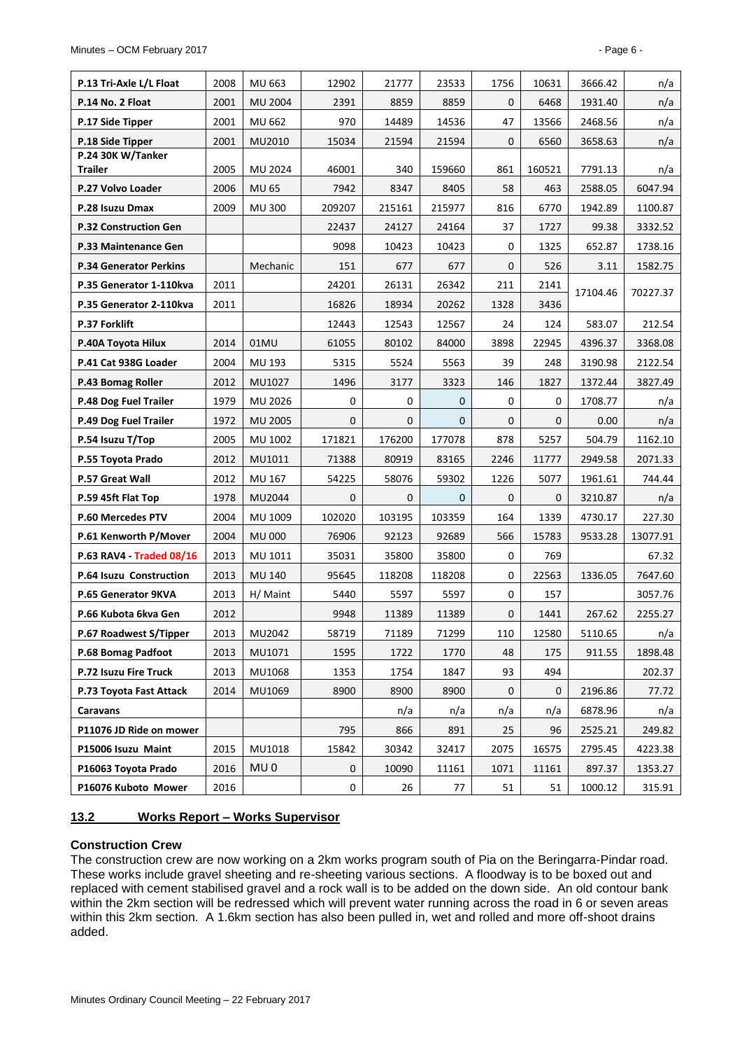| P.13 Tri-Axle L/L Float | 2008 | MU 663 | 12902 | 21777 | 23533 | 1756 | 10631 | 3666.42 | n/a |
|---|---|---|---|---|---|---|---|---|---|
| P.14 No. 2 Float | 2001 | MU 2004 | 2391 | 8859 | 8859 | 0 | 6468 | 1931.40 | n/a |
| P.17 Side Tipper | 2001 | MU 662 | 970 | 14489 | 14536 | 47 | 13566 | 2468.56 | n/a |
| P.18 Side Tipper | 2001 | MU2010 | 15034 | 21594 | 21594 | 0 | 6560 | 3658.63 | n/a |
| P.24 30K W/Tanker Trailer | 2005 | MU 2024 | 46001 | 340 | 159660 | 861 | 160521 | 7791.13 | n/a |
| P.27 Volvo Loader | 2006 | MU 65 | 7942 | 8347 | 8405 | 58 | 463 | 2588.05 | 6047.94 |
| P.28 Isuzu Dmax | 2009 | MU 300 | 209207 | 215161 | 215977 | 816 | 6770 | 1942.89 | 1100.87 |
| P.32 Construction Gen | | | 22437 | 24127 | 24164 | 37 | 1727 | 99.38 | 3332.52 |
| P.33 Maintenance Gen | | | 9098 | 10423 | 10423 | 0 | 1325 | 652.87 | 1738.16 |
| P.34 Generator Perkins | | Mechanic | 151 | 677 | 677 | 0 | 526 | 3.11 | 1582.75 |
| P.35 Generator 1-110kva | 2011 | | 24201 | 26131 | 26342 | 211 | 2141 | 17104.46 | 70227.37 |
| P.35 Generator 2-110kva | 2011 | | 16826 | 18934 | 20262 | 1328 | 3436 | | |
| P.37 Forklift | | | 12443 | 12543 | 12567 | 24 | 124 | 583.07 | 212.54 |
| P.40A Toyota Hilux | 2014 | 01MU | 61055 | 80102 | 84000 | 3898 | 22945 | 4396.37 | 3368.08 |
| P.41 Cat 938G Loader | 2004 | MU 193 | 5315 | 5524 | 5563 | 39 | 248 | 3190.98 | 2122.54 |
| P.43 Bomag Roller | 2012 | MU1027 | 1496 | 3177 | 3323 | 146 | 1827 | 1372.44 | 3827.49 |
| P.48 Dog Fuel Trailer | 1979 | MU 2026 | 0 | 0 | 0 | 0 | 0 | 1708.77 | n/a |
| P.49 Dog Fuel Trailer | 1972 | MU 2005 | 0 | 0 | 0 | 0 | 0 | 0.00 | n/a |
| P.54 Isuzu T/Top | 2005 | MU 1002 | 171821 | 176200 | 177078 | 878 | 5257 | 504.79 | 1162.10 |
| P.55 Toyota Prado | 2012 | MU1011 | 71388 | 80919 | 83165 | 2246 | 11777 | 2949.58 | 2071.33 |
| P.57 Great Wall | 2012 | MU 167 | 54225 | 58076 | 59302 | 1226 | 5077 | 1961.61 | 744.44 |
| P.59 45ft Flat Top | 1978 | MU2044 | 0 | 0 | 0 | 0 | 0 | 3210.87 | n/a |
| P.60 Mercedes PTV | 2004 | MU 1009 | 102020 | 103195 | 103359 | 164 | 1339 | 4730.17 | 227.30 |
| P.61 Kenworth P/Mover | 2004 | MU 000 | 76906 | 92123 | 92689 | 566 | 15783 | 9533.28 | 13077.91 |
| P.63 RAV4 - Traded 08/16 | 2013 | MU 1011 | 35031 | 35800 | 35800 | 0 | 769 | | 67.32 |
| P.64 Isuzu Construction | 2013 | MU 140 | 95645 | 118208 | 118208 | 0 | 22563 | 1336.05 | 7647.60 |
| P.65 Generator 9KVA | 2013 | H/ Maint | 5440 | 5597 | 5597 | 0 | 157 | | 3057.76 |
| P.66 Kubota 6kva Gen | 2012 | | 9948 | 11389 | 11389 | 0 | 1441 | 267.62 | 2255.27 |
| P.67 Roadwest S/Tipper | 2013 | MU2042 | 58719 | 71189 | 71299 | 110 | 12580 | 5110.65 | n/a |
| P.68 Bomag Padfoot | 2013 | MU1071 | 1595 | 1722 | 1770 | 48 | 175 | 911.55 | 1898.48 |
| P.72 Isuzu Fire Truck | 2013 | MU1068 | 1353 | 1754 | 1847 | 93 | 494 | | 202.37 |
| P.73 Toyota Fast Attack | 2014 | MU1069 | 8900 | 8900 | 8900 | 0 | 0 | 2196.86 | 77.72 |
| Caravans | | | | n/a | n/a | n/a | n/a | 6878.96 | n/a |
| P11076 JD Ride on mower | | | 795 | 866 | 891 | 25 | 96 | 2525.21 | 249.82 |
| P15006 Isuzu Maint | 2015 | MU1018 | 15842 | 30342 | 32417 | 2075 | 16575 | 2795.45 | 4223.38 |
| P16063 Toyota Prado | 2016 | MU 0 | 0 | 10090 | 11161 | 1071 | 11161 | 897.37 | 1353.27 |
| P16076 Kuboto Mower | 2016 | | 0 | 26 | 77 | 51 | 51 | 1000.12 | 315.91 |

## 13.2 Works Report – Works Supervisor

**Construction Crew**

The construction crew are now working on a 2km works program south of Pia on the Beringarra-Pindar road. These works include gravel sheeting and re-sheeting various sections. A floodway is to be boxed out and replaced with cement stabilised gravel and a rock wall is to be added on the down side. An old contour bank within the 2km section will be redressed which will prevent water running across the road in 6 or seven areas within this 2km section. A 1.6km section has also been pulled in, wet and rolled and more off-shoot drains added.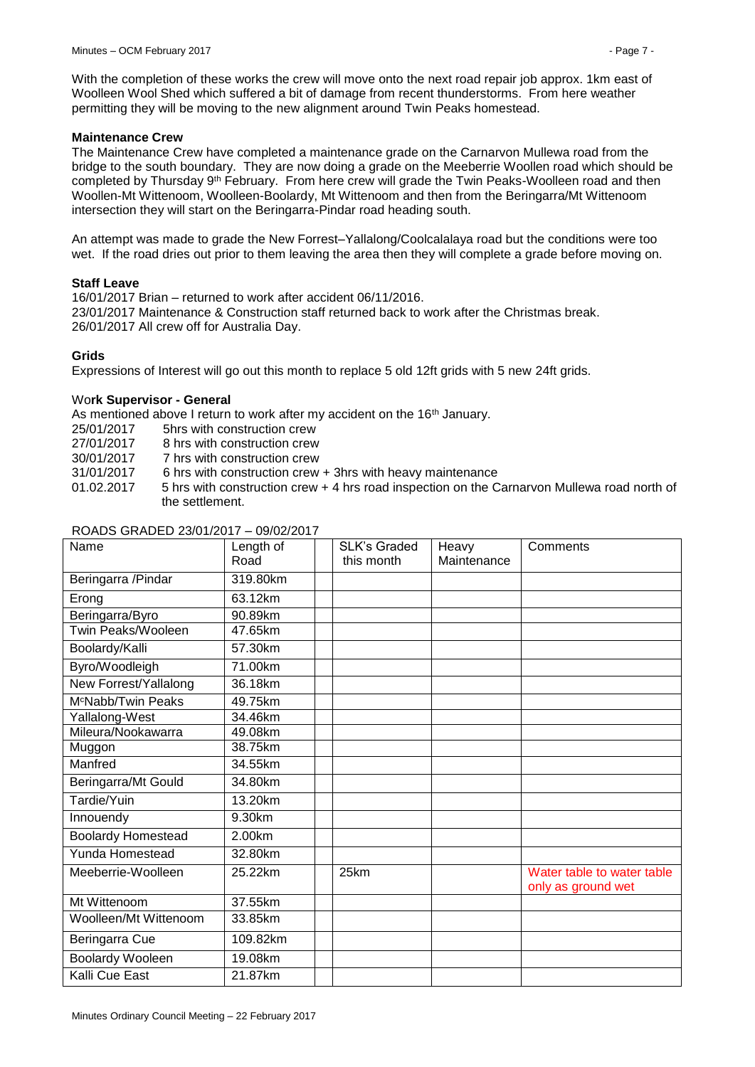With the completion of these works the crew will move onto the next road repair job approx. 1km east of Woolleen Wool Shed which suffered a bit of damage from recent thunderstorms. From here weather permitting they will be moving to the new alignment around Twin Peaks homestead.

**Maintenance Crew**

The Maintenance Crew have completed a maintenance grade on the Carnarvon Mullewa road from the bridge to the south boundary. They are now doing a grade on the Meeberrie Woollen road which should be completed by Thursday 9th February. From here crew will grade the Twin Peaks-Woolleen road and then Woollen-Mt Wittenoom, Woolleen-Boolardy, Mt Wittenoom and then from the Beringarra/Mt Wittenoom intersection they will start on the Beringarra-Pindar road heading south.

An attempt was made to grade the New Forrest–Yallalong/Coolcalalaya road but the conditions were too wet. If the road dries out prior to them leaving the area then they will complete a grade before moving on.

**Staff Leave**

16/01/2017 Brian – returned to work after accident 06/11/2016.
23/01/2017 Maintenance & Construction staff returned back to work after the Christmas break.
26/01/2017 All crew off for Australia Day.

**Grids**

Expressions of Interest will go out this month to replace 5 old 12ft grids with 5 new 24ft grids.

**Work Supervisor - General**

As mentioned above I return to work after my accident on the 16th January.

25/01/2017 5hrs with construction crew
27/01/2017 8 hrs with construction crew
30/01/2017 7 hrs with construction crew
31/01/2017 6 hrs with construction crew + 3hrs with heavy maintenance
01.02.2017 5 hrs with construction crew + 4 hrs road inspection on the Carnarvon Mullewa road north of the settlement.

ROADS GRADED 23/01/2017 – 09/02/2017

| Name | Length of Road | | SLK's Graded this month | Heavy Maintenance | Comments |
|---|---|---|---|---|---|
| Beringarra /Pindar | 319.80km | | | | |
| Erong | 63.12km | | | | |
| Beringarra/Byro | 90.89km | | | | |
| Twin Peaks/Wooleen | 47.65km | | | | |
| Boolardy/Kalli | 57.30km | | | | |
| Byro/Woodleigh | 71.00km | | | | |
| New Forrest/Yallalong | 36.18km | | | | |
| McNabb/Twin Peaks | 49.75km | | | | |
| Yallalong-West | 34.46km | | | | |
| Mileura/Nookawarra | 49.08km | | | | |
| Muggon | 38.75km | | | | |
| Manfred | 34.55km | | | | |
| Beringarra/Mt Gould | 34.80km | | | | |
| Tardie/Yuin | 13.20km | | | | |
| Innouendy | 9.30km | | | | |
| Boolardy Homestead | 2.00km | | | | |
| Yunda Homestead | 32.80km | | | | |
| Meeberrie-Woolleen | 25.22km | | 25km | | Water table to water table only as ground wet |
| Mt Wittenoom | 37.55km | | | | |
| Woolleen/Mt Wittenoom | 33.85km | | | | |
| Beringarra Cue | 109.82km | | | | |
| Boolardy Wooleen | 19.08km | | | | |
| Kalli Cue East | 21.87km | | | | |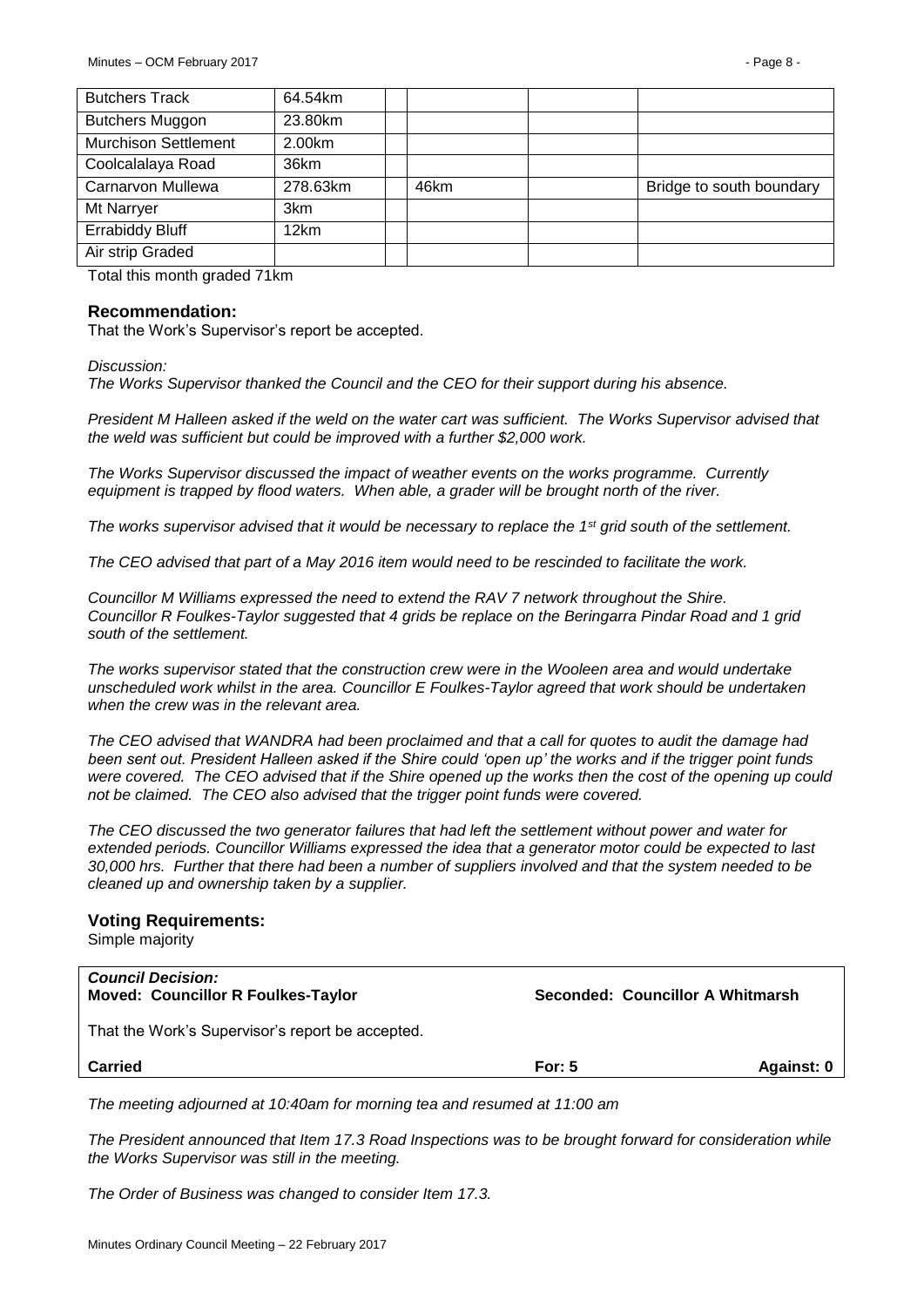| | | | | | |
|---|---|---|---|---|---|
| Butchers Track | 64.54km | | | | |
| Butchers Muggon | 23.80km | | | | |
| Murchison Settlement | 2.00km | | | | |
| Coolcalalaya Road | 36km | | | | |
| Carnarvon Mullewa | 278.63km | | 46km | | Bridge to south boundary |
| Mt Narryer | 3km | | | | |
| Errabiddy Bluff | 12km | | | | |
| Air strip Graded | | | | | |

Total this month graded 71km

### Recommendation:

That the Work's Supervisor's report be accepted.

*Discussion:*

*The Works Supervisor thanked the Council and the CEO for their support during his absence.*

*President M Halleen asked if the weld on the water cart was sufficient. The Works Supervisor advised that the weld was sufficient but could be improved with a further $2,000 work.*

*The Works Supervisor discussed the impact of weather events on the works programme. Currently equipment is trapped by flood waters. When able, a grader will be brought north of the river.*

*The works supervisor advised that it would be necessary to replace the 1st grid south of the settlement.*

*The CEO advised that part of a May 2016 item would need to be rescinded to facilitate the work.*

*Councillor M Williams expressed the need to extend the RAV 7 network throughout the Shire. Councillor R Foulkes-Taylor suggested that 4 grids be replace on the Beringarra Pindar Road and 1 grid south of the settlement.*

*The works supervisor stated that the construction crew were in the Wooleen area and would undertake unscheduled work whilst in the area. Councillor E Foulkes-Taylor agreed that work should be undertaken when the crew was in the relevant area.*

*The CEO advised that WANDRA had been proclaimed and that a call for quotes to audit the damage had been sent out. President Halleen asked if the Shire could 'open up' the works and if the trigger point funds were covered. The CEO advised that if the Shire opened up the works then the cost of the opening up could not be claimed. The CEO also advised that the trigger point funds were covered.*

*The CEO discussed the two generator failures that had left the settlement without power and water for extended periods. Councillor Williams expressed the idea that a generator motor could be expected to last 30,000 hrs. Further that there had been a number of suppliers involved and that the system needed to be cleaned up and ownership taken by a supplier.*

### Voting Requirements:

Simple majority

| ***Council Decision:*** **Moved: Councillor R Foulkes-Taylor** | **Seconded: Councillor A Whitmarsh** | |
|---|---|---|
| That the Work's Supervisor's report be accepted. | | |
| **Carried** | **For: 5** | **Against: 0** |

*The meeting adjourned at 10:40am for morning tea and resumed at 11:00 am*

*The President announced that Item 17.3 Road Inspections was to be brought forward for consideration while the Works Supervisor was still in the meeting.*

*The Order of Business was changed to consider Item 17.3.*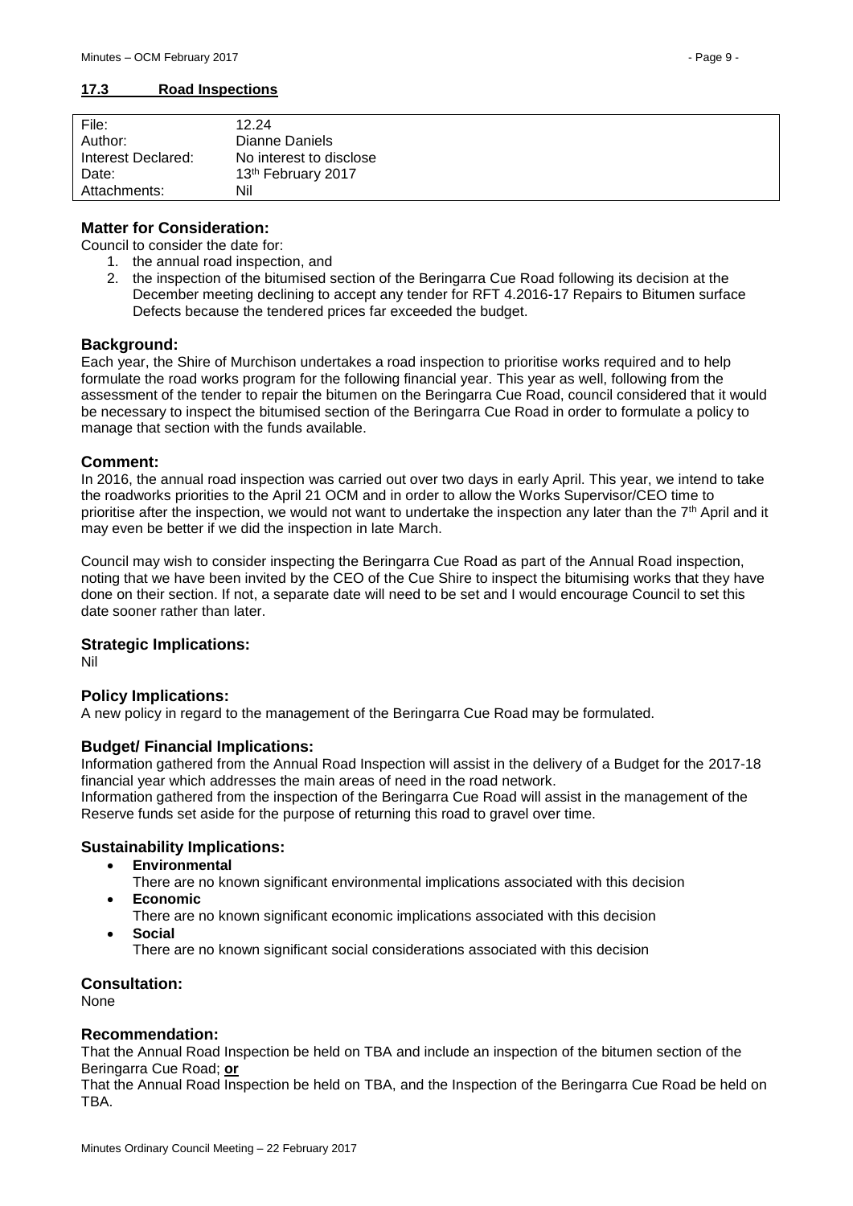## 17.3 Road Inspections

| | |
|---|---|
| File: | 12.24 |
| Author: | Dianne Daniels |
| Interest Declared: | No interest to disclose |
| Date: | 13th February 2017 |
| Attachments: | Nil |

### Matter for Consideration:

Council to consider the date for:

1. the annual road inspection, and
2. the inspection of the bitumised section of the Beringarra Cue Road following its decision at the December meeting declining to accept any tender for RFT 4.2016-17 Repairs to Bitumen surface Defects because the tendered prices far exceeded the budget.

### Background:

Each year, the Shire of Murchison undertakes a road inspection to prioritise works required and to help formulate the road works program for the following financial year. This year as well, following from the assessment of the tender to repair the bitumen on the Beringarra Cue Road, council considered that it would be necessary to inspect the bitumised section of the Beringarra Cue Road in order to formulate a policy to manage that section with the funds available.

### Comment:

In 2016, the annual road inspection was carried out over two days in early April. This year, we intend to take the roadworks priorities to the April 21 OCM and in order to allow the Works Supervisor/CEO time to prioritise after the inspection, we would not want to undertake the inspection any later than the 7th April and it may even be better if we did the inspection in late March.

Council may wish to consider inspecting the Beringarra Cue Road as part of the Annual Road inspection, noting that we have been invited by the CEO of the Cue Shire to inspect the bitumising works that they have done on their section. If not, a separate date will need to be set and I would encourage Council to set this date sooner rather than later.

### Strategic Implications:

Nil

### Policy Implications:

A new policy in regard to the management of the Beringarra Cue Road may be formulated.

### Budget/ Financial Implications:

Information gathered from the Annual Road Inspection will assist in the delivery of a Budget for the 2017-18 financial year which addresses the main areas of need in the road network.

Information gathered from the inspection of the Beringarra Cue Road will assist in the management of the Reserve funds set aside for the purpose of returning this road to gravel over time.

### Sustainability Implications:

- **Environmental**
  There are no known significant environmental implications associated with this decision
- **Economic**
  There are no known significant economic implications associated with this decision
- **Social**
  There are no known significant social considerations associated with this decision

### Consultation:

None

### Recommendation:

That the Annual Road Inspection be held on TBA and include an inspection of the bitumen section of the Beringarra Cue Road; **or**

That the Annual Road Inspection be held on TBA, and the Inspection of the Beringarra Cue Road be held on TBA.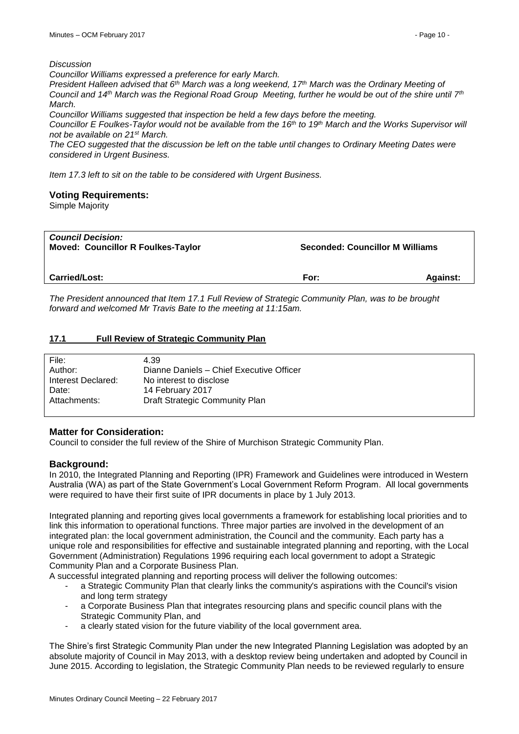*Discussion*

*Councillor Williams expressed a preference for early March.*

*President Halleen advised that 6th March was a long weekend, 17th March was the Ordinary Meeting of Council and 14th March was the Regional Road Group Meeting, further he would be out of the shire until 7th March.*

*Councillor Williams suggested that inspection be held a few days before the meeting.*

*Councillor E Foulkes-Taylor would not be available from the 16th to 19th March and the Works Supervisor will not be available on 21st March.*

*The CEO suggested that the discussion be left on the table until changes to Ordinary Meeting Dates were considered in Urgent Business.*

*Item 17.3 left to sit on the table to be considered with Urgent Business.*

## Voting Requirements:

Simple Majority

| ***Council Decision:*** **Moved: Councillor R Foulkes-Taylor** | **Seconded: Councillor M Williams** | |
|---|---|---|
| **Carried/Lost:** | **For:** | **Against:** |

*The President announced that Item 17.1 Full Review of Strategic Community Plan, was to be brought forward and welcomed Mr Travis Bate to the meeting at 11:15am.*

## 17.1 Full Review of Strategic Community Plan

| | |
|---|---|
| File: | 4.39 |
| Author: | Dianne Daniels – Chief Executive Officer |
| Interest Declared: | No interest to disclose |
| Date: | 14 February 2017 |
| Attachments: | Draft Strategic Community Plan |

## Matter for Consideration:

Council to consider the full review of the Shire of Murchison Strategic Community Plan.

## Background:

In 2010, the Integrated Planning and Reporting (IPR) Framework and Guidelines were introduced in Western Australia (WA) as part of the State Government's Local Government Reform Program. All local governments were required to have their first suite of IPR documents in place by 1 July 2013.

Integrated planning and reporting gives local governments a framework for establishing local priorities and to link this information to operational functions. Three major parties are involved in the development of an integrated plan: the local government administration, the Council and the community. Each party has a unique role and responsibilities for effective and sustainable integrated planning and reporting, with the Local Government (Administration) Regulations 1996 requiring each local government to adopt a Strategic Community Plan and a Corporate Business Plan.

A successful integrated planning and reporting process will deliver the following outcomes:

- a Strategic Community Plan that clearly links the community's aspirations with the Council's vision and long term strategy
- a Corporate Business Plan that integrates resourcing plans and specific council plans with the Strategic Community Plan, and
- a clearly stated vision for the future viability of the local government area.

The Shire's first Strategic Community Plan under the new Integrated Planning Legislation was adopted by an absolute majority of Council in May 2013, with a desktop review being undertaken and adopted by Council in June 2015. According to legislation, the Strategic Community Plan needs to be reviewed regularly to ensure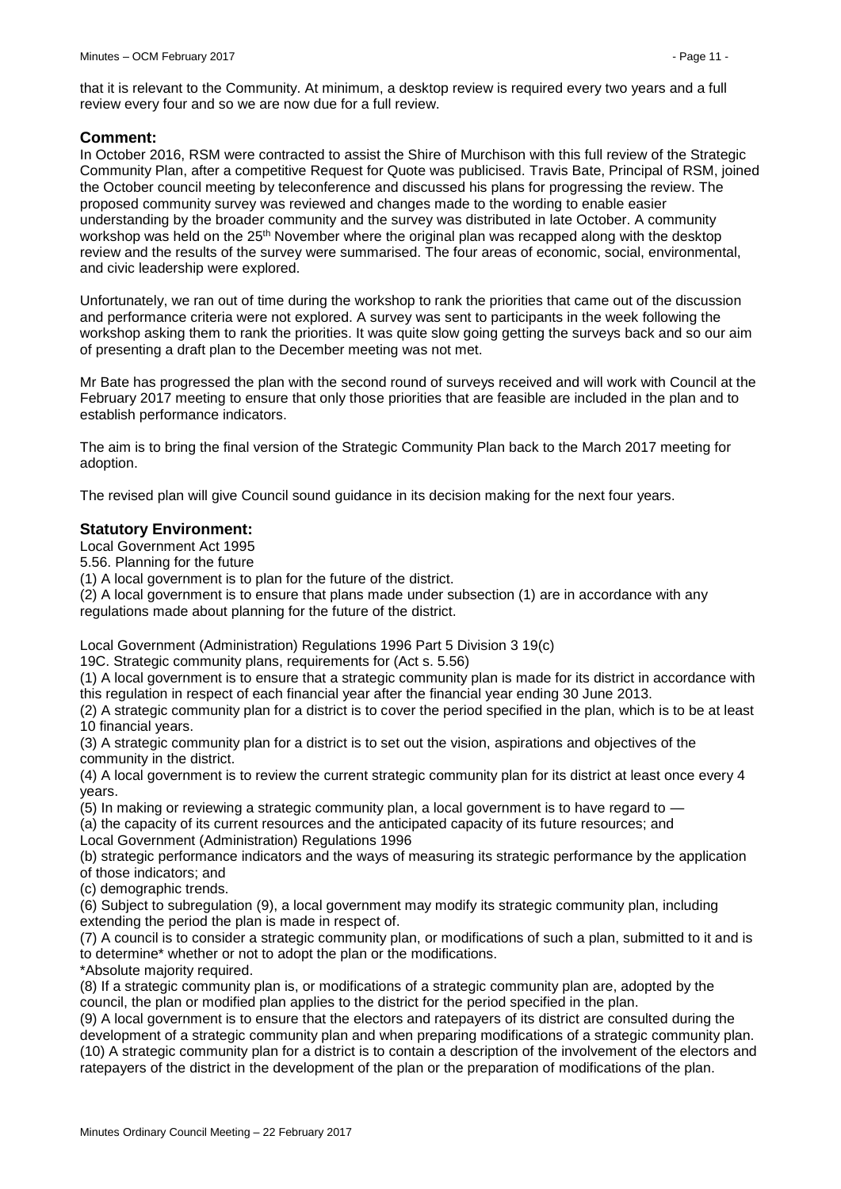that it is relevant to the Community. At minimum, a desktop review is required every two years and a full review every four and so we are now due for a full review.

## Comment:

In October 2016, RSM were contracted to assist the Shire of Murchison with this full review of the Strategic Community Plan, after a competitive Request for Quote was publicised. Travis Bate, Principal of RSM, joined the October council meeting by teleconference and discussed his plans for progressing the review. The proposed community survey was reviewed and changes made to the wording to enable easier understanding by the broader community and the survey was distributed in late October. A community workshop was held on the 25th November where the original plan was recapped along with the desktop review and the results of the survey were summarised. The four areas of economic, social, environmental, and civic leadership were explored.

Unfortunately, we ran out of time during the workshop to rank the priorities that came out of the discussion and performance criteria were not explored. A survey was sent to participants in the week following the workshop asking them to rank the priorities. It was quite slow going getting the surveys back and so our aim of presenting a draft plan to the December meeting was not met.

Mr Bate has progressed the plan with the second round of surveys received and will work with Council at the February 2017 meeting to ensure that only those priorities that are feasible are included in the plan and to establish performance indicators.

The aim is to bring the final version of the Strategic Community Plan back to the March 2017 meeting for adoption.

The revised plan will give Council sound guidance in its decision making for the next four years.

## Statutory Environment:

Local Government Act 1995

5.56. Planning for the future

(1) A local government is to plan for the future of the district.

(2) A local government is to ensure that plans made under subsection (1) are in accordance with any regulations made about planning for the future of the district.

Local Government (Administration) Regulations 1996 Part 5 Division 3 19(c)

19C. Strategic community plans, requirements for (Act s. 5.56)

(1) A local government is to ensure that a strategic community plan is made for its district in accordance with this regulation in respect of each financial year after the financial year ending 30 June 2013.

(2) A strategic community plan for a district is to cover the period specified in the plan, which is to be at least 10 financial years.

(3) A strategic community plan for a district is to set out the vision, aspirations and objectives of the community in the district.

(4) A local government is to review the current strategic community plan for its district at least once every 4 years.

(5) In making or reviewing a strategic community plan, a local government is to have regard to —

(a) the capacity of its current resources and the anticipated capacity of its future resources; and

Local Government (Administration) Regulations 1996

(b) strategic performance indicators and the ways of measuring its strategic performance by the application of those indicators; and

(c) demographic trends.

(6) Subject to subregulation (9), a local government may modify its strategic community plan, including extending the period the plan is made in respect of.

(7) A council is to consider a strategic community plan, or modifications of such a plan, submitted to it and is to determine* whether or not to adopt the plan or the modifications.

*Absolute majority required.

(8) If a strategic community plan is, or modifications of a strategic community plan are, adopted by the council, the plan or modified plan applies to the district for the period specified in the plan.

(9) A local government is to ensure that the electors and ratepayers of its district are consulted during the development of a strategic community plan and when preparing modifications of a strategic community plan.

(10) A strategic community plan for a district is to contain a description of the involvement of the electors and ratepayers of the district in the development of the plan or the preparation of modifications of the plan.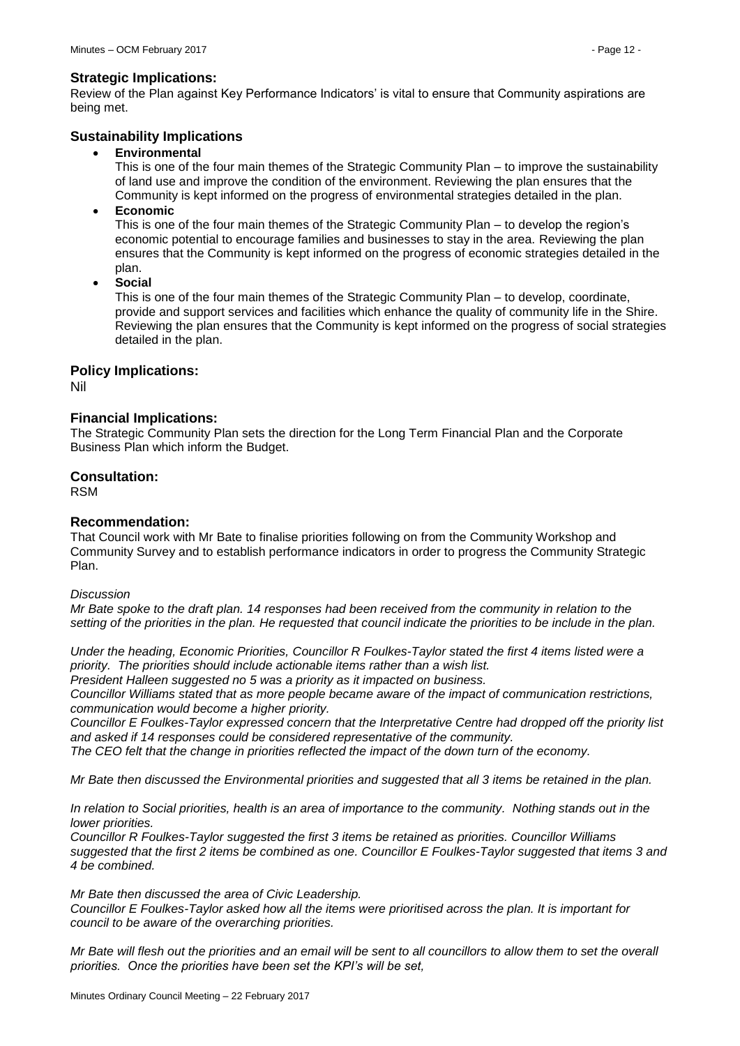### Strategic Implications:

Review of the Plan against Key Performance Indicators' is vital to ensure that Community aspirations are being met.

### Sustainability Implications

- **Environmental**
  This is one of the four main themes of the Strategic Community Plan – to improve the sustainability of land use and improve the condition of the environment. Reviewing the plan ensures that the Community is kept informed on the progress of environmental strategies detailed in the plan.
- **Economic**
  This is one of the four main themes of the Strategic Community Plan – to develop the region's economic potential to encourage families and businesses to stay in the area. Reviewing the plan ensures that the Community is kept informed on the progress of economic strategies detailed in the plan.
- **Social**
  This is one of the four main themes of the Strategic Community Plan – to develop, coordinate, provide and support services and facilities which enhance the quality of community life in the Shire. Reviewing the plan ensures that the Community is kept informed on the progress of social strategies detailed in the plan.

### Policy Implications:

Nil

### Financial Implications:

The Strategic Community Plan sets the direction for the Long Term Financial Plan and the Corporate Business Plan which inform the Budget.

### Consultation:

RSM

### Recommendation:

That Council work with Mr Bate to finalise priorities following on from the Community Workshop and Community Survey and to establish performance indicators in order to progress the Community Strategic Plan.

*Discussion*

*Mr Bate spoke to the draft plan. 14 responses had been received from the community in relation to the setting of the priorities in the plan. He requested that council indicate the priorities to be include in the plan.*

*Under the heading, Economic Priorities, Councillor R Foulkes-Taylor stated the first 4 items listed were a priority. The priorities should include actionable items rather than a wish list.*
*President Halleen suggested no 5 was a priority as it impacted on business.*
*Councillor Williams stated that as more people became aware of the impact of communication restrictions, communication would become a higher priority.*
*Councillor E Foulkes-Taylor expressed concern that the Interpretative Centre had dropped off the priority list and asked if 14 responses could be considered representative of the community.*
*The CEO felt that the change in priorities reflected the impact of the down turn of the economy.*

*Mr Bate then discussed the Environmental priorities and suggested that all 3 items be retained in the plan.*

*In relation to Social priorities, health is an area of importance to the community. Nothing stands out in the lower priorities.*
*Councillor R Foulkes-Taylor suggested the first 3 items be retained as priorities. Councillor Williams suggested that the first 2 items be combined as one. Councillor E Foulkes-Taylor suggested that items 3 and 4 be combined.*

*Mr Bate then discussed the area of Civic Leadership.*
*Councillor E Foulkes-Taylor asked how all the items were prioritised across the plan. It is important for council to be aware of the overarching priorities.*

*Mr Bate will flesh out the priorities and an email will be sent to all councillors to allow them to set the overall priorities. Once the priorities have been set the KPI's will be set,*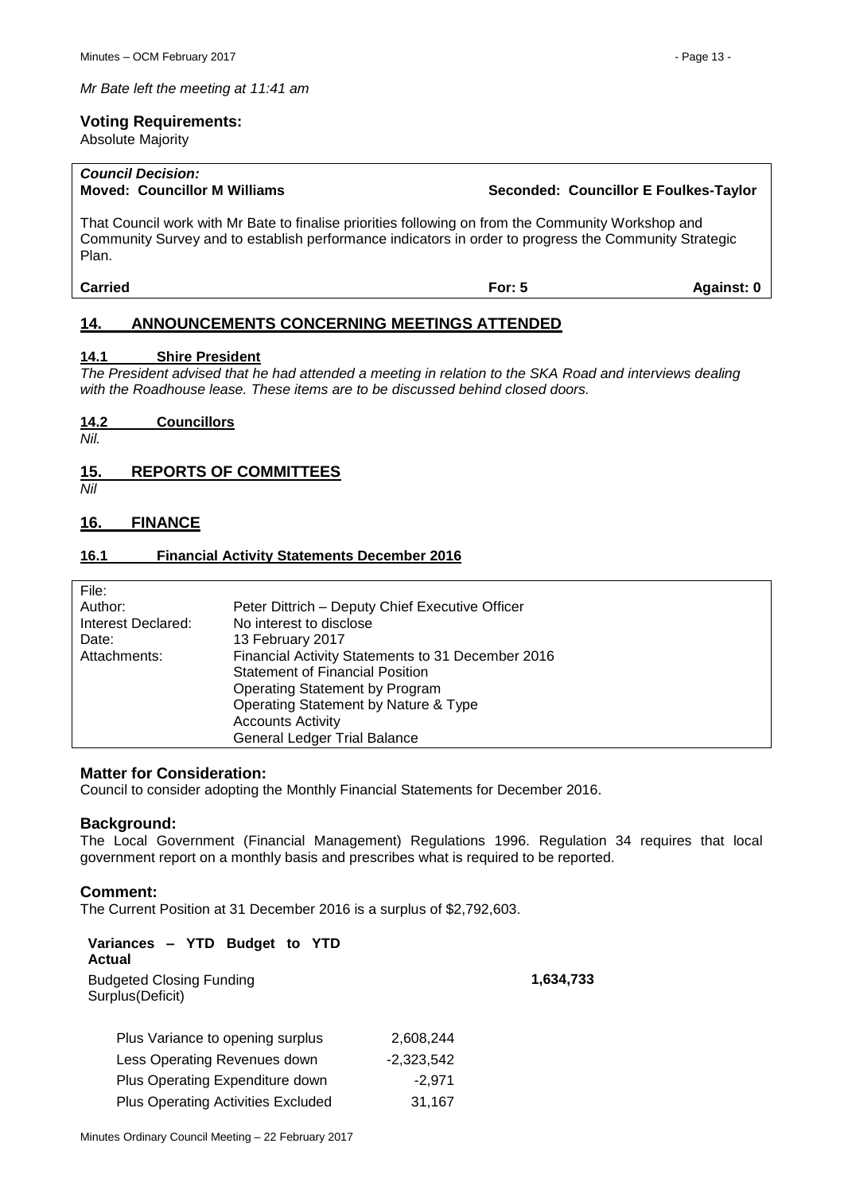*Mr Bate left the meeting at 11:41 am*

**Voting Requirements:**
Absolute Majority

| ***Council Decision:*** | |
|---|---|
| **Moved: Councillor M Williams** | **Seconded: Councillor E Foulkes-Taylor** |

That Council work with Mr Bate to finalise priorities following on from the Community Workshop and Community Survey and to establish performance indicators in order to progress the Community Strategic Plan.

| **Carried** | **For: 5** | **Against: 0** |
|---|---|---|

## 14. ANNOUNCEMENTS CONCERNING MEETINGS ATTENDED

### 14.1 Shire President

*The President advised that he had attended a meeting in relation to the SKA Road and interviews dealing with the Roadhouse lease. These items are to be discussed behind closed doors.*

### 14.2 Councillors

*Nil.*

## 15. REPORTS OF COMMITTEES

*Nil*

## 16. FINANCE

### 16.1 Financial Activity Statements December 2016

| | |
|---|---|
| File: | |
| Author: | Peter Dittrich – Deputy Chief Executive Officer |
| Interest Declared: | No interest to disclose |
| Date: | 13 February 2017 |
| Attachments: | Financial Activity Statements to 31 December 2016<br>Statement of Financial Position<br>Operating Statement by Program<br>Operating Statement by Nature & Type<br>Accounts Activity<br>General Ledger Trial Balance |

**Matter for Consideration:**
Council to consider adopting the Monthly Financial Statements for December 2016.

**Background:**
The Local Government (Financial Management) Regulations 1996. Regulation 34 requires that local government report on a monthly basis and prescribes what is required to be reported.

**Comment:**
The Current Position at 31 December 2016 is a surplus of $2,792,603.

| **Variances – YTD Budget to YTD Actual** | | |
|---|---|---|
| Budgeted Closing Funding Surplus(Deficit) | | **1,634,733** |
| Plus Variance to opening surplus | 2,608,244 | |
| Less Operating Revenues down | -2,323,542 | |
| Plus Operating Expenditure down | -2,971 | |
| Plus Operating Activities Excluded | 31,167 | |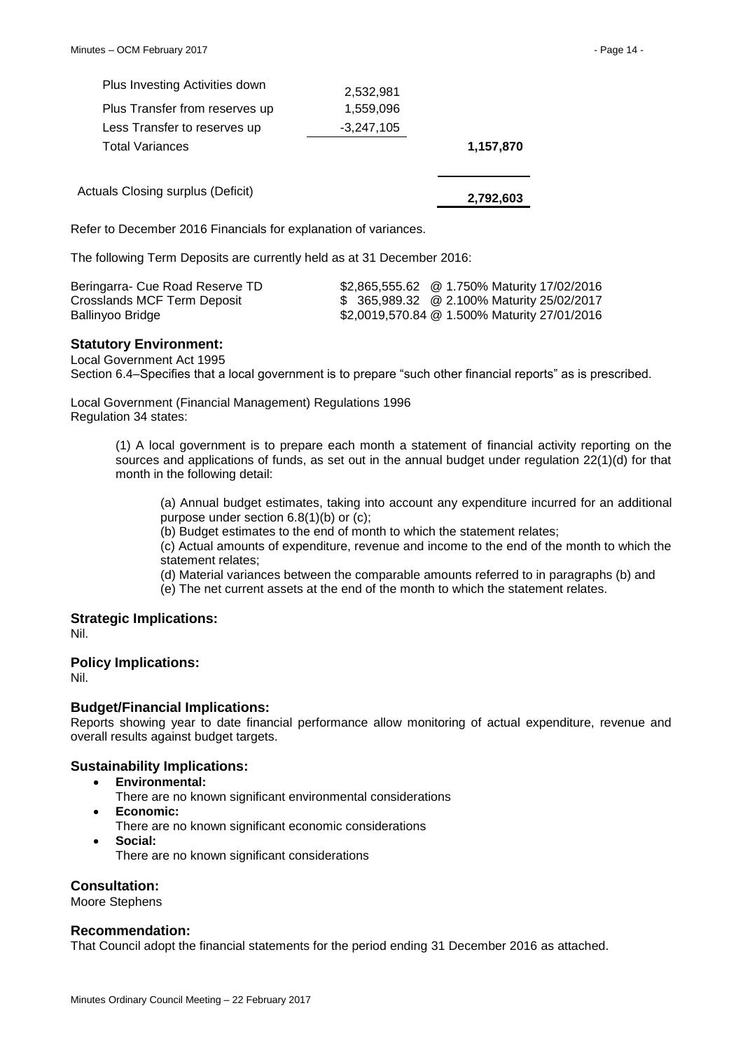| | | |
|---|---|---|
| Plus Investing Activities down | 2,532,981 | |
| Plus Transfer from reserves up | 1,559,096 | |
| Less Transfer to reserves up | -3,247,105 | |
| Total Variances | | **1,157,870** |
| | | |
| Actuals Closing surplus (Deficit) | | **2,792,603** |

Refer to December 2016 Financials for explanation of variances.

The following Term Deposits are currently held as at 31 December 2016:

| | |
|---|---|
| Beringarra- Cue Road Reserve TD | $2,865,555.62 @ 1.750% Maturity 17/02/2016 |
| Crosslands MCF Term Deposit | $ 365,989.32 @ 2.100% Maturity 25/02/2017 |
| Ballinyoo Bridge | $2,0019,570.84 @ 1.500% Maturity 27/01/2016 |

## Statutory Environment:

Local Government Act 1995
Section 6.4–Specifies that a local government is to prepare "such other financial reports" as is prescribed.

Local Government (Financial Management) Regulations 1996
Regulation 34 states:

> (1) A local government is to prepare each month a statement of financial activity reporting on the sources and applications of funds, as set out in the annual budget under regulation 22(1)(d) for that month in the following detail:
>
> > (a) Annual budget estimates, taking into account any expenditure incurred for an additional purpose under section 6.8(1)(b) or (c);
> >
> > (b) Budget estimates to the end of month to which the statement relates;
> >
> > (c) Actual amounts of expenditure, revenue and income to the end of the month to which the statement relates;
> >
> > (d) Material variances between the comparable amounts referred to in paragraphs (b) and
> >
> > (e) The net current assets at the end of the month to which the statement relates.

## Strategic Implications:

Nil.

## Policy Implications:

Nil.

## Budget/Financial Implications:

Reports showing year to date financial performance allow monitoring of actual expenditure, revenue and overall results against budget targets.

## Sustainability Implications:

- **Environmental:**
  There are no known significant environmental considerations
- **Economic:**
  There are no known significant economic considerations
- **Social:**
  There are no known significant considerations

## Consultation:

Moore Stephens

## Recommendation:

That Council adopt the financial statements for the period ending 31 December 2016 as attached.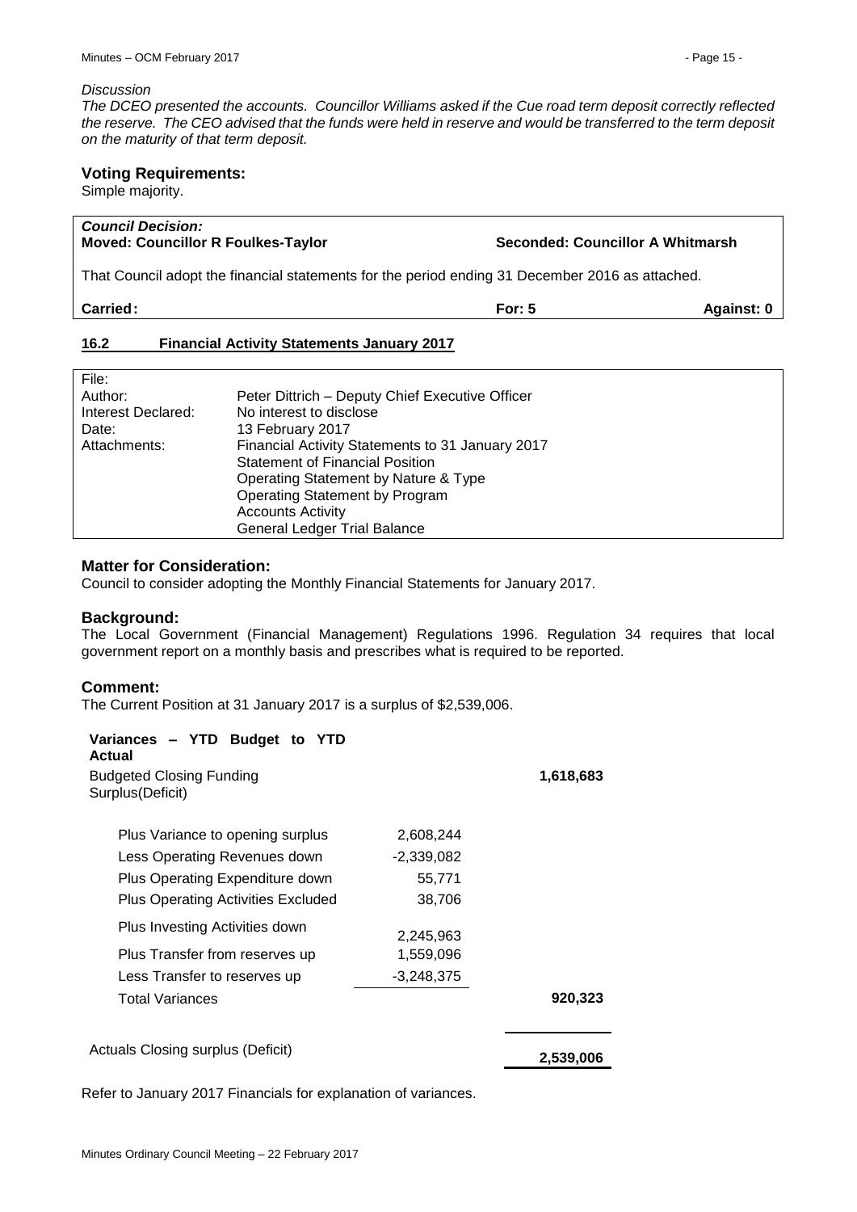*Discussion*

*The DCEO presented the accounts. Councillor Williams asked if the Cue road term deposit correctly reflected the reserve. The CEO advised that the funds were held in reserve and would be transferred to the term deposit on the maturity of that term deposit.*

### Voting Requirements:

Simple majority.

| ***Council Decision:*** **Moved: Councillor R Foulkes-Taylor** | **Seconded: Councillor A Whitmarsh** | |
|---|---|---|
| That Council adopt the financial statements for the period ending 31 December 2016 as attached. | | |
| **Carried:** | **For: 5** | **Against: 0** |

## 16.2 Financial Activity Statements January 2017

| | |
|---|---|
| File: | |
| Author: | Peter Dittrich – Deputy Chief Executive Officer |
| Interest Declared: | No interest to disclose |
| Date: | 13 February 2017 |
| Attachments: | Financial Activity Statements to 31 January 2017<br>Statement of Financial Position<br>Operating Statement by Nature & Type<br>Operating Statement by Program<br>Accounts Activity<br>General Ledger Trial Balance |

### Matter for Consideration:

Council to consider adopting the Monthly Financial Statements for January 2017.

### Background:

The Local Government (Financial Management) Regulations 1996. Regulation 34 requires that local government report on a monthly basis and prescribes what is required to be reported.

### Comment:

The Current Position at 31 January 2017 is a surplus of $2,539,006.

| **Variances – YTD Budget to YTD Actual** | | |
|---|---|---|
| Budgeted Closing Funding Surplus(Deficit) | | **1,618,683** |
| Plus Variance to opening surplus | 2,608,244 | |
| Less Operating Revenues down | -2,339,082 | |
| Plus Operating Expenditure down | 55,771 | |
| Plus Operating Activities Excluded | 38,706 | |
| Plus Investing Activities down | 2,245,963 | |
| Plus Transfer from reserves up | 1,559,096 | |
| Less Transfer to reserves up | -3,248,375 | |
| Total Variances | | **920,323** |
| Actuals Closing surplus (Deficit) | | **2,539,006** |

Refer to January 2017 Financials for explanation of variances.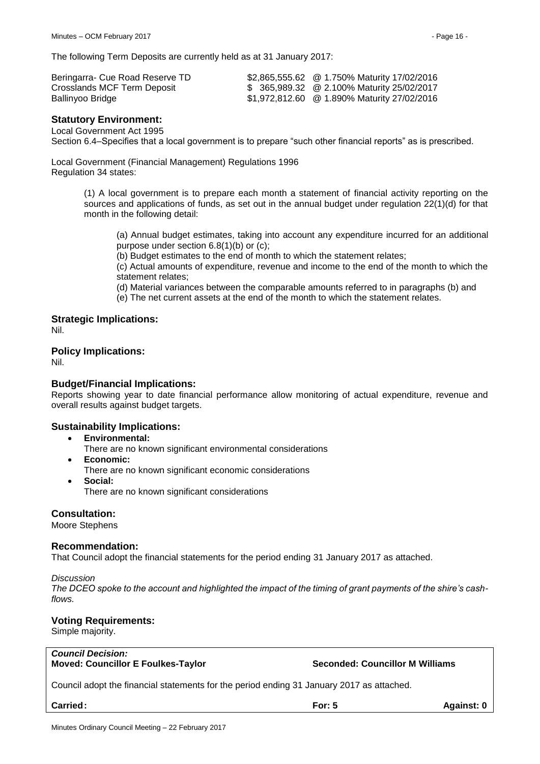The following Term Deposits are currently held as at 31 January 2017:

| | | |
|---|---|---|
| Beringarra- Cue Road Reserve TD | $2,865,555.62 | @ 1.750% Maturity 17/02/2016 |
| Crosslands MCF Term Deposit | $ 365,989.32 | @ 2.100% Maturity 25/02/2017 |
| Ballinyoo Bridge | $1,972,812.60 | @ 1.890% Maturity 27/02/2016 |

## Statutory Environment:

Local Government Act 1995
Section 6.4–Specifies that a local government is to prepare "such other financial reports" as is prescribed.

Local Government (Financial Management) Regulations 1996
Regulation 34 states:

> (1) A local government is to prepare each month a statement of financial activity reporting on the sources and applications of funds, as set out in the annual budget under regulation 22(1)(d) for that month in the following detail:
>
> > (a) Annual budget estimates, taking into account any expenditure incurred for an additional purpose under section 6.8(1)(b) or (c);
> > (b) Budget estimates to the end of month to which the statement relates;
> > (c) Actual amounts of expenditure, revenue and income to the end of the month to which the statement relates;
> > (d) Material variances between the comparable amounts referred to in paragraphs (b) and
> > (e) The net current assets at the end of the month to which the statement relates.

## Strategic Implications:

Nil.

## Policy Implications:

Nil.

## Budget/Financial Implications:

Reports showing year to date financial performance allow monitoring of actual expenditure, revenue and overall results against budget targets.

## Sustainability Implications:

- **Environmental:**
  There are no known significant environmental considerations
- **Economic:**
  There are no known significant economic considerations
- **Social:**
  There are no known significant considerations

## Consultation:

Moore Stephens

## Recommendation:

That Council adopt the financial statements for the period ending 31 January 2017 as attached.

*Discussion*
*The DCEO spoke to the account and highlighted the impact of the timing of grant payments of the shire's cash-flows.*

## Voting Requirements:

Simple majority.

***Council Decision:***
**Moved: Councillor E Foulkes-Taylor** **Seconded: Councillor M Williams**

Council adopt the financial statements for the period ending 31 January 2017 as attached.

**Carried: For: 5 Against: 0**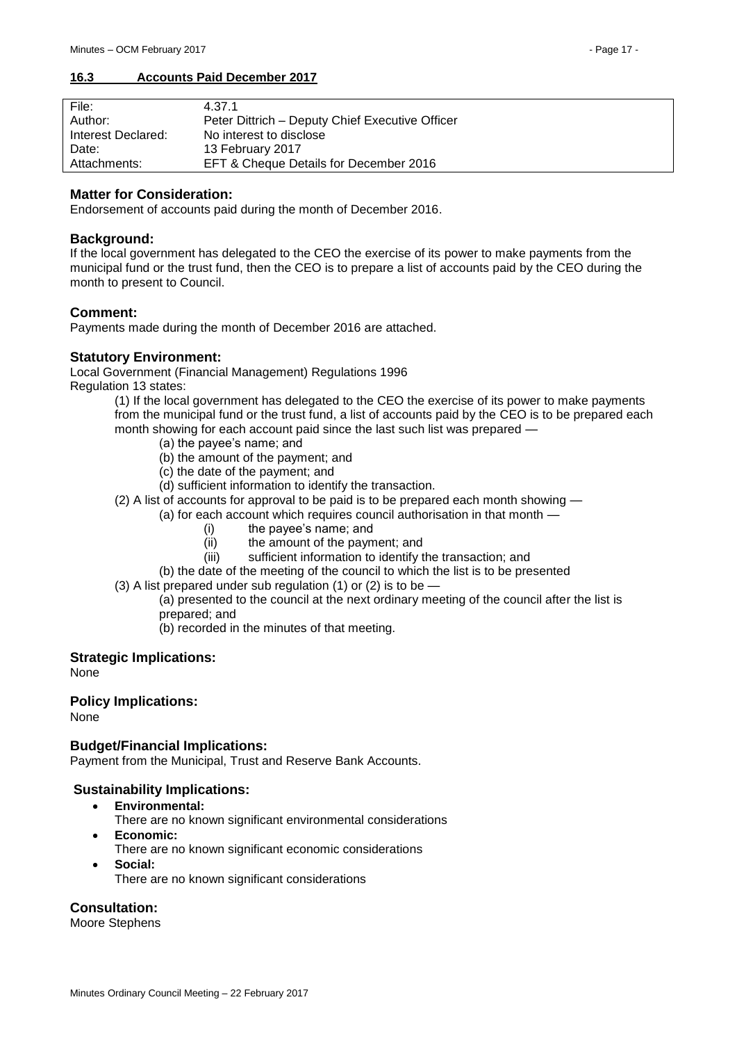## 16.3 Accounts Paid December 2017

| File: | 4.37.1 |
|---|---|
| Author: | Peter Dittrich – Deputy Chief Executive Officer |
| Interest Declared: | No interest to disclose |
| Date: | 13 February 2017 |
| Attachments: | EFT & Cheque Details for December 2016 |

### Matter for Consideration:

Endorsement of accounts paid during the month of December 2016.

### Background:

If the local government has delegated to the CEO the exercise of its power to make payments from the municipal fund or the trust fund, then the CEO is to prepare a list of accounts paid by the CEO during the month to present to Council.

### Comment:

Payments made during the month of December 2016 are attached.

### Statutory Environment:

Local Government (Financial Management) Regulations 1996

Regulation 13 states:

(1) If the local government has delegated to the CEO the exercise of its power to make payments from the municipal fund or the trust fund, a list of accounts paid by the CEO is to be prepared each month showing for each account paid since the last such list was prepared —

- (a) the payee's name; and
- (b) the amount of the payment; and
- (c) the date of the payment; and
- (d) sufficient information to identify the transaction.

(2) A list of accounts for approval to be paid is to be prepared each month showing —

- (a) for each account which requires council authorisation in that month —
  - (i) the payee's name; and
  - (ii) the amount of the payment; and
  - (iii) sufficient information to identify the transaction; and
- (b) the date of the meeting of the council to which the list is to be presented

(3) A list prepared under sub regulation (1) or (2) is to be —

- (a) presented to the council at the next ordinary meeting of the council after the list is prepared; and
- (b) recorded in the minutes of that meeting.

### Strategic Implications:

None

### Policy Implications:

None

### Budget/Financial Implications:

Payment from the Municipal, Trust and Reserve Bank Accounts.

### Sustainability Implications:

- **Environmental:**
  There are no known significant environmental considerations
- **Economic:**
  There are no known significant economic considerations
- **Social:**
  There are no known significant considerations

### Consultation:

Moore Stephens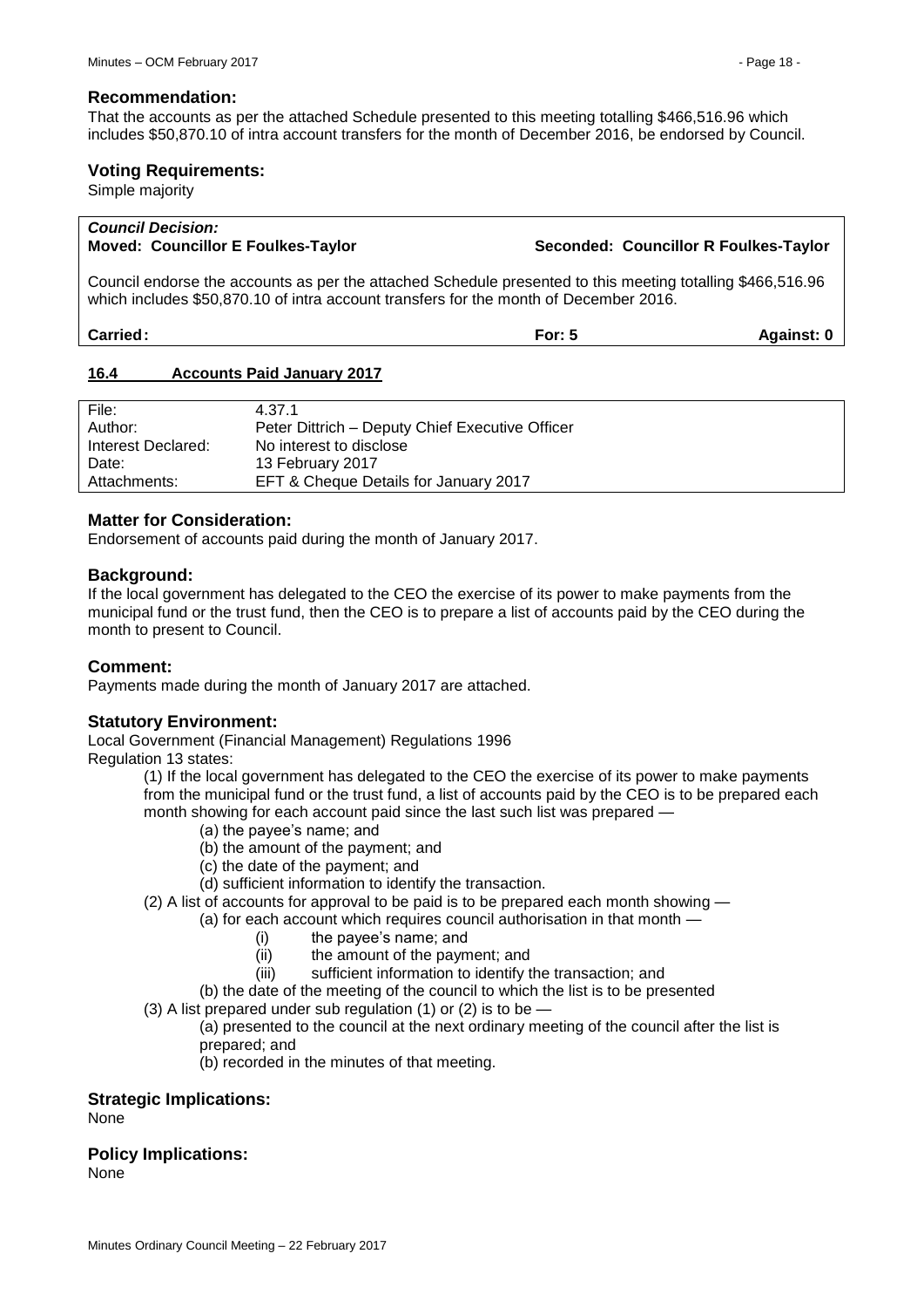### Recommendation:

That the accounts as per the attached Schedule presented to this meeting totalling $466,516.96 which includes $50,870.10 of intra account transfers for the month of December 2016, be endorsed by Council.

### Voting Requirements:

Simple majority

| ***Council Decision:*** | | |
|---|---|---|
| **Moved: Councillor E Foulkes-Taylor** | | **Seconded: Councillor R Foulkes-Taylor** |
| Council endorse the accounts as per the attached Schedule presented to this meeting totalling $466,516.96 which includes $50,870.10 of intra account transfers for the month of December 2016. | | |
| **Carried:** | **For: 5** | **Against: 0** |

## 16.4 Accounts Paid January 2017

| | |
|---|---|
| File: | 4.37.1 |
| Author: | Peter Dittrich – Deputy Chief Executive Officer |
| Interest Declared: | No interest to disclose |
| Date: | 13 February 2017 |
| Attachments: | EFT & Cheque Details for January 2017 |

### Matter for Consideration:

Endorsement of accounts paid during the month of January 2017.

### Background:

If the local government has delegated to the CEO the exercise of its power to make payments from the municipal fund or the trust fund, then the CEO is to prepare a list of accounts paid by the CEO during the month to present to Council.

### Comment:

Payments made during the month of January 2017 are attached.

### Statutory Environment:

Local Government (Financial Management) Regulations 1996
Regulation 13 states:

(1) If the local government has delegated to the CEO the exercise of its power to make payments from the municipal fund or the trust fund, a list of accounts paid by the CEO is to be prepared each month showing for each account paid since the last such list was prepared —

- (a) the payee's name; and
- (b) the amount of the payment; and
- (c) the date of the payment; and
- (d) sufficient information to identify the transaction.

(2) A list of accounts for approval to be paid is to be prepared each month showing —

- (a) for each account which requires council authorisation in that month —
  - (i) the payee's name; and
  - (ii) the amount of the payment; and
  - (iii) sufficient information to identify the transaction; and
- (b) the date of the meeting of the council to which the list is to be presented

(3) A list prepared under sub regulation (1) or (2) is to be —

- (a) presented to the council at the next ordinary meeting of the council after the list is prepared; and
- (b) recorded in the minutes of that meeting.

### Strategic Implications:

None

### Policy Implications:

None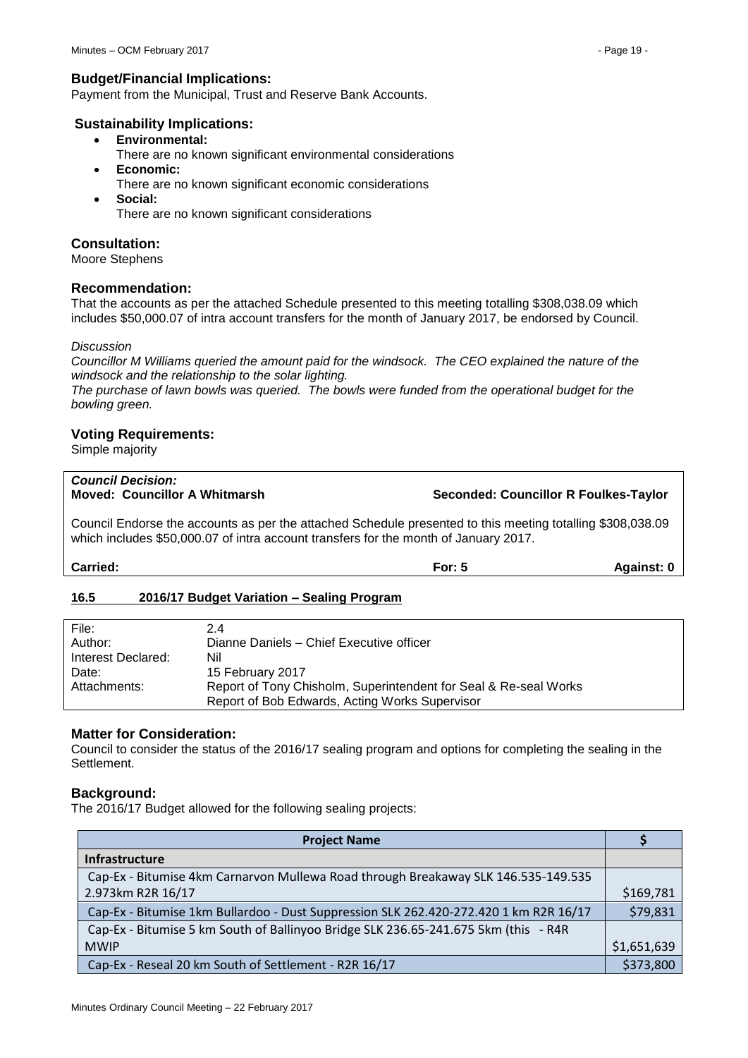### Budget/Financial Implications:

Payment from the Municipal, Trust and Reserve Bank Accounts.

### Sustainability Implications:

- **Environmental:**
  There are no known significant environmental considerations
- **Economic:**
  There are no known significant economic considerations
- **Social:**
  There are no known significant considerations

### Consultation:

Moore Stephens

### Recommendation:

That the accounts as per the attached Schedule presented to this meeting totalling $308,038.09 which includes $50,000.07 of intra account transfers for the month of January 2017, be endorsed by Council.

*Discussion*

*Councillor M Williams queried the amount paid for the windsock. The CEO explained the nature of the windsock and the relationship to the solar lighting.*

*The purchase of lawn bowls was queried. The bowls were funded from the operational budget for the bowling green.*

### Voting Requirements:

Simple majority

***Council Decision:***

**Moved: Councillor A Whitmarsh** **Seconded: Councillor R Foulkes-Taylor**

Council Endorse the accounts as per the attached Schedule presented to this meeting totalling $308,038.09 which includes $50,000.07 of intra account transfers for the month of January 2017.

**Carried:** **For: 5** **Against: 0**

## 16.5 2016/17 Budget Variation – Sealing Program

| | |
|---|---|
| File: | 2.4 |
| Author: | Dianne Daniels – Chief Executive officer |
| Interest Declared: | Nil |
| Date: | 15 February 2017 |
| Attachments: | Report of Tony Chisholm, Superintendent for Seal & Re-seal Works<br>Report of Bob Edwards, Acting Works Supervisor |

### Matter for Consideration:

Council to consider the status of the 2016/17 sealing program and options for completing the sealing in the Settlement.

### Background:

The 2016/17 Budget allowed for the following sealing projects:

| Project Name | $ |
|---|---|
| **Infrastructure** | |
| Cap-Ex - Bitumise 4km Carnarvon Mullewa Road through Breakaway SLK 146.535-149.535 2.973km R2R 16/17 | $169,781 |
| Cap-Ex - Bitumise 1km Bullardoo - Dust Suppression SLK 262.420-272.420 1 km R2R 16/17 | $79,831 |
| Cap-Ex - Bitumise 5 km South of Ballinyoo Bridge SLK 236.65-241.675 5km (this - R4R MWIP | $1,651,639 |
| Cap-Ex - Reseal 20 km South of Settlement - R2R 16/17 | $373,800 |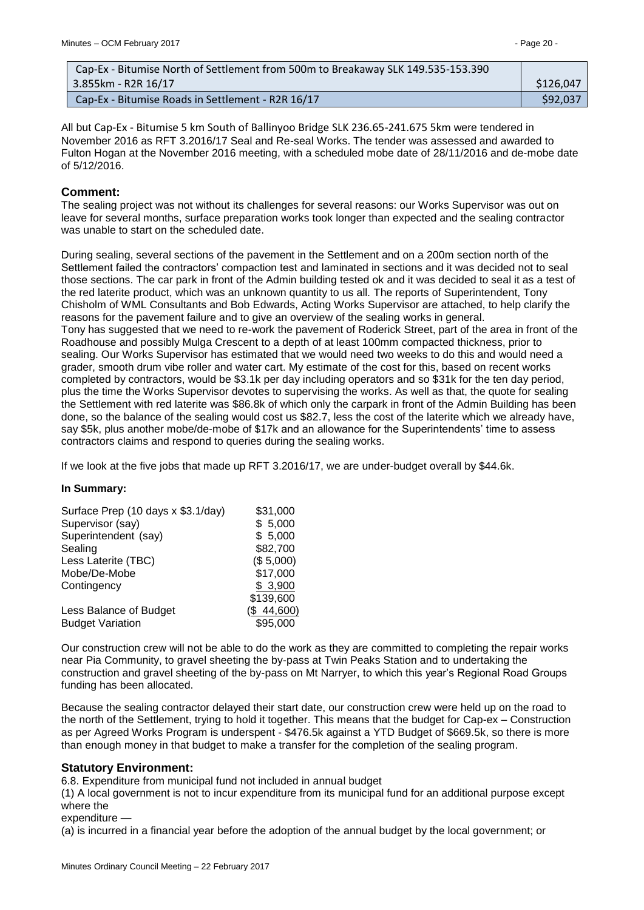| Cap-Ex - Bitumise North of Settlement from 500m to Breakaway SLK 149.535-153.390 3.855km - R2R 16/17 | $126,047 |
|---|---|
| Cap-Ex - Bitumise Roads in Settlement - R2R 16/17 | $92,037 |

All but Cap-Ex - Bitumise 5 km South of Ballinyoo Bridge SLK 236.65-241.675 5km were tendered in November 2016 as RFT 3.2016/17 Seal and Re-seal Works. The tender was assessed and awarded to Fulton Hogan at the November 2016 meeting, with a scheduled mobe date of 28/11/2016 and de-mobe date of 5/12/2016.

## Comment:

The sealing project was not without its challenges for several reasons: our Works Supervisor was out on leave for several months, surface preparation works took longer than expected and the sealing contractor was unable to start on the scheduled date.

During sealing, several sections of the pavement in the Settlement and on a 200m section north of the Settlement failed the contractors' compaction test and laminated in sections and it was decided not to seal those sections. The car park in front of the Admin building tested ok and it was decided to seal it as a test of the red laterite product, which was an unknown quantity to us all. The reports of Superintendent, Tony Chisholm of WML Consultants and Bob Edwards, Acting Works Supervisor are attached, to help clarify the reasons for the pavement failure and to give an overview of the sealing works in general.
Tony has suggested that we need to re-work the pavement of Roderick Street, part of the area in front of the Roadhouse and possibly Mulga Crescent to a depth of at least 100mm compacted thickness, prior to sealing. Our Works Supervisor has estimated that we would need two weeks to do this and would need a grader, smooth drum vibe roller and water cart. My estimate of the cost for this, based on recent works completed by contractors, would be $3.1k per day including operators and so $31k for the ten day period, plus the time the Works Supervisor devotes to supervising the works. As well as that, the quote for sealing the Settlement with red laterite was $86.8k of which only the carpark in front of the Admin Building has been done, so the balance of the sealing would cost us $82.7, less the cost of the laterite which we already have, say $5k, plus another mobe/de-mobe of $17k and an allowance for the Superintendents' time to assess contractors claims and respond to queries during the sealing works.

If we look at the five jobs that made up RFT 3.2016/17, we are under-budget overall by $44.6k.

**In Summary:**

| | |
|---|---|
| Surface Prep (10 days x $3.1/day) | $31,000 |
| Supervisor (say) | $ 5,000 |
| Superintendent (say) | $ 5,000 |
| Sealing | $82,700 |
| Less Laterite (TBC) | ($ 5,000) |
| Mobe/De-Mobe | $17,000 |
| Contingency | $ 3,900 |
| | $139,600 |
| Less Balance of Budget | ($ 44,600) |
| Budget Variation | $95,000 |

Our construction crew will not be able to do the work as they are committed to completing the repair works near Pia Community, to gravel sheeting the by-pass at Twin Peaks Station and to undertaking the construction and gravel sheeting of the by-pass on Mt Narryer, to which this year's Regional Road Groups funding has been allocated.

Because the sealing contractor delayed their start date, our construction crew were held up on the road to the north of the Settlement, trying to hold it together. This means that the budget for Cap-ex – Construction as per Agreed Works Program is underspent - $476.5k against a YTD Budget of $669.5k, so there is more than enough money in that budget to make a transfer for the completion of the sealing program.

## Statutory Environment:

6.8. Expenditure from municipal fund not included in annual budget

(1) A local government is not to incur expenditure from its municipal fund for an additional purpose except where the
expenditure —
(a) is incurred in a financial year before the adoption of the annual budget by the local government; or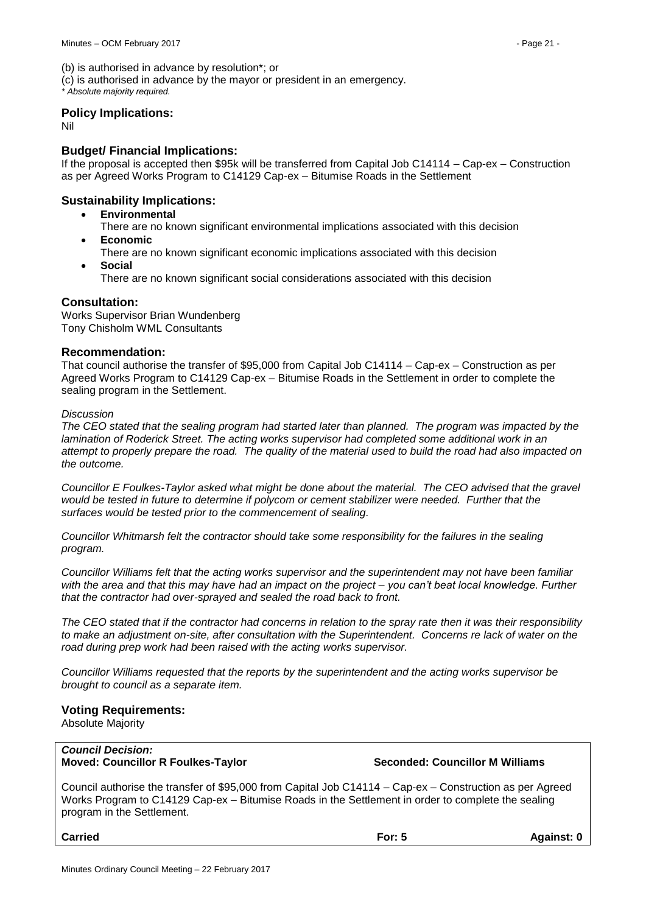(b) is authorised in advance by resolution*; or

(c) is authorised in advance by the mayor or president in an emergency.

*\* Absolute majority required.*

### Policy Implications:

Nil

### Budget/ Financial Implications:

If the proposal is accepted then $95k will be transferred from Capital Job C14114 – Cap-ex – Construction as per Agreed Works Program to C14129 Cap-ex – Bitumise Roads in the Settlement

### Sustainability Implications:

- **Environmental**
  There are no known significant environmental implications associated with this decision
- **Economic**
  There are no known significant economic implications associated with this decision
- **Social**
  There are no known significant social considerations associated with this decision

### Consultation:

Works Supervisor Brian Wundenberg
Tony Chisholm WML Consultants

### Recommendation:

That council authorise the transfer of $95,000 from Capital Job C14114 – Cap-ex – Construction as per Agreed Works Program to C14129 Cap-ex – Bitumise Roads in the Settlement in order to complete the sealing program in the Settlement.

*Discussion*

*The CEO stated that the sealing program had started later than planned. The program was impacted by the lamination of Roderick Street. The acting works supervisor had completed some additional work in an attempt to properly prepare the road. The quality of the material used to build the road had also impacted on the outcome.*

*Councillor E Foulkes-Taylor asked what might be done about the material. The CEO advised that the gravel would be tested in future to determine if polycom or cement stabilizer were needed. Further that the surfaces would be tested prior to the commencement of sealing.*

*Councillor Whitmarsh felt the contractor should take some responsibility for the failures in the sealing program.*

*Councillor Williams felt that the acting works supervisor and the superintendent may not have been familiar with the area and that this may have had an impact on the project – you can't beat local knowledge. Further that the contractor had over-sprayed and sealed the road back to front.*

*The CEO stated that if the contractor had concerns in relation to the spray rate then it was their responsibility to make an adjustment on-site, after consultation with the Superintendent. Concerns re lack of water on the road during prep work had been raised with the acting works supervisor.*

*Councillor Williams requested that the reports by the superintendent and the acting works supervisor be brought to council as a separate item.*

### Voting Requirements:

Absolute Majority

***Council Decision:***

**Moved: Councillor R Foulkes-Taylor** **Seconded: Councillor M Williams**

Council authorise the transfer of $95,000 from Capital Job C14114 – Cap-ex – Construction as per Agreed Works Program to C14129 Cap-ex – Bitumise Roads in the Settlement in order to complete the sealing program in the Settlement.

**Carried** **For: 5** **Against: 0**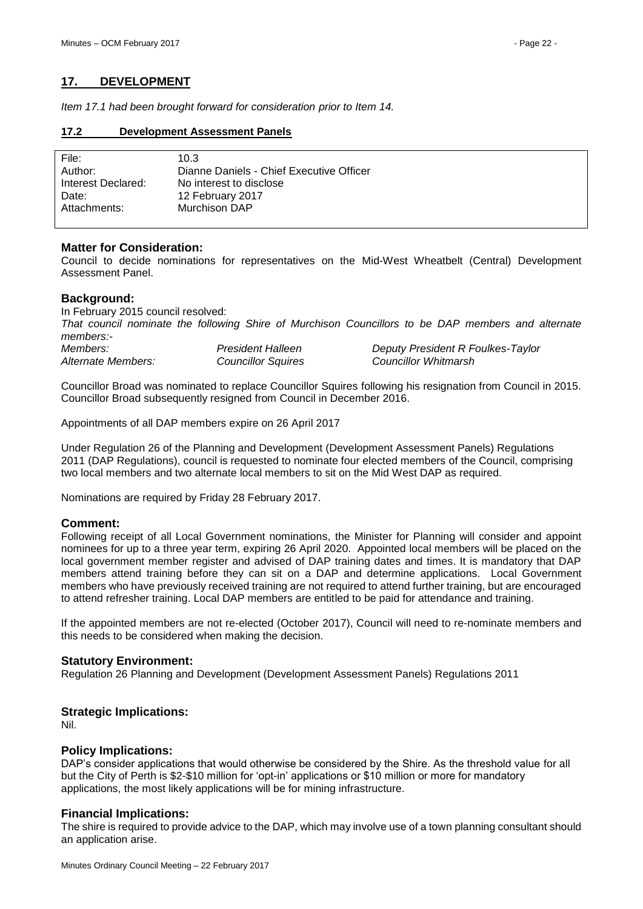## 17. DEVELOPMENT

*Item 17.1 had been brought forward for consideration prior to Item 14.*

### 17.2 Development Assessment Panels

| | |
|---|---|
| File: | 10.3 |
| Author: | Dianne Daniels - Chief Executive Officer |
| Interest Declared: | No interest to disclose |
| Date: | 12 February 2017 |
| Attachments: | Murchison DAP |

#### Matter for Consideration:

Council to decide nominations for representatives on the Mid-West Wheatbelt (Central) Development Assessment Panel.

#### Background:

In February 2015 council resolved:

*That council nominate the following Shire of Murchison Councillors to be DAP members and alternate members:-*

| | | |
|---|---|---|
| *Members:* | *President Halleen* | *Deputy President R Foulkes-Taylor* |
| *Alternate Members:* | *Councillor Squires* | *Councillor Whitmarsh* |

Councillor Broad was nominated to replace Councillor Squires following his resignation from Council in 2015. Councillor Broad subsequently resigned from Council in December 2016.

Appointments of all DAP members expire on 26 April 2017

Under Regulation 26 of the Planning and Development (Development Assessment Panels) Regulations 2011 (DAP Regulations), council is requested to nominate four elected members of the Council, comprising two local members and two alternate local members to sit on the Mid West DAP as required.

Nominations are required by Friday 28 February 2017.

#### Comment:

Following receipt of all Local Government nominations, the Minister for Planning will consider and appoint nominees for up to a three year term, expiring 26 April 2020. Appointed local members will be placed on the local government member register and advised of DAP training dates and times. It is mandatory that DAP members attend training before they can sit on a DAP and determine applications. Local Government members who have previously received training are not required to attend further training, but are encouraged to attend refresher training. Local DAP members are entitled to be paid for attendance and training.

If the appointed members are not re-elected (October 2017), Council will need to re-nominate members and this needs to be considered when making the decision.

#### Statutory Environment:

Regulation 26 Planning and Development (Development Assessment Panels) Regulations 2011

#### Strategic Implications:

Nil.

#### Policy Implications:

DAP's consider applications that would otherwise be considered by the Shire. As the threshold value for all but the City of Perth is $2-$10 million for 'opt-in' applications or $10 million or more for mandatory applications, the most likely applications will be for mining infrastructure.

#### Financial Implications:

The shire is required to provide advice to the DAP, which may involve use of a town planning consultant should an application arise.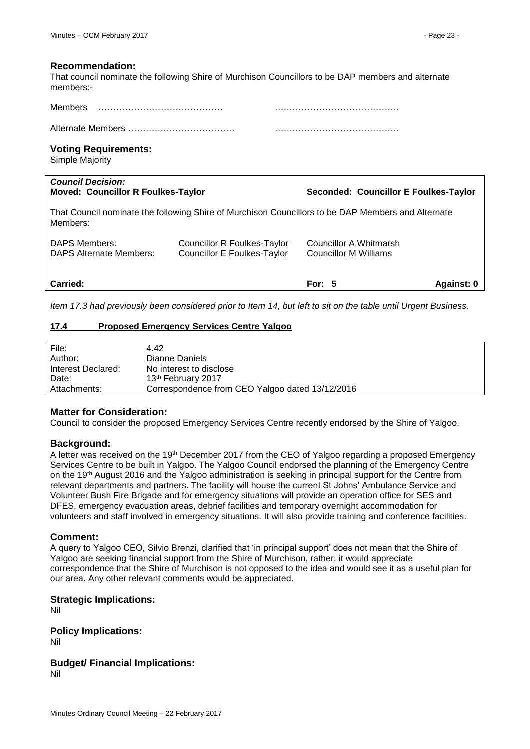### Recommendation:

That council nominate the following Shire of Murchison Councillors to be DAP members and alternate members:-

Members ………………………………… …………………………………

Alternate Members ……………………………… …………………………………

### Voting Requirements:

Simple Majority

| ***Council Decision:*** **Moved: Councillor R Foulkes-Taylor** | | **Seconded: Councillor E Foulkes-Taylor** | |
|---|---|---|---|
| That Council nominate the following Shire of Murchison Councillors to be DAP Members and Alternate Members: | | | |
| DAPS Members: | Councillor R Foulkes-Taylor | Councillor A Whitmarsh | |
| DAPS Alternate Members: | Councillor E Foulkes-Taylor | Councillor M Williams | |
| **Carried:** | | **For: 5** | **Against: 0** |

*Item 17.3 had previously been considered prior to Item 14, but left to sit on the table until Urgent Business.*

## 17.4 Proposed Emergency Services Centre Yalgoo

| | |
|---|---|
| File: | 4.42 |
| Author: | Dianne Daniels |
| Interest Declared: | No interest to disclose |
| Date: | 13th February 2017 |
| Attachments: | Correspondence from CEO Yalgoo dated 13/12/2016 |

### Matter for Consideration:

Council to consider the proposed Emergency Services Centre recently endorsed by the Shire of Yalgoo.

### Background:

A letter was received on the 19th December 2017 from the CEO of Yalgoo regarding a proposed Emergency Services Centre to be built in Yalgoo. The Yalgoo Council endorsed the planning of the Emergency Centre on the 19th August 2016 and the Yalgoo administration is seeking in principal support for the Centre from relevant departments and partners. The facility will house the current St Johns' Ambulance Service and Volunteer Bush Fire Brigade and for emergency situations will provide an operation office for SES and DFES, emergency evacuation areas, debrief facilities and temporary overnight accommodation for volunteers and staff involved in emergency situations. It will also provide training and conference facilities.

### Comment:

A query to Yalgoo CEO, Silvio Brenzi, clarified that 'in principal support' does not mean that the Shire of Yalgoo are seeking financial support from the Shire of Murchison, rather, it would appreciate correspondence that the Shire of Murchison is not opposed to the idea and would see it as a useful plan for our area. Any other relevant comments would be appreciated.

### Strategic Implications:

Nil

### Policy Implications:

Nil

### Budget/ Financial Implications:

Nil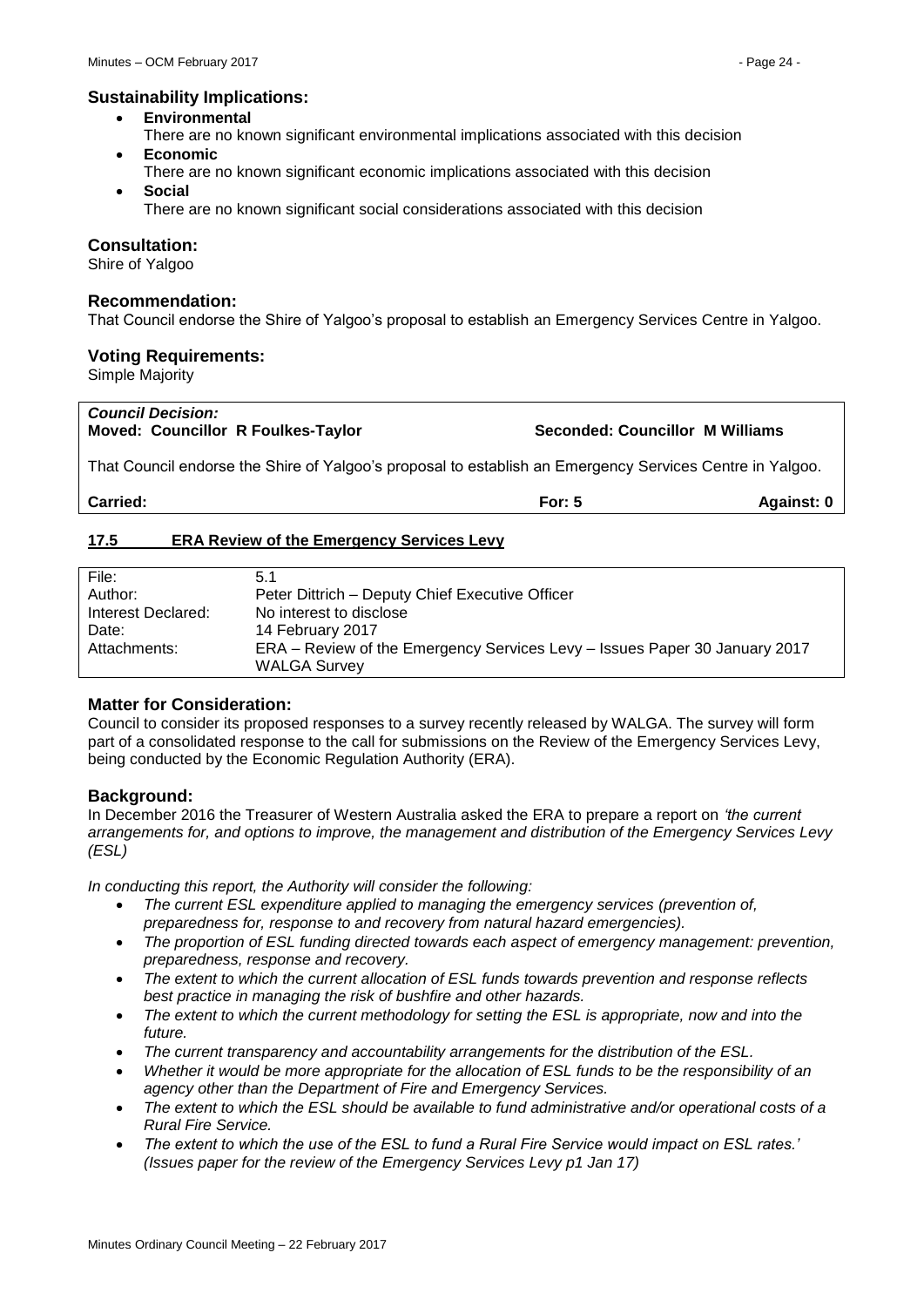### Sustainability Implications:

- **Environmental**
  There are no known significant environmental implications associated with this decision
- **Economic**
  There are no known significant economic implications associated with this decision
- **Social**
  There are no known significant social considerations associated with this decision

### Consultation:

Shire of Yalgoo

### Recommendation:

That Council endorse the Shire of Yalgoo's proposal to establish an Emergency Services Centre in Yalgoo.

### Voting Requirements:

Simple Majority

***Council Decision:***
**Moved: Councillor R Foulkes-Taylor** **Seconded: Councillor M Williams**

That Council endorse the Shire of Yalgoo's proposal to establish an Emergency Services Centre in Yalgoo.

**Carried:** **For: 5** **Against: 0**

## 17.5 ERA Review of the Emergency Services Levy

| | |
|---|---|
| File: | 5.1 |
| Author: | Peter Dittrich – Deputy Chief Executive Officer |
| Interest Declared: | No interest to disclose |
| Date: | 14 February 2017 |
| Attachments: | ERA – Review of the Emergency Services Levy – Issues Paper 30 January 2017<br>WALGA Survey |

### Matter for Consideration:

Council to consider its proposed responses to a survey recently released by WALGA. The survey will form part of a consolidated response to the call for submissions on the Review of the Emergency Services Levy, being conducted by the Economic Regulation Authority (ERA).

### Background:

In December 2016 the Treasurer of Western Australia asked the ERA to prepare a report on *'the current arrangements for, and options to improve, the management and distribution of the Emergency Services Levy (ESL)*

*In conducting this report, the Authority will consider the following:*

- *The current ESL expenditure applied to managing the emergency services (prevention of, preparedness for, response to and recovery from natural hazard emergencies).*
- *The proportion of ESL funding directed towards each aspect of emergency management: prevention, preparedness, response and recovery.*
- *The extent to which the current allocation of ESL funds towards prevention and response reflects best practice in managing the risk of bushfire and other hazards.*
- *The extent to which the current methodology for setting the ESL is appropriate, now and into the future.*
- *The current transparency and accountability arrangements for the distribution of the ESL.*
- *Whether it would be more appropriate for the allocation of ESL funds to be the responsibility of an agency other than the Department of Fire and Emergency Services.*
- *The extent to which the ESL should be available to fund administrative and/or operational costs of a Rural Fire Service.*
- *The extent to which the use of the ESL to fund a Rural Fire Service would impact on ESL rates.' (Issues paper for the review of the Emergency Services Levy p1 Jan 17)*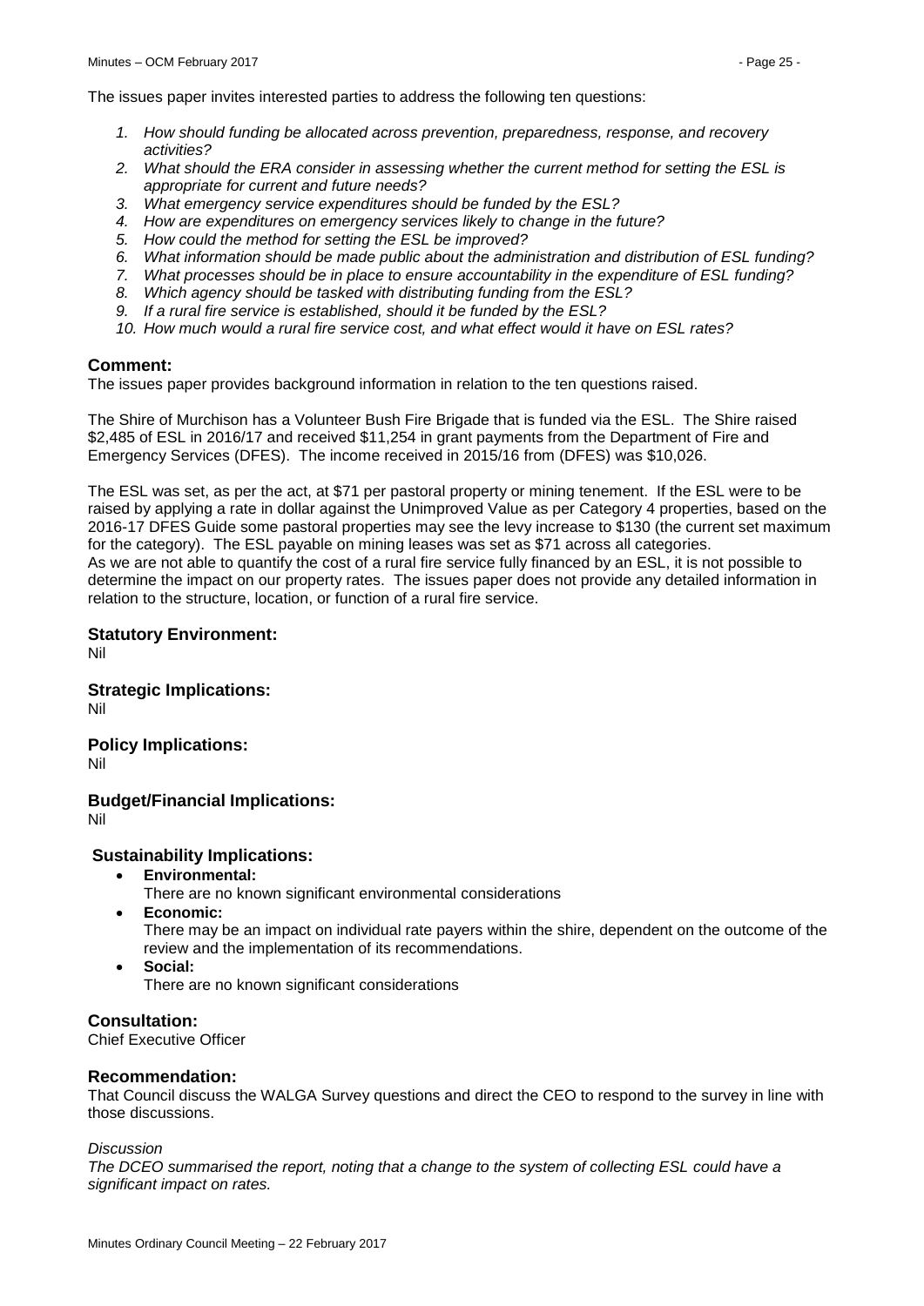The issues paper invites interested parties to address the following ten questions:

1. *How should funding be allocated across prevention, preparedness, response, and recovery activities?*
2. *What should the ERA consider in assessing whether the current method for setting the ESL is appropriate for current and future needs?*
3. *What emergency service expenditures should be funded by the ESL?*
4. *How are expenditures on emergency services likely to change in the future?*
5. *How could the method for setting the ESL be improved?*
6. *What information should be made public about the administration and distribution of ESL funding?*
7. *What processes should be in place to ensure accountability in the expenditure of ESL funding?*
8. *Which agency should be tasked with distributing funding from the ESL?*
9. *If a rural fire service is established, should it be funded by the ESL?*
10. *How much would a rural fire service cost, and what effect would it have on ESL rates?*

## Comment:

The issues paper provides background information in relation to the ten questions raised.

The Shire of Murchison has a Volunteer Bush Fire Brigade that is funded via the ESL. The Shire raised $2,485 of ESL in 2016/17 and received $11,254 in grant payments from the Department of Fire and Emergency Services (DFES). The income received in 2015/16 from (DFES) was $10,026.

The ESL was set, as per the act, at $71 per pastoral property or mining tenement. If the ESL were to be raised by applying a rate in dollar against the Unimproved Value as per Category 4 properties, based on the 2016-17 DFES Guide some pastoral properties may see the levy increase to $130 (the current set maximum for the category). The ESL payable on mining leases was set as $71 across all categories.
As we are not able to quantify the cost of a rural fire service fully financed by an ESL, it is not possible to determine the impact on our property rates. The issues paper does not provide any detailed information in relation to the structure, location, or function of a rural fire service.

## Statutory Environment:

Nil

## Strategic Implications:

Nil

## Policy Implications:

Nil

## Budget/Financial Implications:

Nil

## Sustainability Implications:

- **Environmental:**
  There are no known significant environmental considerations
- **Economic:**
  There may be an impact on individual rate payers within the shire, dependent on the outcome of the review and the implementation of its recommendations.
- **Social:**
  There are no known significant considerations

## Consultation:

Chief Executive Officer

## Recommendation:

That Council discuss the WALGA Survey questions and direct the CEO to respond to the survey in line with those discussions.

*Discussion*

*The DCEO summarised the report, noting that a change to the system of collecting ESL could have a significant impact on rates.*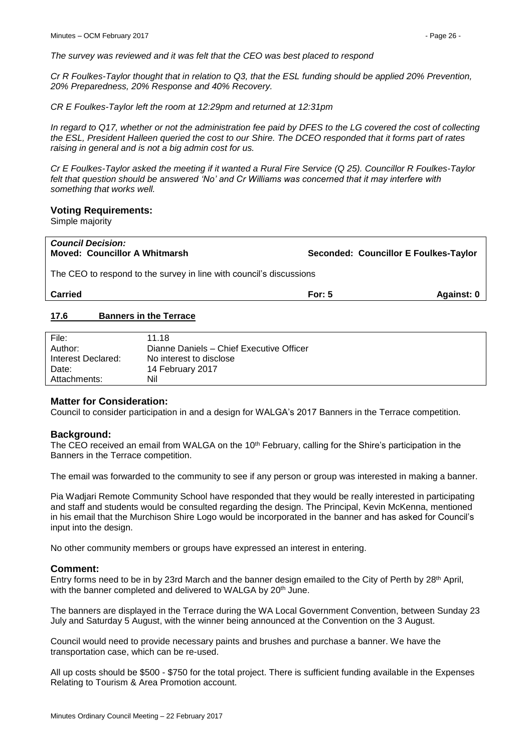*The survey was reviewed and it was felt that the CEO was best placed to respond*

*Cr R Foulkes-Taylor thought that in relation to Q3, that the ESL funding should be applied 20% Prevention, 20% Preparedness, 20% Response and 40% Recovery.*

*CR E Foulkes-Taylor left the room at 12:29pm and returned at 12:31pm*

*In regard to Q17, whether or not the administration fee paid by DFES to the LG covered the cost of collecting the ESL, President Halleen queried the cost to our Shire. The DCEO responded that it forms part of rates raising in general and is not a big admin cost for us.*

*Cr E Foulkes-Taylor asked the meeting if it wanted a Rural Fire Service (Q 25). Councillor R Foulkes-Taylor felt that question should be answered 'No' and Cr Williams was concerned that it may interfere with something that works well.*

### Voting Requirements:

Simple majority

| ***Council Decision:*** **Moved: Councillor A Whitmarsh** | | **Seconded: Councillor E Foulkes-Taylor** |
|---|---|---|
| The CEO to respond to the survey in line with council's discussions | | |
| **Carried** | **For: 5** | **Against: 0** |

## 17.6 Banners in the Terrace

| | |
|---|---|
| File: | 11.18 |
| Author: | Dianne Daniels – Chief Executive Officer |
| Interest Declared: | No interest to disclose |
| Date: | 14 February 2017 |
| Attachments: | Nil |

### Matter for Consideration:

Council to consider participation in and a design for WALGA's 2017 Banners in the Terrace competition.

### Background:

The CEO received an email from WALGA on the 10th February, calling for the Shire's participation in the Banners in the Terrace competition.

The email was forwarded to the community to see if any person or group was interested in making a banner.

Pia Wadjari Remote Community School have responded that they would be really interested in participating and staff and students would be consulted regarding the design. The Principal, Kevin McKenna, mentioned in his email that the Murchison Shire Logo would be incorporated in the banner and has asked for Council's input into the design.

No other community members or groups have expressed an interest in entering.

### Comment:

Entry forms need to be in by 23rd March and the banner design emailed to the City of Perth by 28th April, with the banner completed and delivered to WALGA by 20th June.

The banners are displayed in the Terrace during the WA Local Government Convention, between Sunday 23 July and Saturday 5 August, with the winner being announced at the Convention on the 3 August.

Council would need to provide necessary paints and brushes and purchase a banner. We have the transportation case, which can be re-used.

All up costs should be $500 - $750 for the total project. There is sufficient funding available in the Expenses Relating to Tourism & Area Promotion account.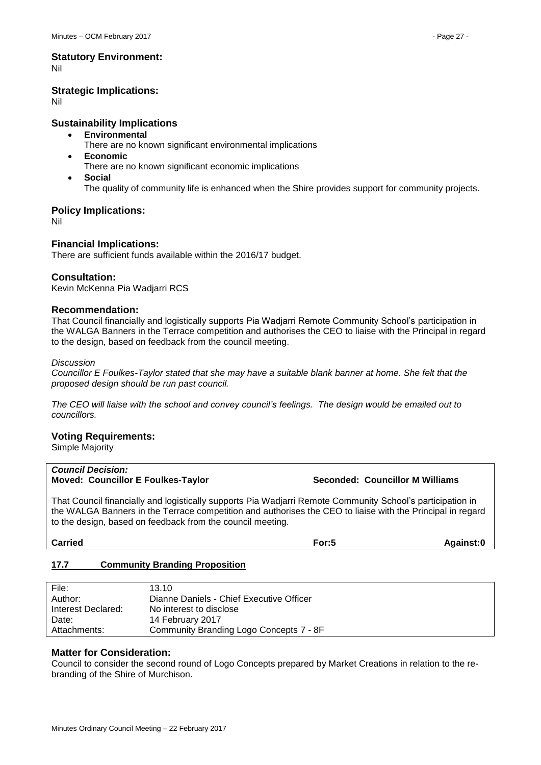### Statutory Environment:
Nil

### Strategic Implications:
Nil

### Sustainability Implications
- **Environmental**
  There are no known significant environmental implications
- **Economic**
  There are no known significant economic implications
- **Social**
  The quality of community life is enhanced when the Shire provides support for community projects.

### Policy Implications:
Nil

### Financial Implications:
There are sufficient funds available within the 2016/17 budget.

### Consultation:
Kevin McKenna Pia Wadjarri RCS

### Recommendation:
That Council financially and logistically supports Pia Wadjarri Remote Community School's participation in the WALGA Banners in the Terrace competition and authorises the CEO to liaise with the Principal in regard to the design, based on feedback from the council meeting.

*Discussion*

*Councillor E Foulkes-Taylor stated that she may have a suitable blank banner at home. She felt that the proposed design should be run past council.*

*The CEO will liaise with the school and convey council's feelings. The design would be emailed out to councillors.*

### Voting Requirements:
Simple Majority

***Council Decision:***
**Moved: Councillor E Foulkes-Taylor** **Seconded: Councillor M Williams**

That Council financially and logistically supports Pia Wadjarri Remote Community School's participation in the WALGA Banners in the Terrace competition and authorises the CEO to liaise with the Principal in regard to the design, based on feedback from the council meeting.

**Carried** **For:5** **Against:0**

## 17.7 Community Branding Proposition

| | |
|---|---|
| File: | 13.10 |
| Author: | Dianne Daniels - Chief Executive Officer |
| Interest Declared: | No interest to disclose |
| Date: | 14 February 2017 |
| Attachments: | Community Branding Logo Concepts 7 - 8F |

### Matter for Consideration:
Council to consider the second round of Logo Concepts prepared by Market Creations in relation to the re-branding of the Shire of Murchison.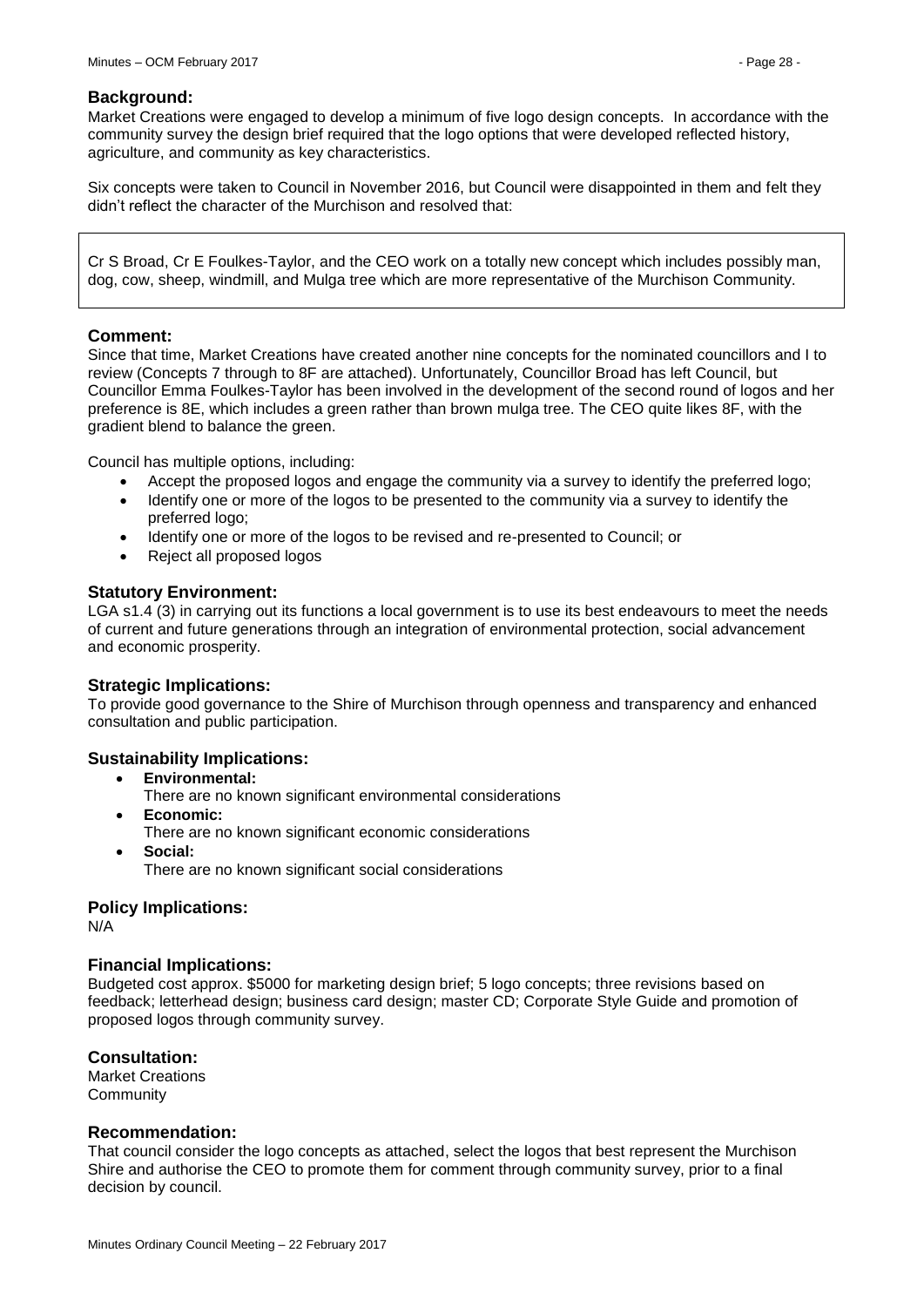### Background:

Market Creations were engaged to develop a minimum of five logo design concepts. In accordance with the community survey the design brief required that the logo options that were developed reflected history, agriculture, and community as key characteristics.

Six concepts were taken to Council in November 2016, but Council were disappointed in them and felt they didn't reflect the character of the Murchison and resolved that:

> Cr S Broad, Cr E Foulkes-Taylor, and the CEO work on a totally new concept which includes possibly man, dog, cow, sheep, windmill, and Mulga tree which are more representative of the Murchison Community.

### Comment:

Since that time, Market Creations have created another nine concepts for the nominated councillors and I to review (Concepts 7 through to 8F are attached). Unfortunately, Councillor Broad has left Council, but Councillor Emma Foulkes-Taylor has been involved in the development of the second round of logos and her preference is 8E, which includes a green rather than brown mulga tree. The CEO quite likes 8F, with the gradient blend to balance the green.

Council has multiple options, including:

- Accept the proposed logos and engage the community via a survey to identify the preferred logo;
- Identify one or more of the logos to be presented to the community via a survey to identify the preferred logo;
- Identify one or more of the logos to be revised and re-presented to Council; or
- Reject all proposed logos

### Statutory Environment:

LGA s1.4 (3) in carrying out its functions a local government is to use its best endeavours to meet the needs of current and future generations through an integration of environmental protection, social advancement and economic prosperity.

### Strategic Implications:

To provide good governance to the Shire of Murchison through openness and transparency and enhanced consultation and public participation.

### Sustainability Implications:

- **Environmental:**
  There are no known significant environmental considerations
- **Economic:**
  There are no known significant economic considerations
- **Social:**
  There are no known significant social considerations

### Policy Implications:

N/A

### Financial Implications:

Budgeted cost approx. $5000 for marketing design brief; 5 logo concepts; three revisions based on feedback; letterhead design; business card design; master CD; Corporate Style Guide and promotion of proposed logos through community survey.

### Consultation:

Market Creations
Community

### Recommendation:

That council consider the logo concepts as attached, select the logos that best represent the Murchison Shire and authorise the CEO to promote them for comment through community survey, prior to a final decision by council.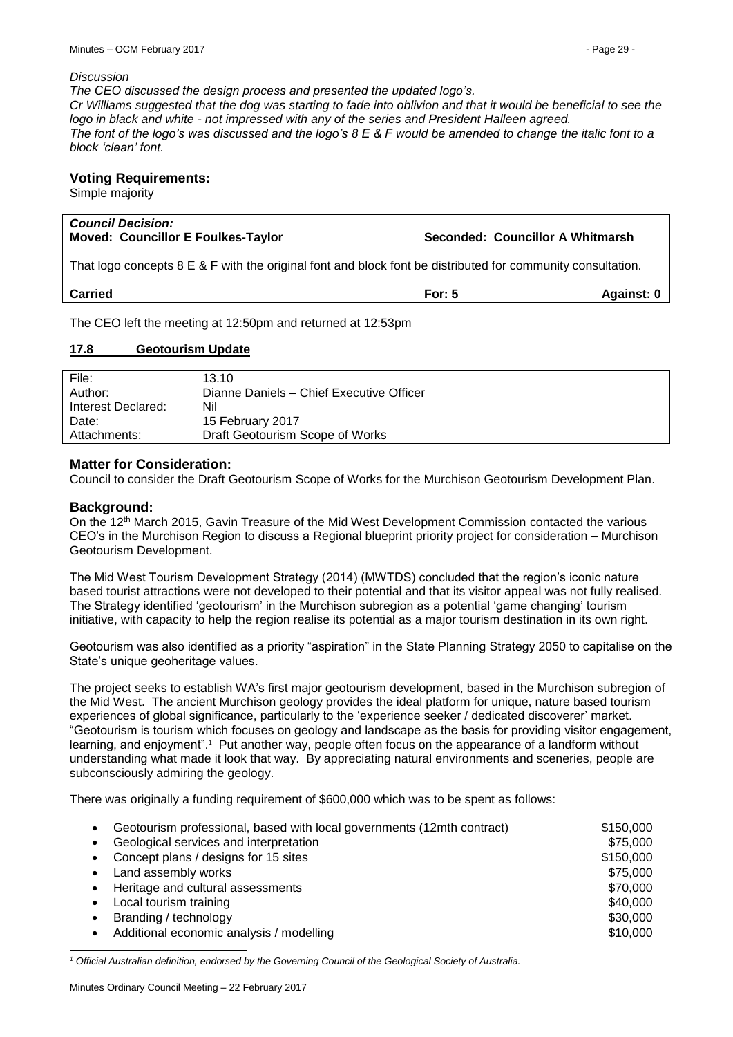*Discussion*

*The CEO discussed the design process and presented the updated logo's.*

*Cr Williams suggested that the dog was starting to fade into oblivion and that it would be beneficial to see the logo in black and white - not impressed with any of the series and President Halleen agreed.*

*The font of the logo's was discussed and the logo's 8 E & F would be amended to change the italic font to a block 'clean' font.*

### Voting Requirements:

Simple majority

| ***Council Decision:*** | | |
|---|---|---|
| **Moved: Councillor E Foulkes-Taylor** | **Seconded: Councillor A Whitmarsh** | |
| That logo concepts 8 E & F with the original font and block font be distributed for community consultation. | | |
| **Carried** | **For: 5** | **Against: 0** |

The CEO left the meeting at 12:50pm and returned at 12:53pm

## 17.8 Geotourism Update

| | |
|---|---|
| File: | 13.10 |
| Author: | Dianne Daniels – Chief Executive Officer |
| Interest Declared: | Nil |
| Date: | 15 February 2017 |
| Attachments: | Draft Geotourism Scope of Works |

### Matter for Consideration:

Council to consider the Draft Geotourism Scope of Works for the Murchison Geotourism Development Plan.

### Background:

On the 12th March 2015, Gavin Treasure of the Mid West Development Commission contacted the various CEO's in the Murchison Region to discuss a Regional blueprint priority project for consideration – Murchison Geotourism Development.

The Mid West Tourism Development Strategy (2014) (MWTDS) concluded that the region's iconic nature based tourist attractions were not developed to their potential and that its visitor appeal was not fully realised. The Strategy identified 'geotourism' in the Murchison subregion as a potential 'game changing' tourism initiative, with capacity to help the region realise its potential as a major tourism destination in its own right.

Geotourism was also identified as a priority "aspiration" in the State Planning Strategy 2050 to capitalise on the State's unique geoheritage values.

The project seeks to establish WA's first major geotourism development, based in the Murchison subregion of the Mid West. The ancient Murchison geology provides the ideal platform for unique, nature based tourism experiences of global significance, particularly to the 'experience seeker / dedicated discoverer' market. "Geotourism is tourism which focuses on geology and landscape as the basis for providing visitor engagement, learning, and enjoyment".[1] Put another way, people often focus on the appearance of a landform without understanding what made it look that way. By appreciating natural environments and sceneries, people are subconsciously admiring the geology.

There was originally a funding requirement of $600,000 which was to be spent as follows:

| | |
|---|---|
| • Geotourism professional, based with local governments (12mth contract) | $150,000 |
| • Geological services and interpretation | $75,000 |
| • Concept plans / designs for 15 sites | $150,000 |
| • Land assembly works | $75,000 |
| • Heritage and cultural assessments | $70,000 |
| • Local tourism training | $40,000 |
| • Branding / technology | $30,000 |
| • Additional economic analysis / modelling | $10,000 |

---

[1] *Official Australian definition, endorsed by the Governing Council of the Geological Society of Australia.*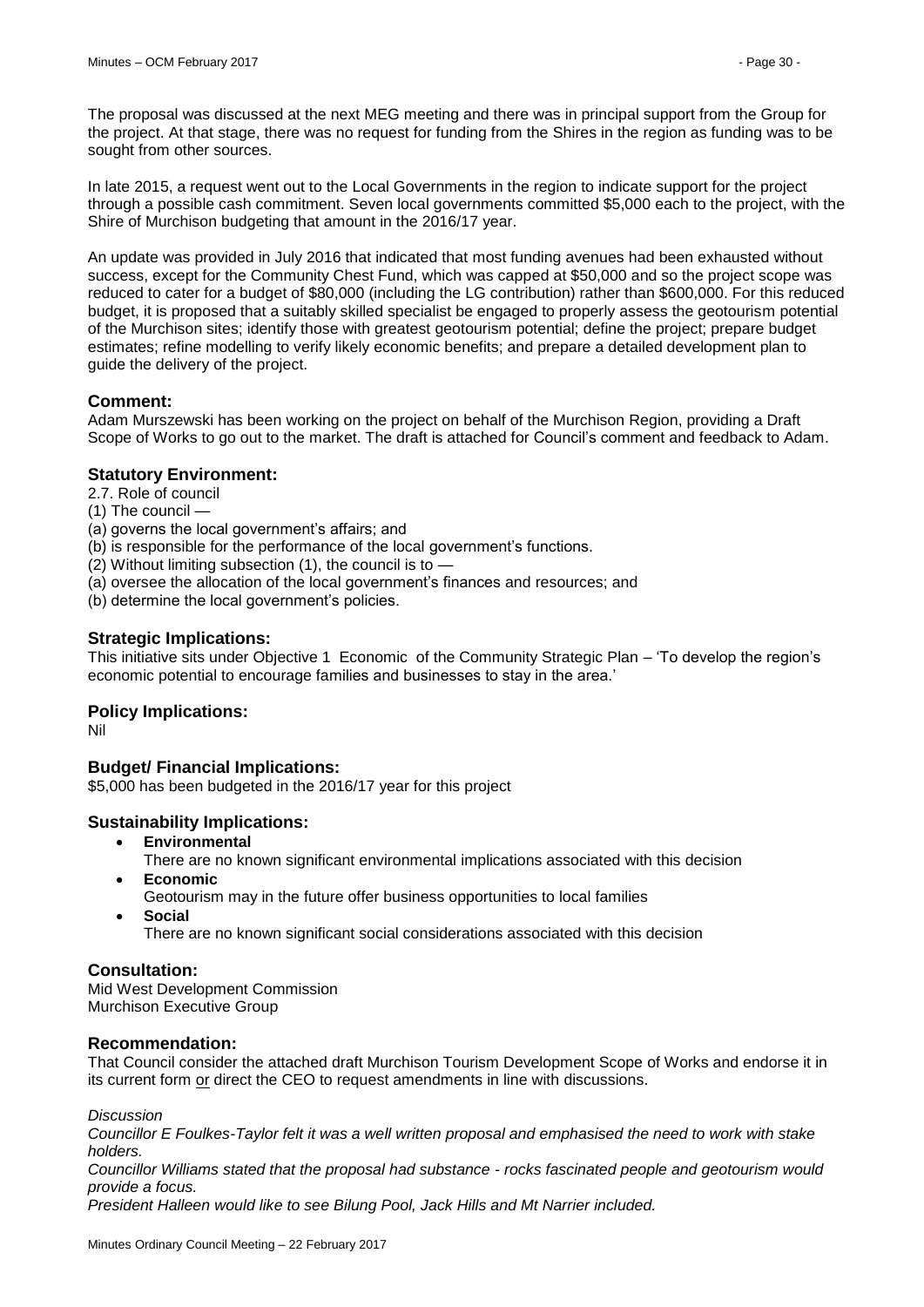The proposal was discussed at the next MEG meeting and there was in principal support from the Group for the project. At that stage, there was no request for funding from the Shires in the region as funding was to be sought from other sources.

In late 2015, a request went out to the Local Governments in the region to indicate support for the project through a possible cash commitment. Seven local governments committed $5,000 each to the project, with the Shire of Murchison budgeting that amount in the 2016/17 year.

An update was provided in July 2016 that indicated that most funding avenues had been exhausted without success, except for the Community Chest Fund, which was capped at $50,000 and so the project scope was reduced to cater for a budget of $80,000 (including the LG contribution) rather than $600,000. For this reduced budget, it is proposed that a suitably skilled specialist be engaged to properly assess the geotourism potential of the Murchison sites; identify those with greatest geotourism potential; define the project; prepare budget estimates; refine modelling to verify likely economic benefits; and prepare a detailed development plan to guide the delivery of the project.

### Comment:

Adam Murszewski has been working on the project on behalf of the Murchison Region, providing a Draft Scope of Works to go out to the market. The draft is attached for Council's comment and feedback to Adam.

### Statutory Environment:

2.7. Role of council
(1) The council —
(a) governs the local government's affairs; and
(b) is responsible for the performance of the local government's functions.
(2) Without limiting subsection (1), the council is to —
(a) oversee the allocation of the local government's finances and resources; and
(b) determine the local government's policies.

### Strategic Implications:

This initiative sits under Objective 1 Economic of the Community Strategic Plan – 'To develop the region's economic potential to encourage families and businesses to stay in the area.'

### Policy Implications:

Nil

### Budget/ Financial Implications:

$5,000 has been budgeted in the 2016/17 year for this project

### Sustainability Implications:

- **Environmental**
  There are no known significant environmental implications associated with this decision
- **Economic**
  Geotourism may in the future offer business opportunities to local families
- **Social**
  There are no known significant social considerations associated with this decision

### Consultation:

Mid West Development Commission
Murchison Executive Group

### Recommendation:

That Council consider the attached draft Murchison Tourism Development Scope of Works and endorse it in its current form or direct the CEO to request amendments in line with discussions.

*Discussion*

*Councillor E Foulkes-Taylor felt it was a well written proposal and emphasised the need to work with stake holders.*

*Councillor Williams stated that the proposal had substance - rocks fascinated people and geotourism would provide a focus.*

*President Halleen would like to see Bilung Pool, Jack Hills and Mt Narrier included.*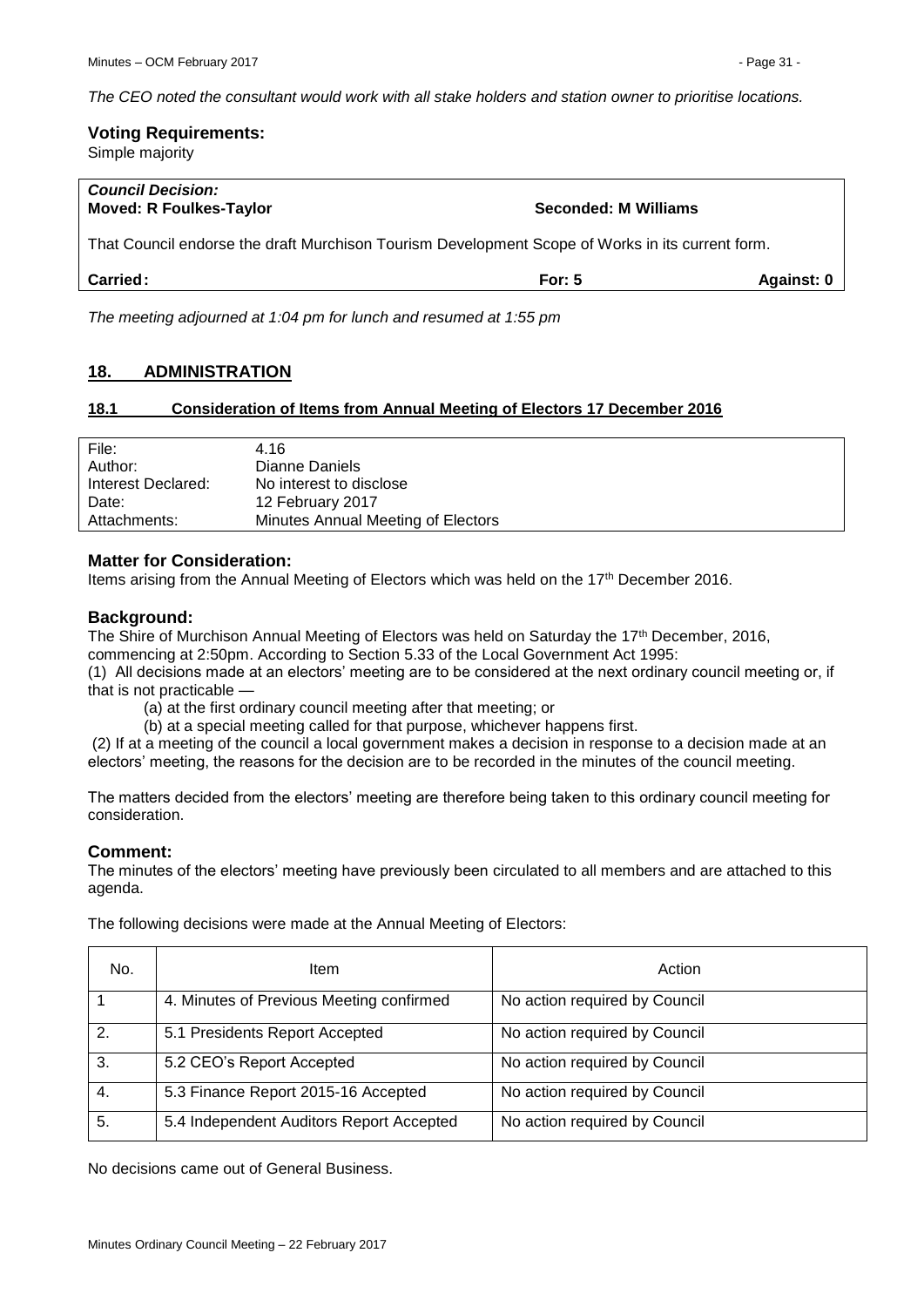*The CEO noted the consultant would work with all stake holders and station owner to prioritise locations.*

### Voting Requirements:

Simple majority

| ***Council Decision:*** **Moved: R Foulkes-Taylor** | **Seconded: M Williams** | |
|---|---|---|
| That Council endorse the draft Murchison Tourism Development Scope of Works in its current form. | | |
| **Carried:** | **For: 5** | **Against: 0** |

*The meeting adjourned at 1:04 pm for lunch and resumed at 1:55 pm*

## 18. ADMINISTRATION

### 18.1 Consideration of Items from Annual Meeting of Electors 17 December 2016

| | |
|---|---|
| File: | 4.16 |
| Author: | Dianne Daniels |
| Interest Declared: | No interest to disclose |
| Date: | 12 February 2017 |
| Attachments: | Minutes Annual Meeting of Electors |

### Matter for Consideration:

Items arising from the Annual Meeting of Electors which was held on the 17th December 2016.

### Background:

The Shire of Murchison Annual Meeting of Electors was held on Saturday the 17th December, 2016, commencing at 2:50pm. According to Section 5.33 of the Local Government Act 1995:

(1) All decisions made at an electors' meeting are to be considered at the next ordinary council meeting or, if that is not practicable —

(a) at the first ordinary council meeting after that meeting; or

(b) at a special meeting called for that purpose, whichever happens first.

(2) If at a meeting of the council a local government makes a decision in response to a decision made at an electors' meeting, the reasons for the decision are to be recorded in the minutes of the council meeting.

The matters decided from the electors' meeting are therefore being taken to this ordinary council meeting for consideration.

### Comment:

The minutes of the electors' meeting have previously been circulated to all members and are attached to this agenda.

The following decisions were made at the Annual Meeting of Electors:

| No. | Item | Action |
|---|---|---|
| 1 | 4. Minutes of Previous Meeting confirmed | No action required by Council |
| 2. | 5.1 Presidents Report Accepted | No action required by Council |
| 3. | 5.2 CEO's Report Accepted | No action required by Council |
| 4. | 5.3 Finance Report 2015-16 Accepted | No action required by Council |
| 5. | 5.4 Independent Auditors Report Accepted | No action required by Council |

No decisions came out of General Business.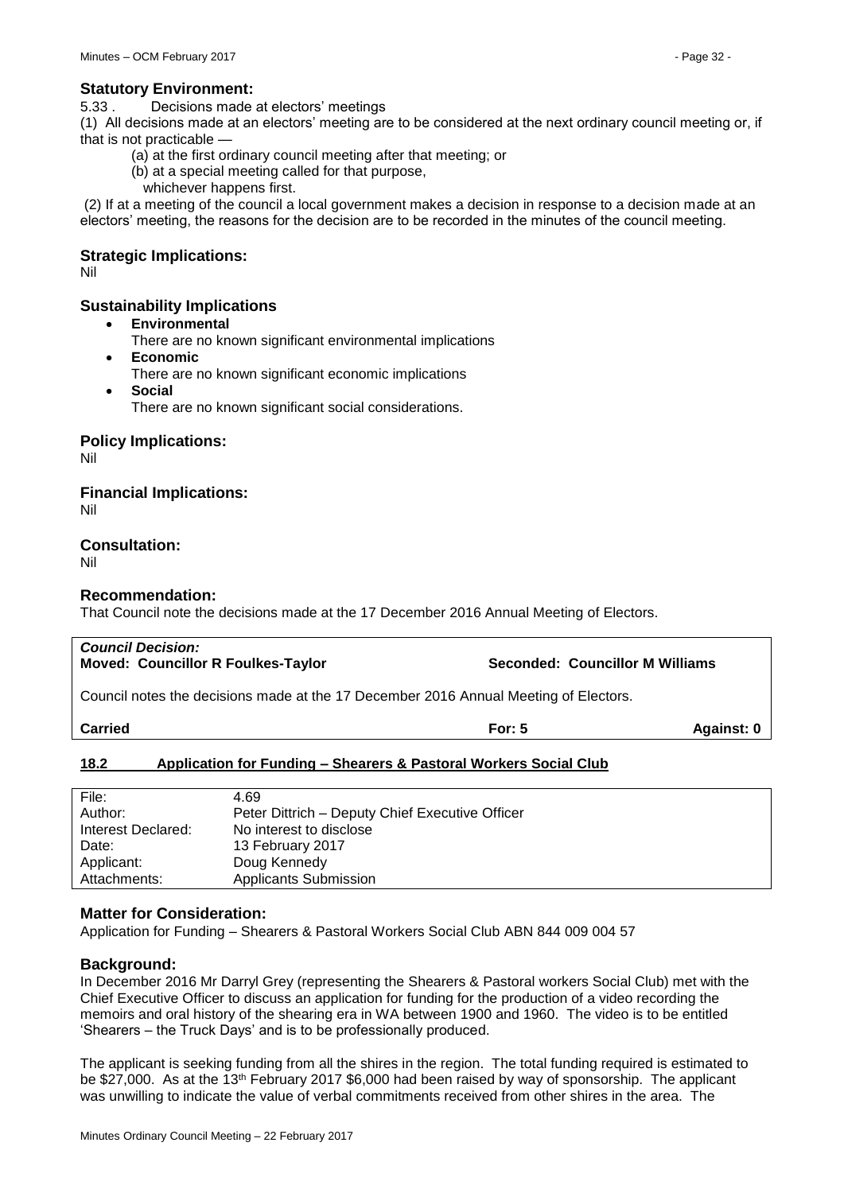### Statutory Environment:

5.33 . Decisions made at electors' meetings

(1) All decisions made at an electors' meeting are to be considered at the next ordinary council meeting or, if that is not practicable —

(a) at the first ordinary council meeting after that meeting; or

(b) at a special meeting called for that purpose,

whichever happens first.

(2) If at a meeting of the council a local government makes a decision in response to a decision made at an electors' meeting, the reasons for the decision are to be recorded in the minutes of the council meeting.

### Strategic Implications:

Nil

### Sustainability Implications

- **Environmental**
  There are no known significant environmental implications
- **Economic**
  There are no known significant economic implications
- **Social**
  There are no known significant social considerations.

### Policy Implications:

Nil

### Financial Implications:

Nil

### Consultation:

Nil

### Recommendation:

That Council note the decisions made at the 17 December 2016 Annual Meeting of Electors.

| ***Council Decision:*** | | |
|---|---|---|
| **Moved: Councillor R Foulkes-Taylor** | **Seconded: Councillor M Williams** | |
| Council notes the decisions made at the 17 December 2016 Annual Meeting of Electors. | | |
| **Carried** | **For: 5** | **Against: 0** |

## 18.2 Application for Funding – Shearers & Pastoral Workers Social Club

| | |
|---|---|
| File: | 4.69 |
| Author: | Peter Dittrich – Deputy Chief Executive Officer |
| Interest Declared: | No interest to disclose |
| Date: | 13 February 2017 |
| Applicant: | Doug Kennedy |
| Attachments: | Applicants Submission |

### Matter for Consideration:

Application for Funding – Shearers & Pastoral Workers Social Club ABN 844 009 004 57

### Background:

In December 2016 Mr Darryl Grey (representing the Shearers & Pastoral workers Social Club) met with the Chief Executive Officer to discuss an application for funding for the production of a video recording the memoirs and oral history of the shearing era in WA between 1900 and 1960. The video is to be entitled 'Shearers – the Truck Days' and is to be professionally produced.

The applicant is seeking funding from all the shires in the region. The total funding required is estimated to be $27,000. As at the 13th February 2017 $6,000 had been raised by way of sponsorship. The applicant was unwilling to indicate the value of verbal commitments received from other shires in the area. The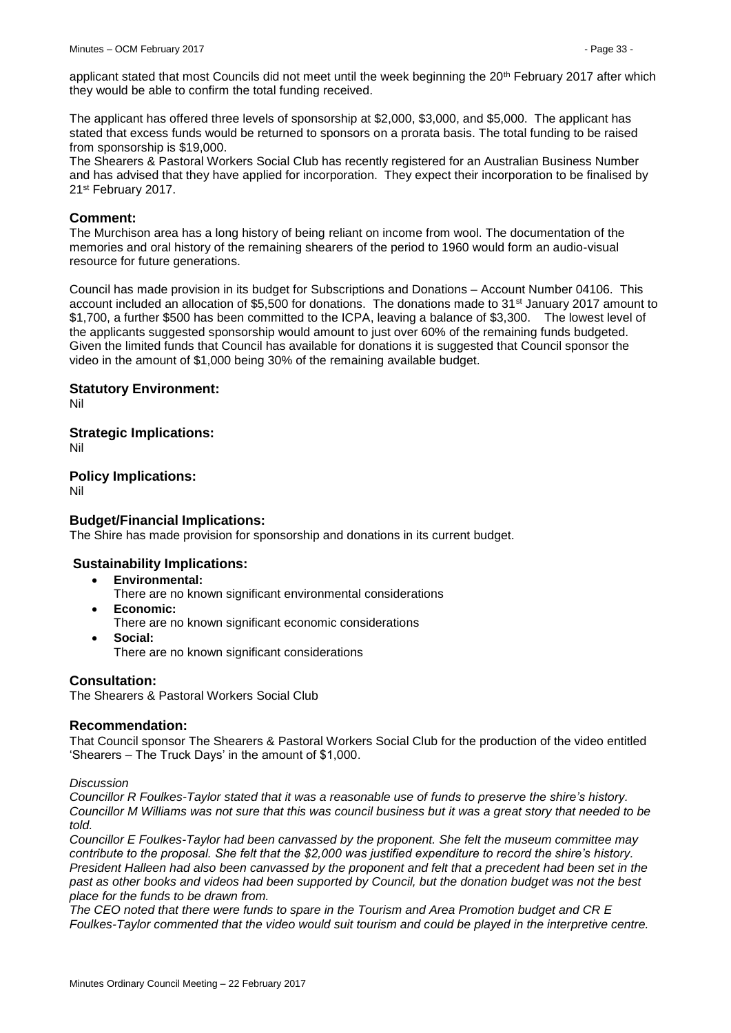applicant stated that most Councils did not meet until the week beginning the 20th February 2017 after which they would be able to confirm the total funding received.

The applicant has offered three levels of sponsorship at $2,000, $3,000, and $5,000. The applicant has stated that excess funds would be returned to sponsors on a prorata basis. The total funding to be raised from sponsorship is $19,000.

The Shearers & Pastoral Workers Social Club has recently registered for an Australian Business Number and has advised that they have applied for incorporation. They expect their incorporation to be finalised by 21st February 2017.

### Comment:

The Murchison area has a long history of being reliant on income from wool. The documentation of the memories and oral history of the remaining shearers of the period to 1960 would form an audio-visual resource for future generations.

Council has made provision in its budget for Subscriptions and Donations – Account Number 04106. This account included an allocation of $5,500 for donations. The donations made to 31st January 2017 amount to $1,700, a further $500 has been committed to the ICPA, leaving a balance of $3,300. The lowest level of the applicants suggested sponsorship would amount to just over 60% of the remaining funds budgeted. Given the limited funds that Council has available for donations it is suggested that Council sponsor the video in the amount of $1,000 being 30% of the remaining available budget.

### Statutory Environment:

Nil

### Strategic Implications:

Nil

### Policy Implications:

Nil

### Budget/Financial Implications:

The Shire has made provision for sponsorship and donations in its current budget.

### Sustainability Implications:

- **Environmental:**
  There are no known significant environmental considerations
- **Economic:**
  There are no known significant economic considerations
- **Social:**
  There are no known significant considerations

### Consultation:

The Shearers & Pastoral Workers Social Club

### Recommendation:

That Council sponsor The Shearers & Pastoral Workers Social Club for the production of the video entitled 'Shearers – The Truck Days' in the amount of $1,000.

*Discussion*

*Councillor R Foulkes-Taylor stated that it was a reasonable use of funds to preserve the shire's history. Councillor M Williams was not sure that this was council business but it was a great story that needed to be told.*

*Councillor E Foulkes-Taylor had been canvassed by the proponent. She felt the museum committee may contribute to the proposal. She felt that the $2,000 was justified expenditure to record the shire's history. President Halleen had also been canvassed by the proponent and felt that a precedent had been set in the past as other books and videos had been supported by Council, but the donation budget was not the best place for the funds to be drawn from.*

*The CEO noted that there were funds to spare in the Tourism and Area Promotion budget and CR E Foulkes-Taylor commented that the video would suit tourism and could be played in the interpretive centre.*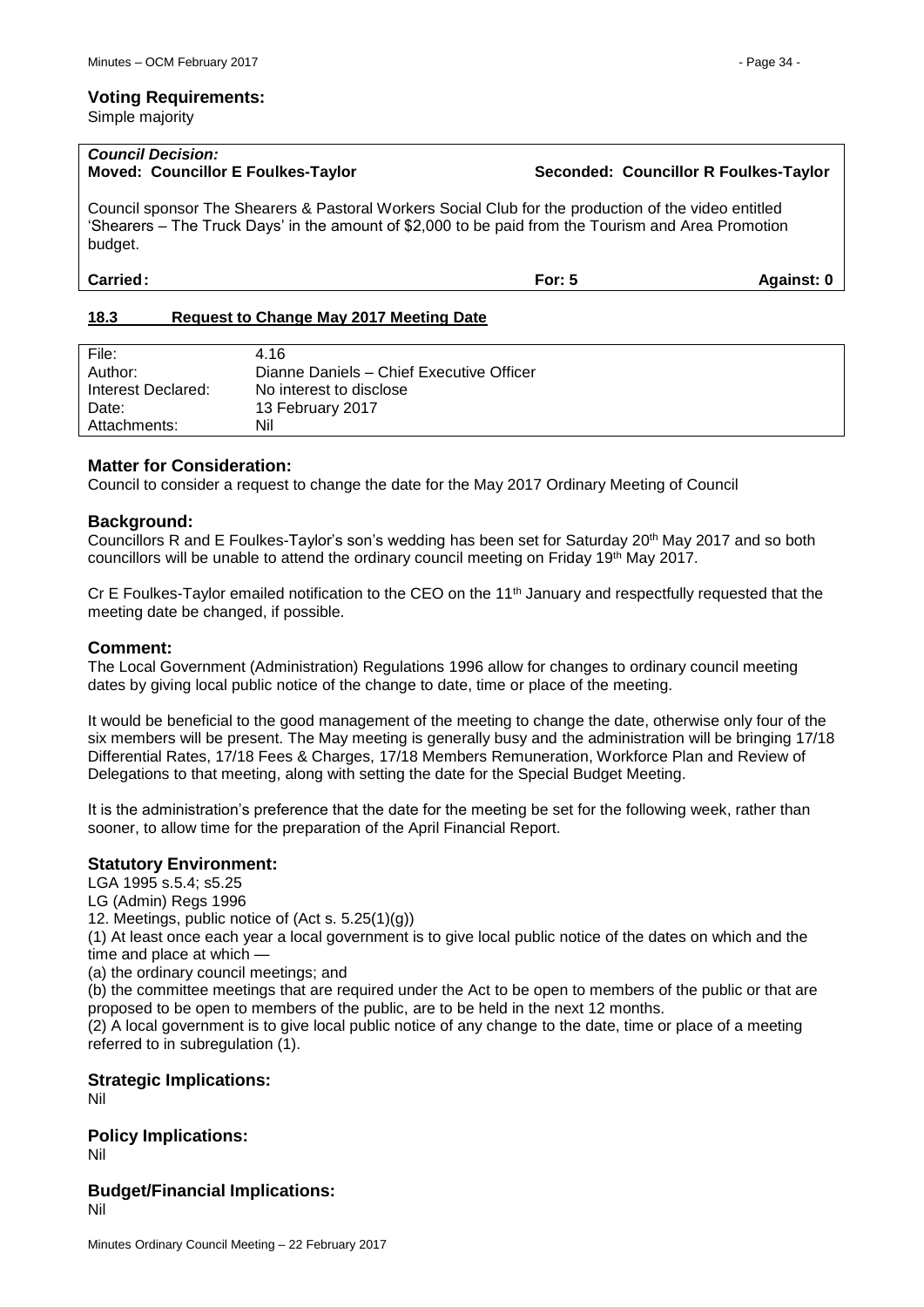### Voting Requirements:

Simple majority

| ***Council Decision:*** | |
|---|---|
| **Moved: Councillor E Foulkes-Taylor** | **Seconded: Councillor R Foulkes-Taylor** |

Council sponsor The Shearers & Pastoral Workers Social Club for the production of the video entitled 'Shearers – The Truck Days' in the amount of $2,000 to be paid from the Tourism and Area Promotion budget.

| **Carried:** | **For: 5** | **Against: 0** |
|---|---|---|

## 18.3 Request to Change May 2017 Meeting Date

| | |
|---|---|
| File: | 4.16 |
| Author: | Dianne Daniels – Chief Executive Officer |
| Interest Declared: | No interest to disclose |
| Date: | 13 February 2017 |
| Attachments: | Nil |

### Matter for Consideration:

Council to consider a request to change the date for the May 2017 Ordinary Meeting of Council

### Background:

Councillors R and E Foulkes-Taylor's son's wedding has been set for Saturday 20th May 2017 and so both councillors will be unable to attend the ordinary council meeting on Friday 19th May 2017.

Cr E Foulkes-Taylor emailed notification to the CEO on the 11th January and respectfully requested that the meeting date be changed, if possible.

### Comment:

The Local Government (Administration) Regulations 1996 allow for changes to ordinary council meeting dates by giving local public notice of the change to date, time or place of the meeting.

It would be beneficial to the good management of the meeting to change the date, otherwise only four of the six members will be present. The May meeting is generally busy and the administration will be bringing 17/18 Differential Rates, 17/18 Fees & Charges, 17/18 Members Remuneration, Workforce Plan and Review of Delegations to that meeting, along with setting the date for the Special Budget Meeting.

It is the administration's preference that the date for the meeting be set for the following week, rather than sooner, to allow time for the preparation of the April Financial Report.

### Statutory Environment:

LGA 1995 s.5.4; s5.25
LG (Admin) Regs 1996
12. Meetings, public notice of (Act s. 5.25(1)(g))
(1) At least once each year a local government is to give local public notice of the dates on which and the time and place at which —
(a) the ordinary council meetings; and
(b) the committee meetings that are required under the Act to be open to members of the public or that are proposed to be open to members of the public, are to be held in the next 12 months.
(2) A local government is to give local public notice of any change to the date, time or place of a meeting referred to in subregulation (1).

### Strategic Implications:

Nil

### Policy Implications:

Nil

### Budget/Financial Implications:

Nil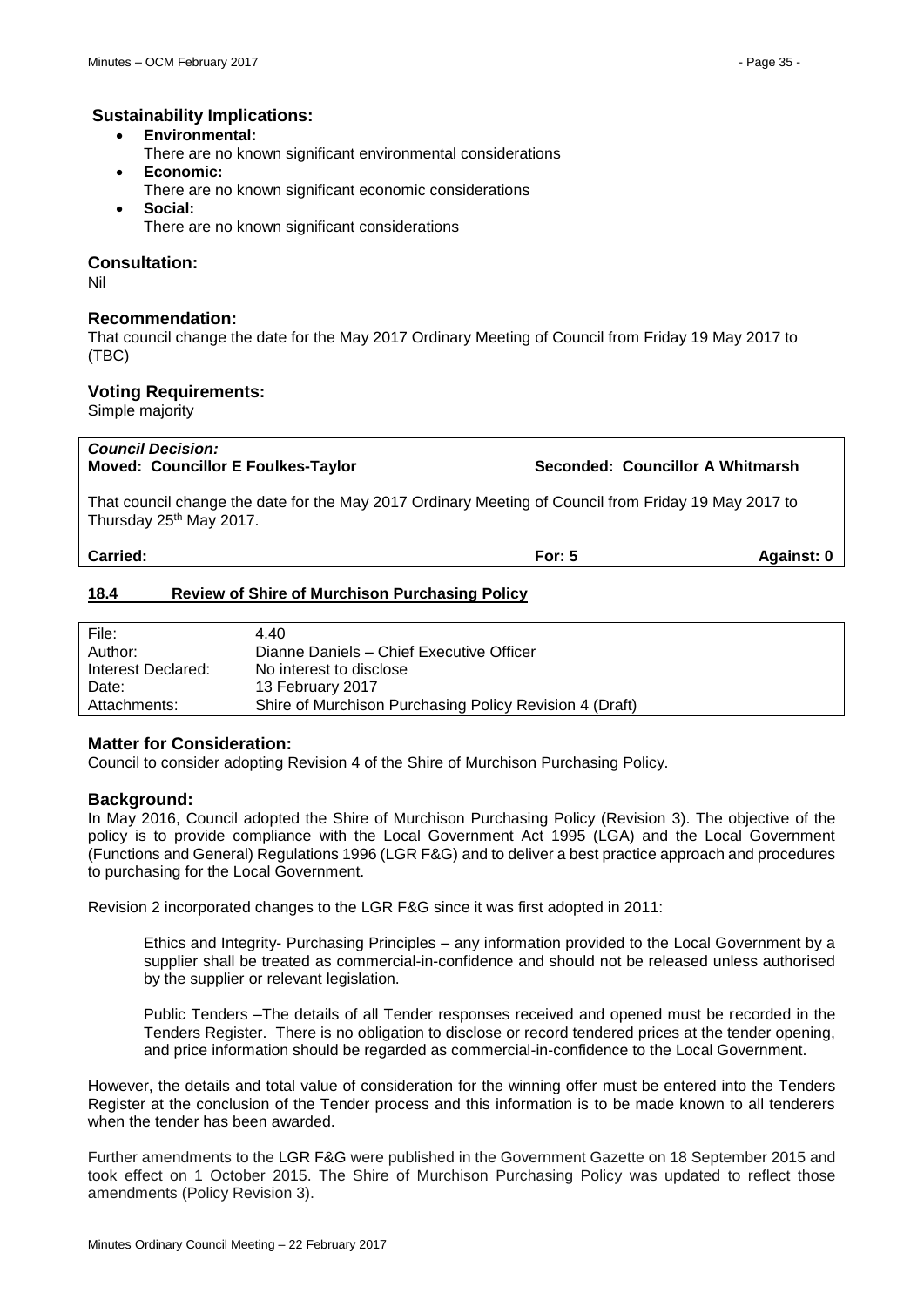### Sustainability Implications:

- **Environmental:**
  There are no known significant environmental considerations
- **Economic:**
  There are no known significant economic considerations
- **Social:**
  There are no known significant considerations

### Consultation:

Nil

### Recommendation:

That council change the date for the May 2017 Ordinary Meeting of Council from Friday 19 May 2017 to (TBC)

### Voting Requirements:

Simple majority

| ***Council Decision:*** | | |
|---|---|---|
| **Moved: Councillor E Foulkes-Taylor** | **Seconded: Councillor A Whitmarsh** | |
| That council change the date for the May 2017 Ordinary Meeting of Council from Friday 19 May 2017 to Thursday 25th May 2017. | | |
| **Carried:** | **For: 5** | **Against: 0** |

## 18.4 Review of Shire of Murchison Purchasing Policy

| | |
|---|---|
| File: | 4.40 |
| Author: | Dianne Daniels – Chief Executive Officer |
| Interest Declared: | No interest to disclose |
| Date: | 13 February 2017 |
| Attachments: | Shire of Murchison Purchasing Policy Revision 4 (Draft) |

### Matter for Consideration:

Council to consider adopting Revision 4 of the Shire of Murchison Purchasing Policy.

### Background:

In May 2016, Council adopted the Shire of Murchison Purchasing Policy (Revision 3). The objective of the policy is to provide compliance with the Local Government Act 1995 (LGA) and the Local Government (Functions and General) Regulations 1996 (LGR F&G) and to deliver a best practice approach and procedures to purchasing for the Local Government.

Revision 2 incorporated changes to the LGR F&G since it was first adopted in 2011:

> Ethics and Integrity- Purchasing Principles – any information provided to the Local Government by a supplier shall be treated as commercial-in-confidence and should not be released unless authorised by the supplier or relevant legislation.
>
> Public Tenders –The details of all Tender responses received and opened must be recorded in the Tenders Register. There is no obligation to disclose or record tendered prices at the tender opening, and price information should be regarded as commercial-in-confidence to the Local Government.

However, the details and total value of consideration for the winning offer must be entered into the Tenders Register at the conclusion of the Tender process and this information is to be made known to all tenderers when the tender has been awarded.

Further amendments to the LGR F&G were published in the Government Gazette on 18 September 2015 and took effect on 1 October 2015. The Shire of Murchison Purchasing Policy was updated to reflect those amendments (Policy Revision 3).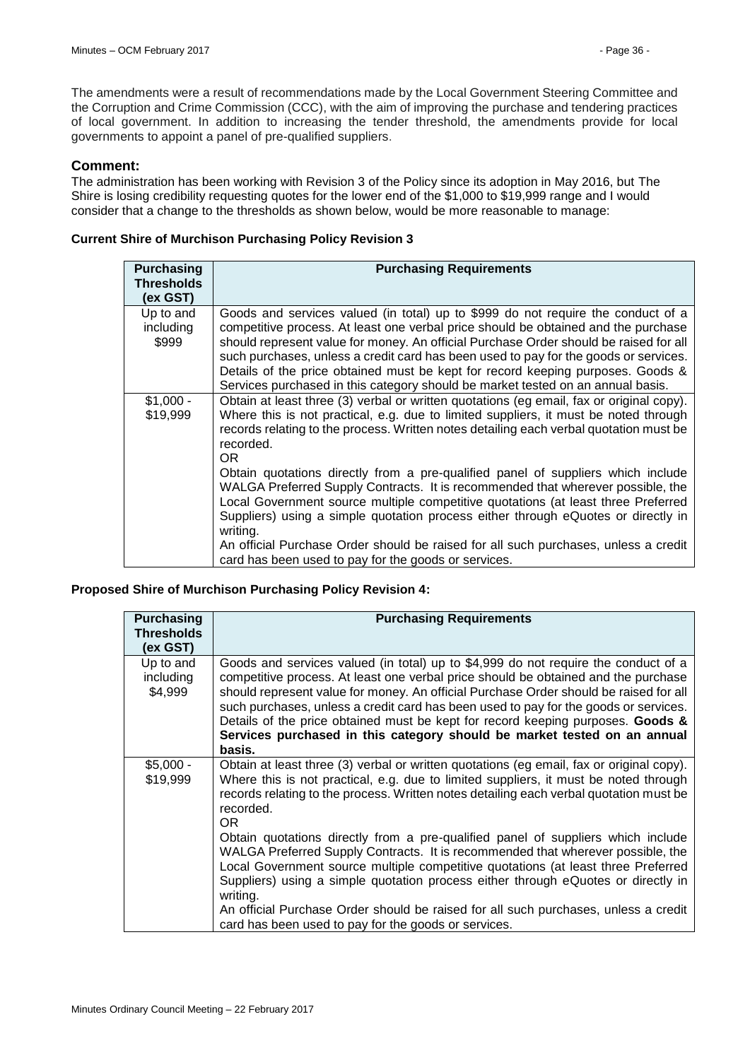The amendments were a result of recommendations made by the Local Government Steering Committee and the Corruption and Crime Commission (CCC), with the aim of improving the purchase and tendering practices of local government. In addition to increasing the tender threshold, the amendments provide for local governments to appoint a panel of pre-qualified suppliers.

## Comment:

The administration has been working with Revision 3 of the Policy since its adoption in May 2016, but The Shire is losing credibility requesting quotes for the lower end of the $1,000 to $19,999 range and I would consider that a change to the thresholds as shown below, would be more reasonable to manage:

**Current Shire of Murchison Purchasing Policy Revision 3**

| Purchasing Thresholds (ex GST) | Purchasing Requirements |
|---|---|
| Up to and including $999 | Goods and services valued (in total) up to $999 do not require the conduct of a competitive process. At least one verbal price should be obtained and the purchase should represent value for money. An official Purchase Order should be raised for all such purchases, unless a credit card has been used to pay for the goods or services. Details of the price obtained must be kept for record keeping purposes. Goods & Services purchased in this category should be market tested on an annual basis. |
| $1,000 - $19,999 | Obtain at least three (3) verbal or written quotations (eg email, fax or original copy). Where this is not practical, e.g. due to limited suppliers, it must be noted through records relating to the process. Written notes detailing each verbal quotation must be recorded.<br>OR<br>Obtain quotations directly from a pre-qualified panel of suppliers which include WALGA Preferred Supply Contracts. It is recommended that wherever possible, the Local Government source multiple competitive quotations (at least three Preferred Suppliers) using a simple quotation process either through eQuotes or directly in writing.<br>An official Purchase Order should be raised for all such purchases, unless a credit card has been used to pay for the goods or services. |

**Proposed Shire of Murchison Purchasing Policy Revision 4:**

| Purchasing Thresholds (ex GST) | Purchasing Requirements |
|---|---|
| Up to and including $4,999 | Goods and services valued (in total) up to $4,999 do not require the conduct of a competitive process. At least one verbal price should be obtained and the purchase should represent value for money. An official Purchase Order should be raised for all such purchases, unless a credit card has been used to pay for the goods or services. Details of the price obtained must be kept for record keeping purposes. **Goods & Services purchased in this category should be market tested on an annual basis.** |
| $5,000 - $19,999 | Obtain at least three (3) verbal or written quotations (eg email, fax or original copy). Where this is not practical, e.g. due to limited suppliers, it must be noted through records relating to the process. Written notes detailing each verbal quotation must be recorded.<br>OR<br>Obtain quotations directly from a pre-qualified panel of suppliers which include WALGA Preferred Supply Contracts. It is recommended that wherever possible, the Local Government source multiple competitive quotations (at least three Preferred Suppliers) using a simple quotation process either through eQuotes or directly in writing.<br>An official Purchase Order should be raised for all such purchases, unless a credit card has been used to pay for the goods or services. |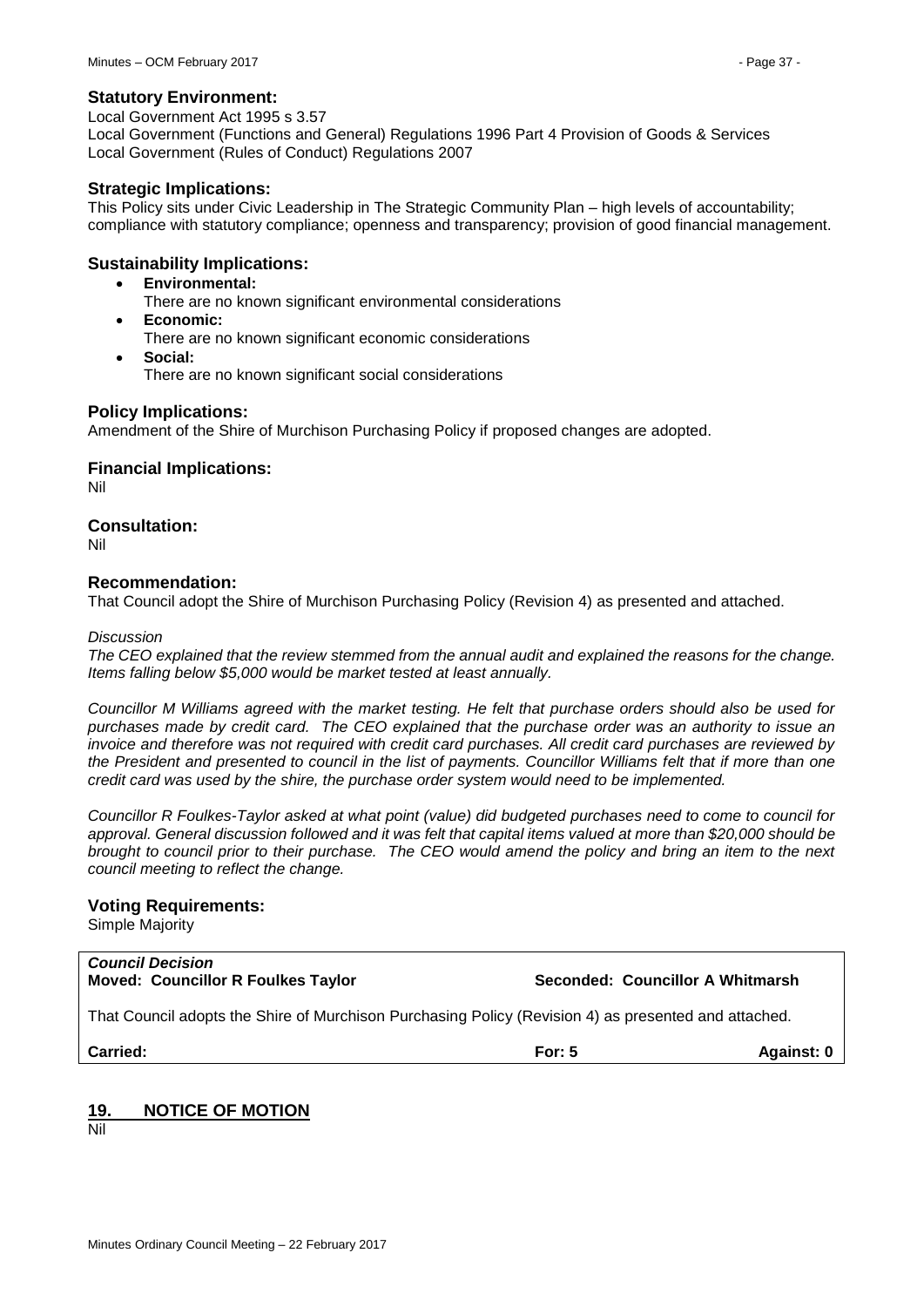### Statutory Environment:

Local Government Act 1995 s 3.57
Local Government (Functions and General) Regulations 1996 Part 4 Provision of Goods & Services
Local Government (Rules of Conduct) Regulations 2007

### Strategic Implications:

This Policy sits under Civic Leadership in The Strategic Community Plan – high levels of accountability; compliance with statutory compliance; openness and transparency; provision of good financial management.

### Sustainability Implications:

- **Environmental:**
  There are no known significant environmental considerations
- **Economic:**
  There are no known significant economic considerations
- **Social:**
  There are no known significant social considerations

### Policy Implications:

Amendment of the Shire of Murchison Purchasing Policy if proposed changes are adopted.

### Financial Implications:

Nil

### Consultation:

Nil

### Recommendation:

That Council adopt the Shire of Murchison Purchasing Policy (Revision 4) as presented and attached.

*Discussion*

*The CEO explained that the review stemmed from the annual audit and explained the reasons for the change. Items falling below $5,000 would be market tested at least annually.*

*Councillor M Williams agreed with the market testing. He felt that purchase orders should also be used for purchases made by credit card. The CEO explained that the purchase order was an authority to issue an invoice and therefore was not required with credit card purchases. All credit card purchases are reviewed by the President and presented to council in the list of payments. Councillor Williams felt that if more than one credit card was used by the shire, the purchase order system would need to be implemented.*

*Councillor R Foulkes-Taylor asked at what point (value) did budgeted purchases need to come to council for approval. General discussion followed and it was felt that capital items valued at more than $20,000 should be brought to council prior to their purchase. The CEO would amend the policy and bring an item to the next council meeting to reflect the change.*

### Voting Requirements:

Simple Majority

***Council Decision***
**Moved: Councillor R Foulkes Taylor** **Seconded: Councillor A Whitmarsh**

That Council adopts the Shire of Murchison Purchasing Policy (Revision 4) as presented and attached.

**Carried:** **For: 5** **Against: 0**

## 19. NOTICE OF MOTION

Nil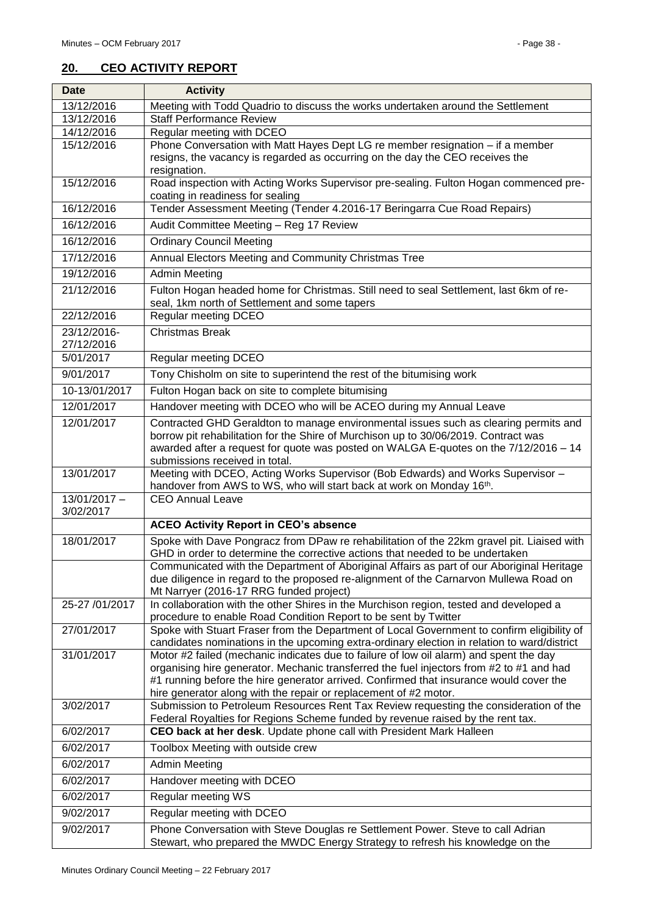## 20. CEO ACTIVITY REPORT

| Date | Activity |
|---|---|
| 13/12/2016 | Meeting with Todd Quadrio to discuss the works undertaken around the Settlement |
| 13/12/2016 | Staff Performance Review |
| 14/12/2016 | Regular meeting with DCEO |
| 15/12/2016 | Phone Conversation with Matt Hayes Dept LG re member resignation – if a member resigns, the vacancy is regarded as occurring on the day the CEO receives the resignation. |
| 15/12/2016 | Road inspection with Acting Works Supervisor pre-sealing. Fulton Hogan commenced pre-coating in readiness for sealing |
| 16/12/2016 | Tender Assessment Meeting (Tender 4.2016-17 Beringarra Cue Road Repairs) |
| 16/12/2016 | Audit Committee Meeting – Reg 17 Review |
| 16/12/2016 | Ordinary Council Meeting |
| 17/12/2016 | Annual Electors Meeting and Community Christmas Tree |
| 19/12/2016 | Admin Meeting |
| 21/12/2016 | Fulton Hogan headed home for Christmas. Still need to seal Settlement, last 6km of re-seal, 1km north of Settlement and some tapers |
| 22/12/2016 | Regular meeting DCEO |
| 23/12/2016-27/12/2016 | Christmas Break |
| 5/01/2017 | Regular meeting DCEO |
| 9/01/2017 | Tony Chisholm on site to superintend the rest of the bitumising work |
| 10-13/01/2017 | Fulton Hogan back on site to complete bitumising |
| 12/01/2017 | Handover meeting with DCEO who will be ACEO during my Annual Leave |
| 12/01/2017 | Contracted GHD Geraldton to manage environmental issues such as clearing permits and borrow pit rehabilitation for the Shire of Murchison up to 30/06/2019. Contract was awarded after a request for quote was posted on WALGA E-quotes on the 7/12/2016 – 14 submissions received in total. |
| 13/01/2017 | Meeting with DCEO, Acting Works Supervisor (Bob Edwards) and Works Supervisor – handover from AWS to WS, who will start back at work on Monday 16th. |
| 13/01/2017 – 3/02/2017 | CEO Annual Leave |
| | **ACEO Activity Report in CEO's absence** |
| 18/01/2017 | Spoke with Dave Pongracz from DPaw re rehabilitation of the 22km gravel pit. Liaised with GHD in order to determine the corrective actions that needed to be undertaken |
| | Communicated with the Department of Aboriginal Affairs as part of our Aboriginal Heritage due diligence in regard to the proposed re-alignment of the Carnarvon Mullewa Road on Mt Narryer (2016-17 RRG funded project) |
| 25-27 /01/2017 | In collaboration with the other Shires in the Murchison region, tested and developed a procedure to enable Road Condition Report to be sent by Twitter |
| 27/01/2017 | Spoke with Stuart Fraser from the Department of Local Government to confirm eligibility of candidates nominations in the upcoming extra-ordinary election in relation to ward/district |
| 31/01/2017 | Motor #2 failed (mechanic indicates due to failure of low oil alarm) and spent the day organising hire generator. Mechanic transferred the fuel injectors from #2 to #1 and had #1 running before the hire generator arrived. Confirmed that insurance would cover the hire generator along with the repair or replacement of #2 motor. |
| 3/02/2017 | Submission to Petroleum Resources Rent Tax Review requesting the consideration of the Federal Royalties for Regions Scheme funded by revenue raised by the rent tax. |
| 6/02/2017 | **CEO back at her desk**. Update phone call with President Mark Halleen |
| 6/02/2017 | Toolbox Meeting with outside crew |
| 6/02/2017 | Admin Meeting |
| 6/02/2017 | Handover meeting with DCEO |
| 6/02/2017 | Regular meeting WS |
| 9/02/2017 | Regular meeting with DCEO |
| 9/02/2017 | Phone Conversation with Steve Douglas re Settlement Power. Steve to call Adrian Stewart, who prepared the MWDC Energy Strategy to refresh his knowledge on the |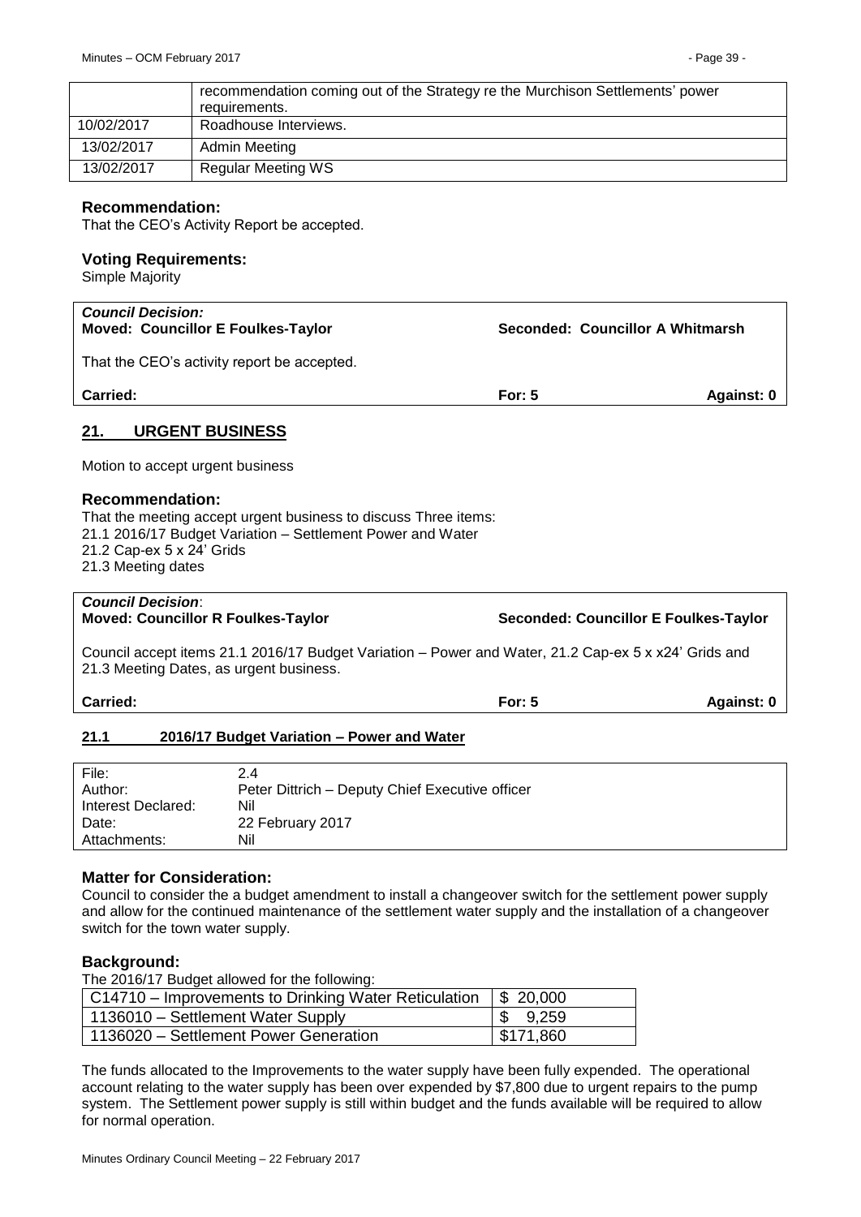| | |
|---|---|
| | recommendation coming out of the Strategy re the Murchison Settlements' power requirements. |
| 10/02/2017 | Roadhouse Interviews. |
| 13/02/2017 | Admin Meeting |
| 13/02/2017 | Regular Meeting WS |

### Recommendation:

That the CEO's Activity Report be accepted.

### Voting Requirements:

Simple Majority

***Council Decision:***
**Moved: Councillor E Foulkes-Taylor** **Seconded: Councillor A Whitmarsh**

That the CEO's activity report be accepted.

**Carried:** **For: 5** **Against: 0**

## 21. URGENT BUSINESS

Motion to accept urgent business

### Recommendation:

That the meeting accept urgent business to discuss Three items:
21.1 2016/17 Budget Variation – Settlement Power and Water
21.2 Cap-ex 5 x 24' Grids
21.3 Meeting dates

***Council Decision***:
**Moved: Councillor R Foulkes-Taylor** **Seconded: Councillor E Foulkes-Taylor**

Council accept items 21.1 2016/17 Budget Variation – Power and Water, 21.2 Cap-ex 5 x x24' Grids and 21.3 Meeting Dates, as urgent business.

**Carried:** **For: 5** **Against: 0**

### 21.1 2016/17 Budget Variation – Power and Water

| | |
|---|---|
| File: | 2.4 |
| Author: | Peter Dittrich – Deputy Chief Executive officer |
| Interest Declared: | Nil |
| Date: | 22 February 2017 |
| Attachments: | Nil |

### Matter for Consideration:

Council to consider the a budget amendment to install a changeover switch for the settlement power supply and allow for the continued maintenance of the settlement water supply and the installation of a changeover switch for the town water supply.

### Background:

The 2016/17 Budget allowed for the following:

| | |
|---|---|
| C14710 – Improvements to Drinking Water Reticulation | $ 20,000 |
| 1136010 – Settlement Water Supply | $ 9,259 |
| 1136020 – Settlement Power Generation | $171,860 |

The funds allocated to the Improvements to the water supply have been fully expended. The operational account relating to the water supply has been over expended by $7,800 due to urgent repairs to the pump system. The Settlement power supply is still within budget and the funds available will be required to allow for normal operation.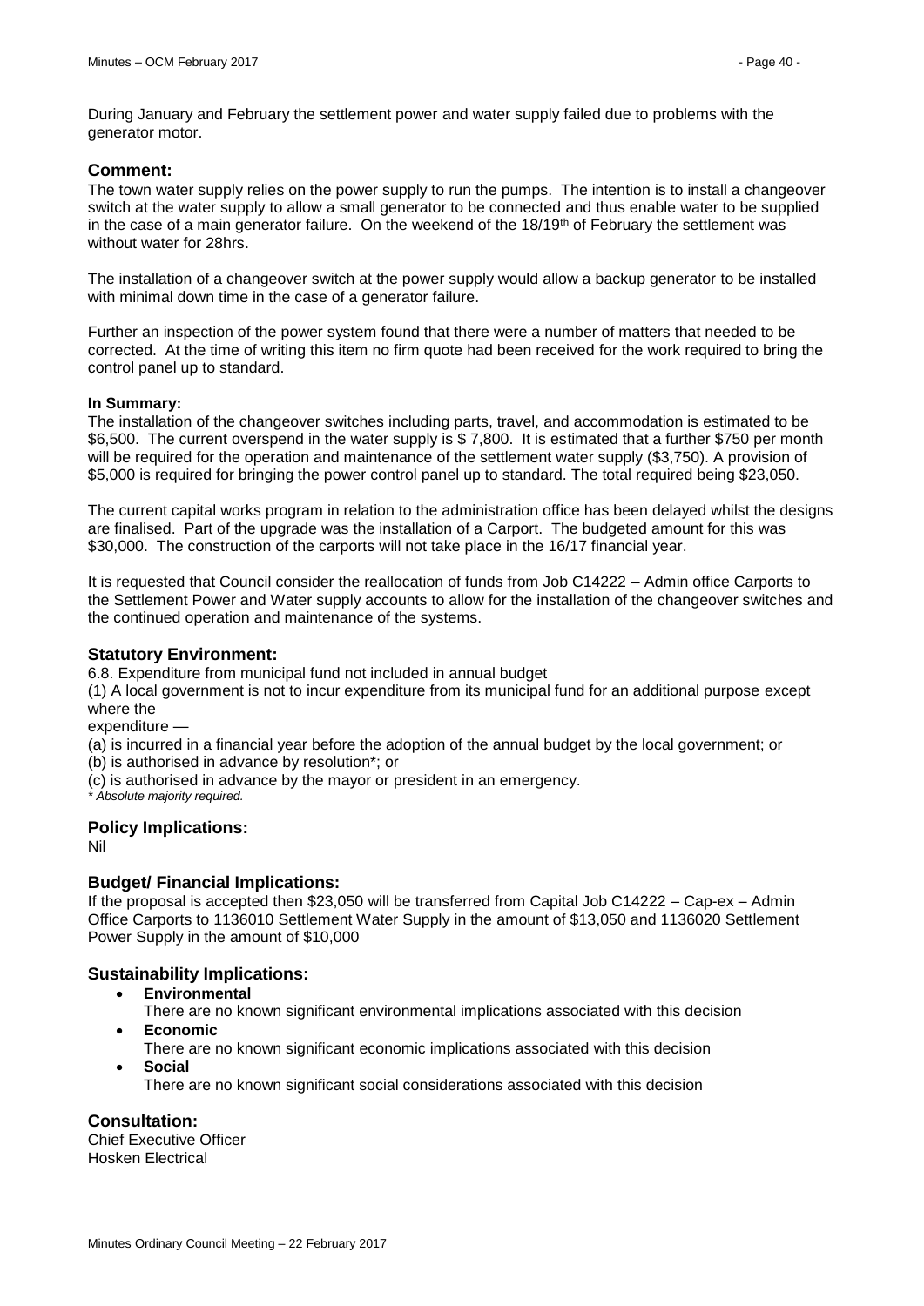During January and February the settlement power and water supply failed due to problems with the generator motor.

## Comment:

The town water supply relies on the power supply to run the pumps. The intention is to install a changeover switch at the water supply to allow a small generator to be connected and thus enable water to be supplied in the case of a main generator failure. On the weekend of the 18/19th of February the settlement was without water for 28hrs.

The installation of a changeover switch at the power supply would allow a backup generator to be installed with minimal down time in the case of a generator failure.

Further an inspection of the power system found that there were a number of matters that needed to be corrected. At the time of writing this item no firm quote had been received for the work required to bring the control panel up to standard.

**In Summary:**

The installation of the changeover switches including parts, travel, and accommodation is estimated to be $6,500. The current overspend in the water supply is $ 7,800. It is estimated that a further $750 per month will be required for the operation and maintenance of the settlement water supply ($3,750). A provision of $5,000 is required for bringing the power control panel up to standard. The total required being $23,050.

The current capital works program in relation to the administration office has been delayed whilst the designs are finalised. Part of the upgrade was the installation of a Carport. The budgeted amount for this was $30,000. The construction of the carports will not take place in the 16/17 financial year.

It is requested that Council consider the reallocation of funds from Job C14222 – Admin office Carports to the Settlement Power and Water supply accounts to allow for the installation of the changeover switches and the continued operation and maintenance of the systems.

## Statutory Environment:

6.8. Expenditure from municipal fund not included in annual budget

(1) A local government is not to incur expenditure from its municipal fund for an additional purpose except where the

expenditure —

(a) is incurred in a financial year before the adoption of the annual budget by the local government; or

(b) is authorised in advance by resolution*; or

(c) is authorised in advance by the mayor or president in an emergency.

*\* Absolute majority required.*

## Policy Implications:

Nil

## Budget/ Financial Implications:

If the proposal is accepted then $23,050 will be transferred from Capital Job C14222 – Cap-ex – Admin Office Carports to 1136010 Settlement Water Supply in the amount of $13,050 and 1136020 Settlement Power Supply in the amount of $10,000

## Sustainability Implications:

- **Environmental**
  There are no known significant environmental implications associated with this decision
- **Economic**
  There are no known significant economic implications associated with this decision
- **Social**
  There are no known significant social considerations associated with this decision

## Consultation:

Chief Executive Officer
Hosken Electrical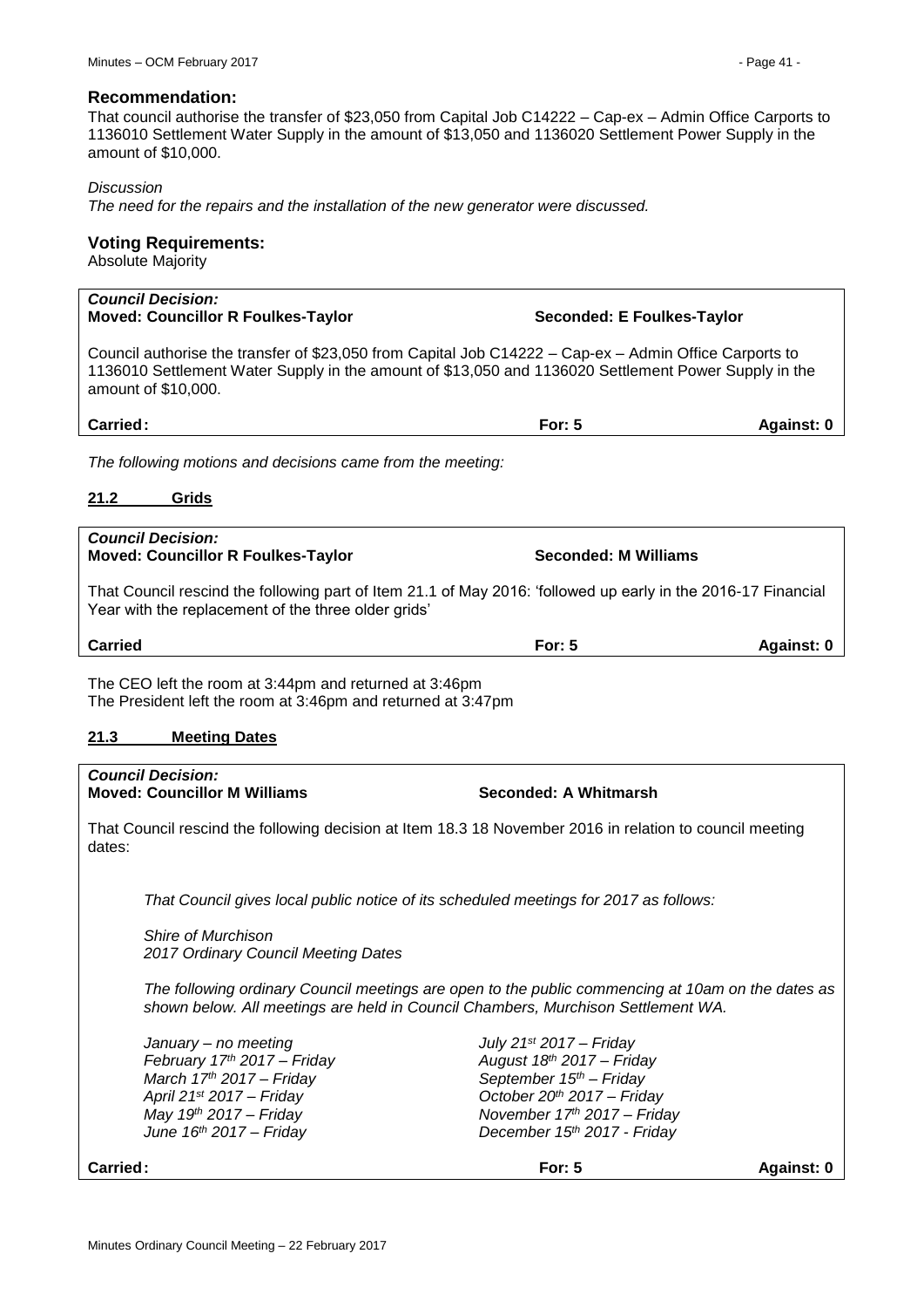### Recommendation:

That council authorise the transfer of $23,050 from Capital Job C14222 – Cap-ex – Admin Office Carports to 1136010 Settlement Water Supply in the amount of $13,050 and 1136020 Settlement Power Supply in the amount of $10,000.

*Discussion*

*The need for the repairs and the installation of the new generator were discussed.*

### Voting Requirements:

Absolute Majority

***Council Decision:***

**Moved: Councillor R Foulkes-Taylor** **Seconded: E Foulkes-Taylor**

Council authorise the transfer of $23,050 from Capital Job C14222 – Cap-ex – Admin Office Carports to 1136010 Settlement Water Supply in the amount of $13,050 and 1136020 Settlement Power Supply in the amount of $10,000.

**Carried:** **For: 5** **Against: 0**

*The following motions and decisions came from the meeting:*

## 21.2 Grids

***Council Decision:***

**Moved: Councillor R Foulkes-Taylor** **Seconded: M Williams**

That Council rescind the following part of Item 21.1 of May 2016: 'followed up early in the 2016-17 Financial Year with the replacement of the three older grids'

**Carried** **For: 5** **Against: 0**

The CEO left the room at 3:44pm and returned at 3:46pm
The President left the room at 3:46pm and returned at 3:47pm

## 21.3 Meeting Dates

***Council Decision:***

**Moved: Councillor M Williams** **Seconded: A Whitmarsh**

That Council rescind the following decision at Item 18.3 18 November 2016 in relation to council meeting dates:

*That Council gives local public notice of its scheduled meetings for 2017 as follows:*

*Shire of Murchison*
*2017 Ordinary Council Meeting Dates*

*The following ordinary Council meetings are open to the public commencing at 10am on the dates as shown below. All meetings are held in Council Chambers, Murchison Settlement WA.*

| | |
|---|---|
| *January – no meeting* | *July 21st 2017 – Friday* |
| *February 17th 2017 – Friday* | *August 18th 2017 – Friday* |
| *March 17th 2017 – Friday* | *September 15th – Friday* |
| *April 21st 2017 – Friday* | *October 20th 2017 – Friday* |
| *May 19th 2017 – Friday* | *November 17th 2017 – Friday* |
| *June 16th 2017 – Friday* | *December 15th 2017 - Friday* |

**Carried:** **For: 5** **Against: 0**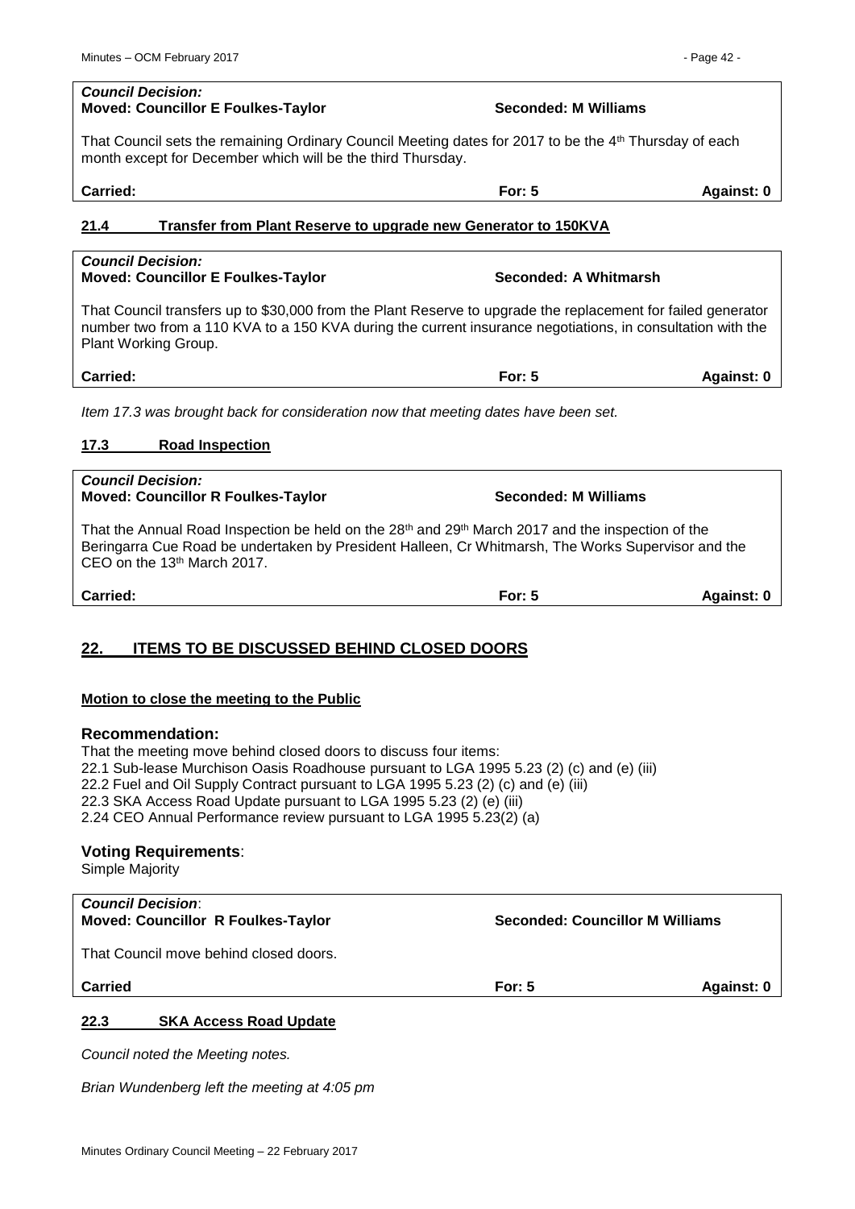*Council Decision:*
**Moved: Councillor E Foulkes-Taylor** **Seconded: M Williams**

That Council sets the remaining Ordinary Council Meeting dates for 2017 to be the 4th Thursday of each month except for December which will be the third Thursday.

| **Carried:** | **For: 5** | **Against: 0** |
|---|---|---|

## 21.4 Transfer from Plant Reserve to upgrade new Generator to 150KVA

*Council Decision:*
**Moved: Councillor E Foulkes-Taylor** **Seconded: A Whitmarsh**

That Council transfers up to $30,000 from the Plant Reserve to upgrade the replacement for failed generator number two from a 110 KVA to a 150 KVA during the current insurance negotiations, in consultation with the Plant Working Group.

| **Carried:** | **For: 5** | **Against: 0** |
|---|---|---|

*Item 17.3 was brought back for consideration now that meeting dates have been set.*

## 17.3 Road Inspection

*Council Decision:*
**Moved: Councillor R Foulkes-Taylor** **Seconded: M Williams**

That the Annual Road Inspection be held on the 28th and 29th March 2017 and the inspection of the Beringarra Cue Road be undertaken by President Halleen, Cr Whitmarsh, The Works Supervisor and the CEO on the 13th March 2017.

| **Carried:** | **For: 5** | **Against: 0** |
|---|---|---|

## 22. ITEMS TO BE DISCUSSED BEHIND CLOSED DOORS

**Motion to close the meeting to the Public**

### Recommendation:

That the meeting move behind closed doors to discuss four items:
22.1 Sub-lease Murchison Oasis Roadhouse pursuant to LGA 1995 5.23 (2) (c) and (e) (iii)
22.2 Fuel and Oil Supply Contract pursuant to LGA 1995 5.23 (2) (c) and (e) (iii)
22.3 SKA Access Road Update pursuant to LGA 1995 5.23 (2) (e) (iii)
2.24 CEO Annual Performance review pursuant to LGA 1995 5.23(2) (a)

### Voting Requirements:

Simple Majority

*Council Decision*:
**Moved: Councillor R Foulkes-Taylor** **Seconded: Councillor M Williams**

That Council move behind closed doors.

| **Carried** | **For: 5** | **Against: 0** |
|---|---|---|

## 22.3 SKA Access Road Update

*Council noted the Meeting notes.*

*Brian Wundenberg left the meeting at 4:05 pm*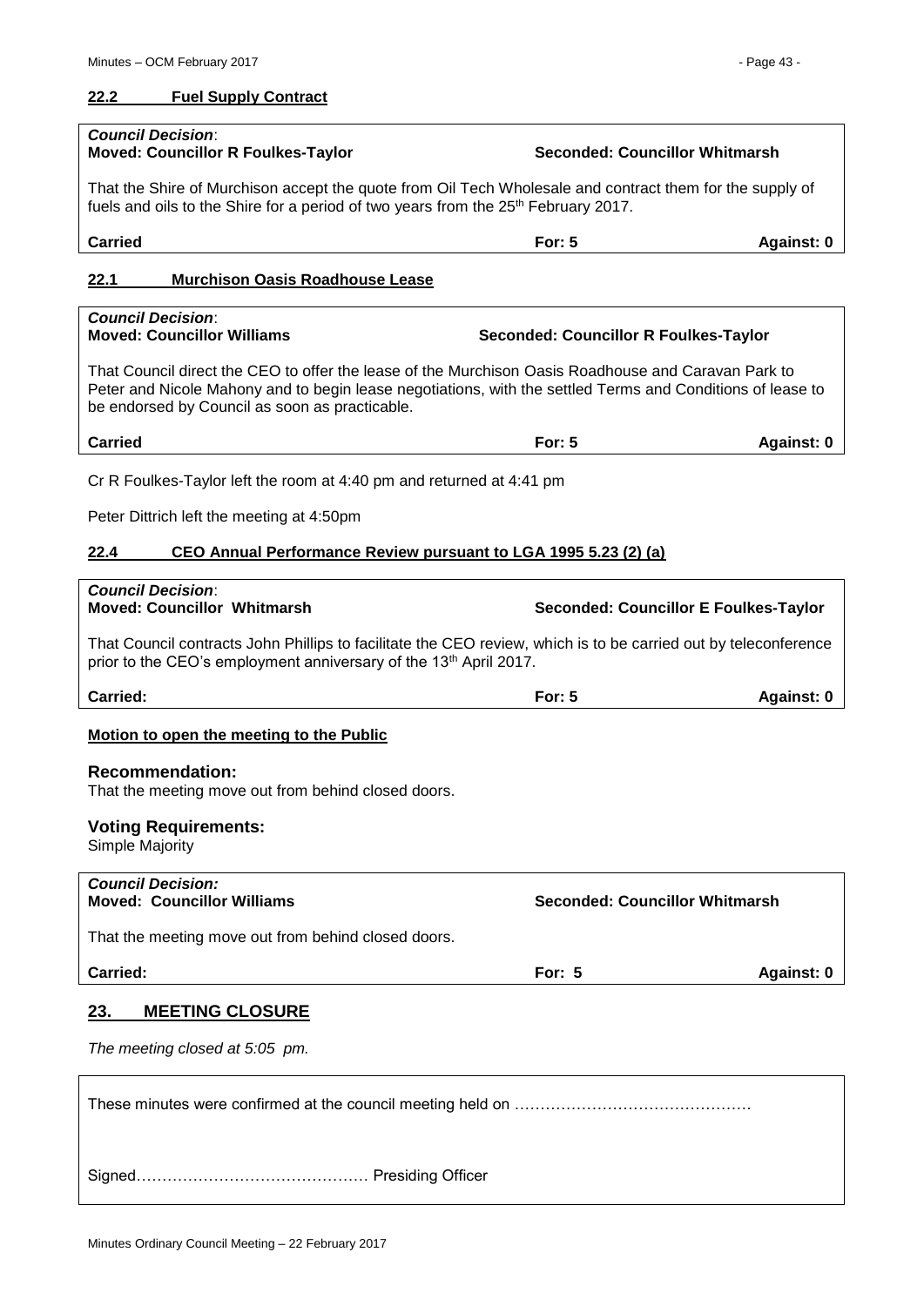## 22.2 Fuel Supply Contract

*Council Decision*:
**Moved: Councillor R Foulkes-Taylor** **Seconded: Councillor Whitmarsh**

That the Shire of Murchison accept the quote from Oil Tech Wholesale and contract them for the supply of fuels and oils to the Shire for a period of two years from the 25th February 2017.

**Carried** **For: 5** **Against: 0**

## 22.1 Murchison Oasis Roadhouse Lease

*Council Decision*:
**Moved: Councillor Williams** **Seconded: Councillor R Foulkes-Taylor**

That Council direct the CEO to offer the lease of the Murchison Oasis Roadhouse and Caravan Park to Peter and Nicole Mahony and to begin lease negotiations, with the settled Terms and Conditions of lease to be endorsed by Council as soon as practicable.

**Carried** **For: 5** **Against: 0**

Cr R Foulkes-Taylor left the room at 4:40 pm and returned at 4:41 pm

Peter Dittrich left the meeting at 4:50pm

## 22.4 CEO Annual Performance Review pursuant to LGA 1995 5.23 (2) (a)

*Council Decision*:
**Moved: Councillor Whitmarsh** **Seconded: Councillor E Foulkes-Taylor**

That Council contracts John Phillips to facilitate the CEO review, which is to be carried out by teleconference prior to the CEO's employment anniversary of the 13th April 2017.

**Carried:** **For: 5** **Against: 0**

**Motion to open the meeting to the Public**

### Recommendation:
That the meeting move out from behind closed doors.

### Voting Requirements:
Simple Majority

*Council Decision:*
**Moved: Councillor Williams** **Seconded: Councillor Whitmarsh**

That the meeting move out from behind closed doors.

**Carried:** **For: 5** **Against: 0**

## 23. MEETING CLOSURE

*The meeting closed at 5:05 pm.*

These minutes were confirmed at the council meeting held on ……………………………………….

Signed……………………………………… Presiding Officer